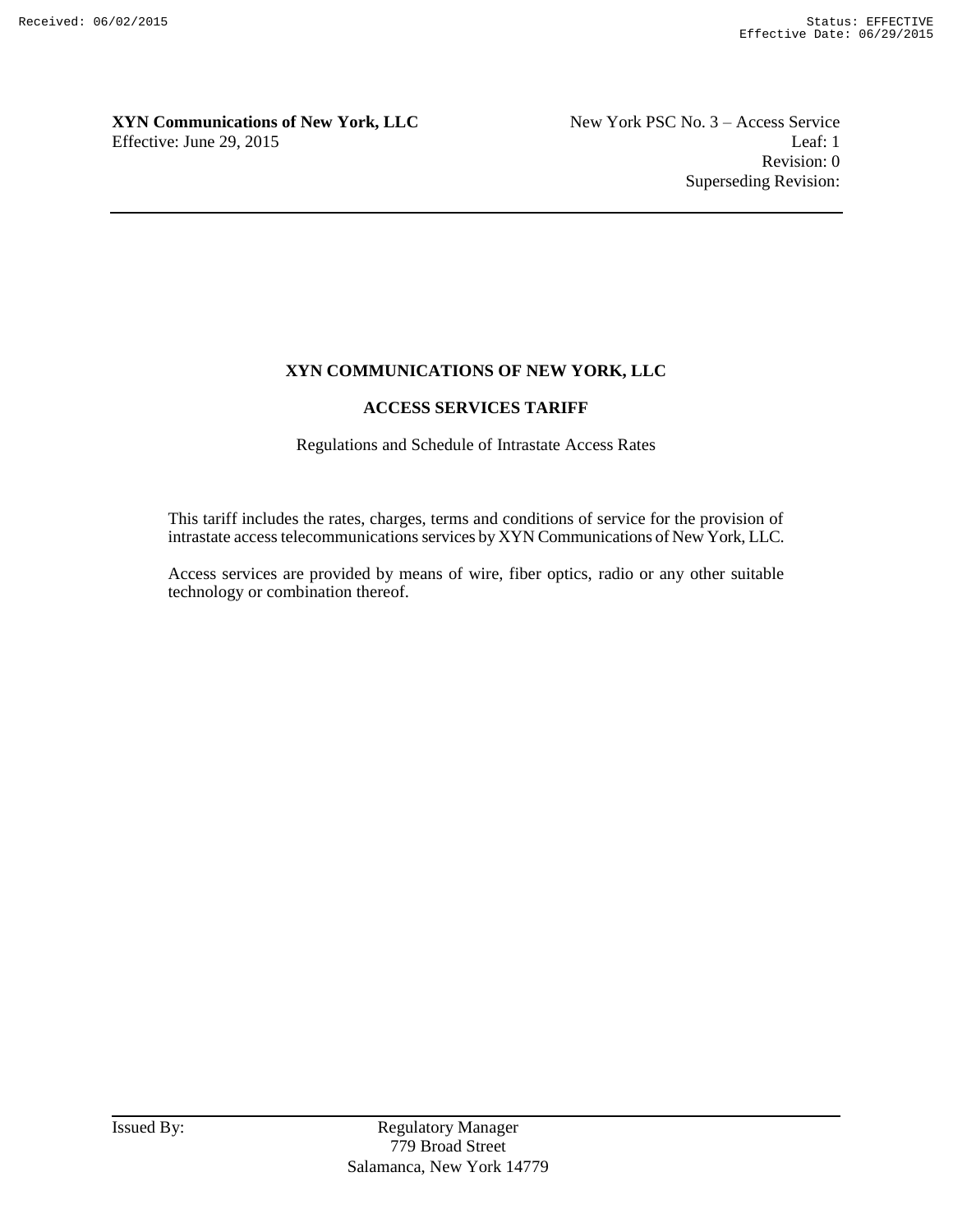# XYN COMMUNICATIONS OF NEW YORK, LLC

## ACCESS SERVICES TARIFF

Regulations and Schedule of Intrastate Access Rates

This tariff includes the rates, charges, terms and conditions of service for the provision of intrastate access telecommunications services by XYN Communications of New York, LLC.

Access services are provided by means of wire, fiber optics, radio or any other suitable technology or combination thereof.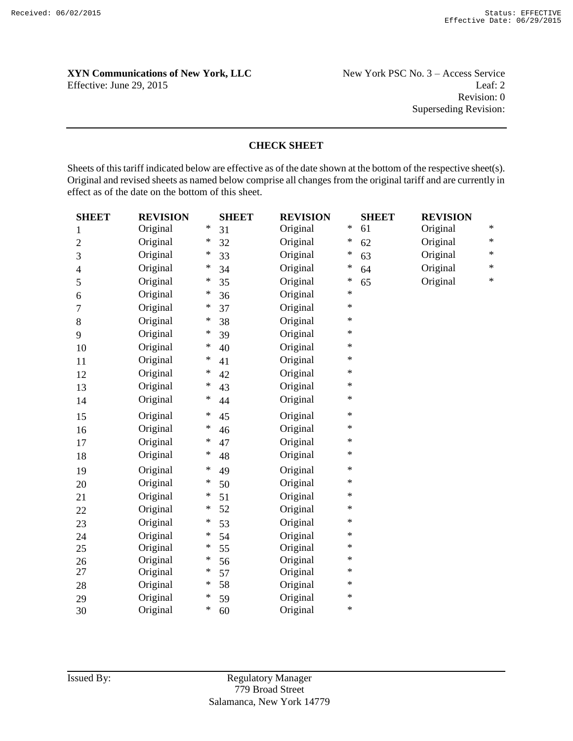**XYN Communications of New York, LLC**
Effective: June 29, 2015

New York PSC No. 3 – Access Service
Leaf: 2
Revision: 0
Superseding Revision:

## CHECK SHEET

Sheets of this tariff indicated below are effective as of the date shown at the bottom of the respective sheet(s). Original and revised sheets as named below comprise all changes from the original tariff and are currently in effect as of the date on the bottom of this sheet.

| SHEET | REVISION | | SHEET | REVISION | | SHEET | REVISION | |
|---|---|---|---|---|---|---|---|---|
| 1 | Original | * | 31 | Original | * | 61 | Original | * |
| 2 | Original | * | 32 | Original | * | 62 | Original | * |
| 3 | Original | * | 33 | Original | * | 63 | Original | * |
| 4 | Original | * | 34 | Original | * | 64 | Original | * |
| 5 | Original | * | 35 | Original | * | 65 | Original | * |
| 6 | Original | * | 36 | Original | * | | | |
| 7 | Original | * | 37 | Original | * | | | |
| 8 | Original | * | 38 | Original | * | | | |
| 9 | Original | * | 39 | Original | * | | | |
| 10 | Original | * | 40 | Original | * | | | |
| 11 | Original | * | 41 | Original | * | | | |
| 12 | Original | * | 42 | Original | * | | | |
| 13 | Original | * | 43 | Original | * | | | |
| 14 | Original | * | 44 | Original | * | | | |
| 15 | Original | * | 45 | Original | * | | | |
| 16 | Original | * | 46 | Original | * | | | |
| 17 | Original | * | 47 | Original | * | | | |
| 18 | Original | * | 48 | Original | * | | | |
| 19 | Original | * | 49 | Original | * | | | |
| 20 | Original | * | 50 | Original | * | | | |
| 21 | Original | * | 51 | Original | * | | | |
| 22 | Original | * | 52 | Original | * | | | |
| 23 | Original | * | 53 | Original | * | | | |
| 24 | Original | * | 54 | Original | * | | | |
| 25 | Original | * | 55 | Original | * | | | |
| 26 | Original | * | 56 | Original | * | | | |
| 27 | Original | * | 57 | Original | * | | | |
| 28 | Original | * | 58 | Original | * | | | |
| 29 | Original | * | 59 | Original | * | | | |
| 30 | Original | * | 60 | Original | * | | | |

Issued By: Regulatory Manager
779 Broad Street
Salamanca, New York 14779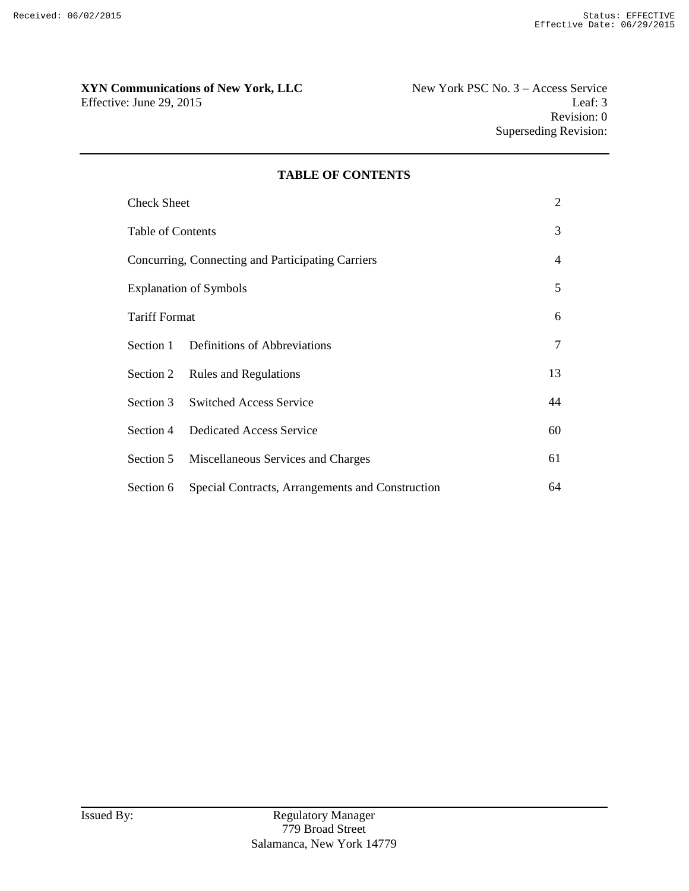# TABLE OF CONTENTS

| | | |
|---|---|---|
| Check Sheet | | 2 |
| Table of Contents | | 3 |
| Concurring, Connecting and Participating Carriers | | 4 |
| Explanation of Symbols | | 5 |
| Tariff Format | | 6 |
| Section 1 | Definitions of Abbreviations | 7 |
| Section 2 | Rules and Regulations | 13 |
| Section 3 | Switched Access Service | 44 |
| Section 4 | Dedicated Access Service | 60 |
| Section 5 | Miscellaneous Services and Charges | 61 |
| Section 6 | Special Contracts, Arrangements and Construction | 64 |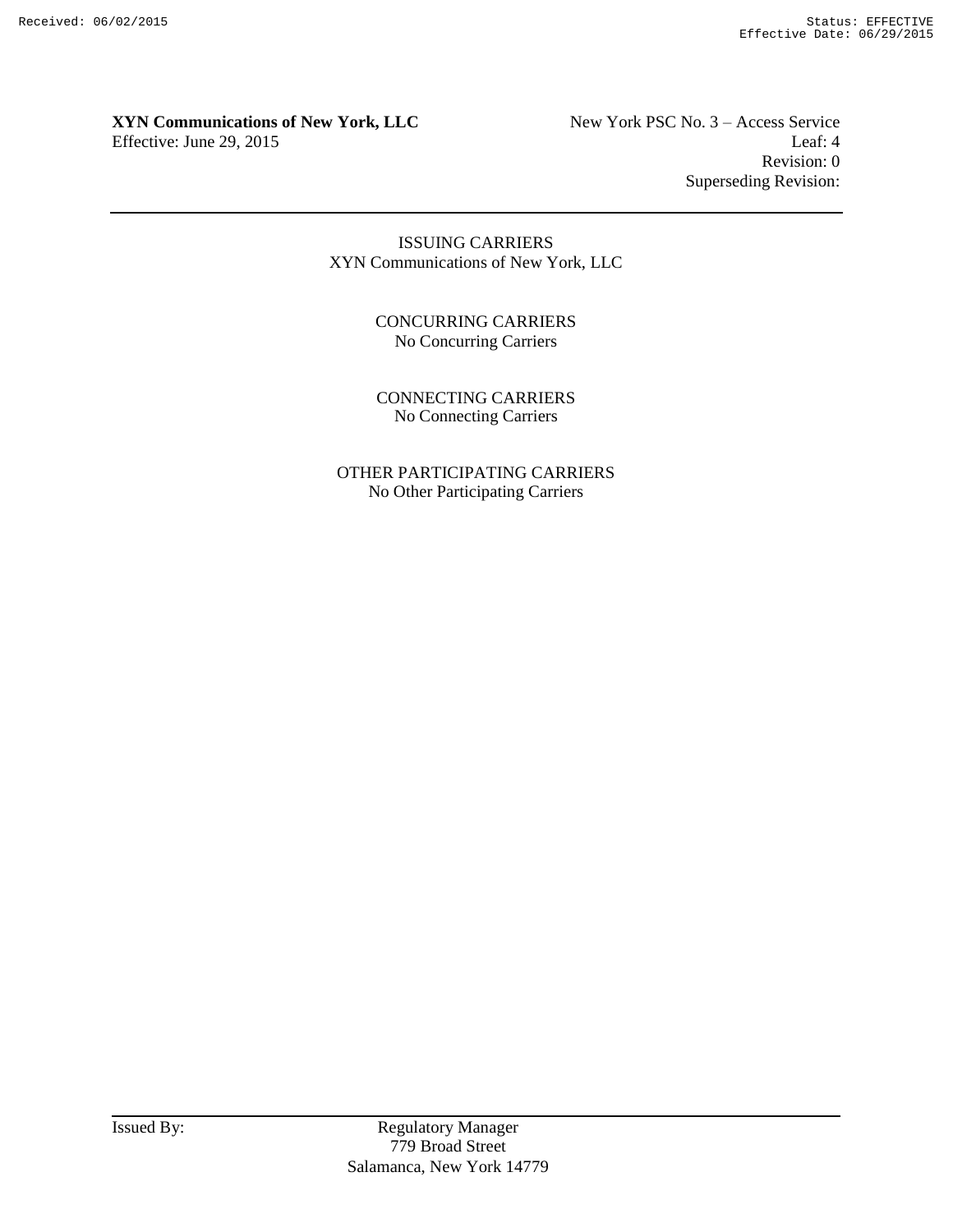ISSUING CARRIERS
XYN Communications of New York, LLC

CONCURRING CARRIERS
No Concurring Carriers

CONNECTING CARRIERS
No Connecting Carriers

OTHER PARTICIPATING CARRIERS
No Other Participating Carriers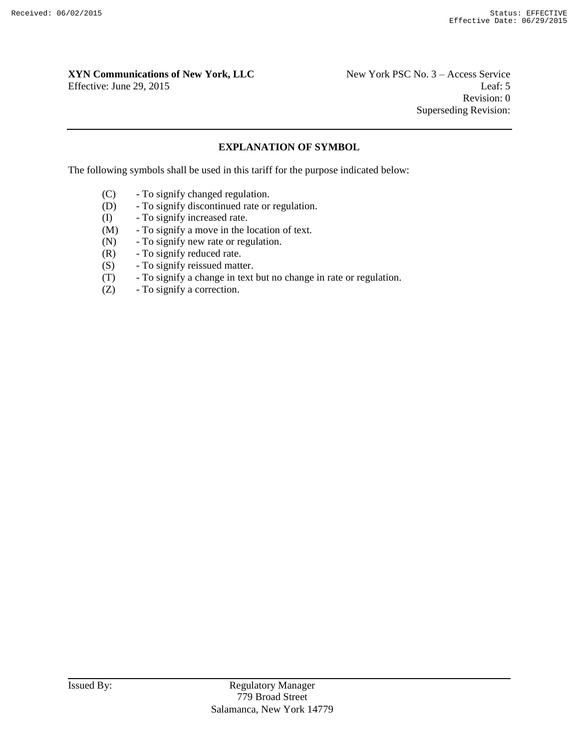## EXPLANATION OF SYMBOL

The following symbols shall be used in this tariff for the purpose indicated below:

- (C) - To signify changed regulation.
- (D) - To signify discontinued rate or regulation.
- (I) - To signify increased rate.
- (M) - To signify a move in the location of text.
- (N) - To signify new rate or regulation.
- (R) - To signify reduced rate.
- (S) - To signify reissued matter.
- (T) - To signify a change in text but no change in rate or regulation.
- (Z) - To signify a correction.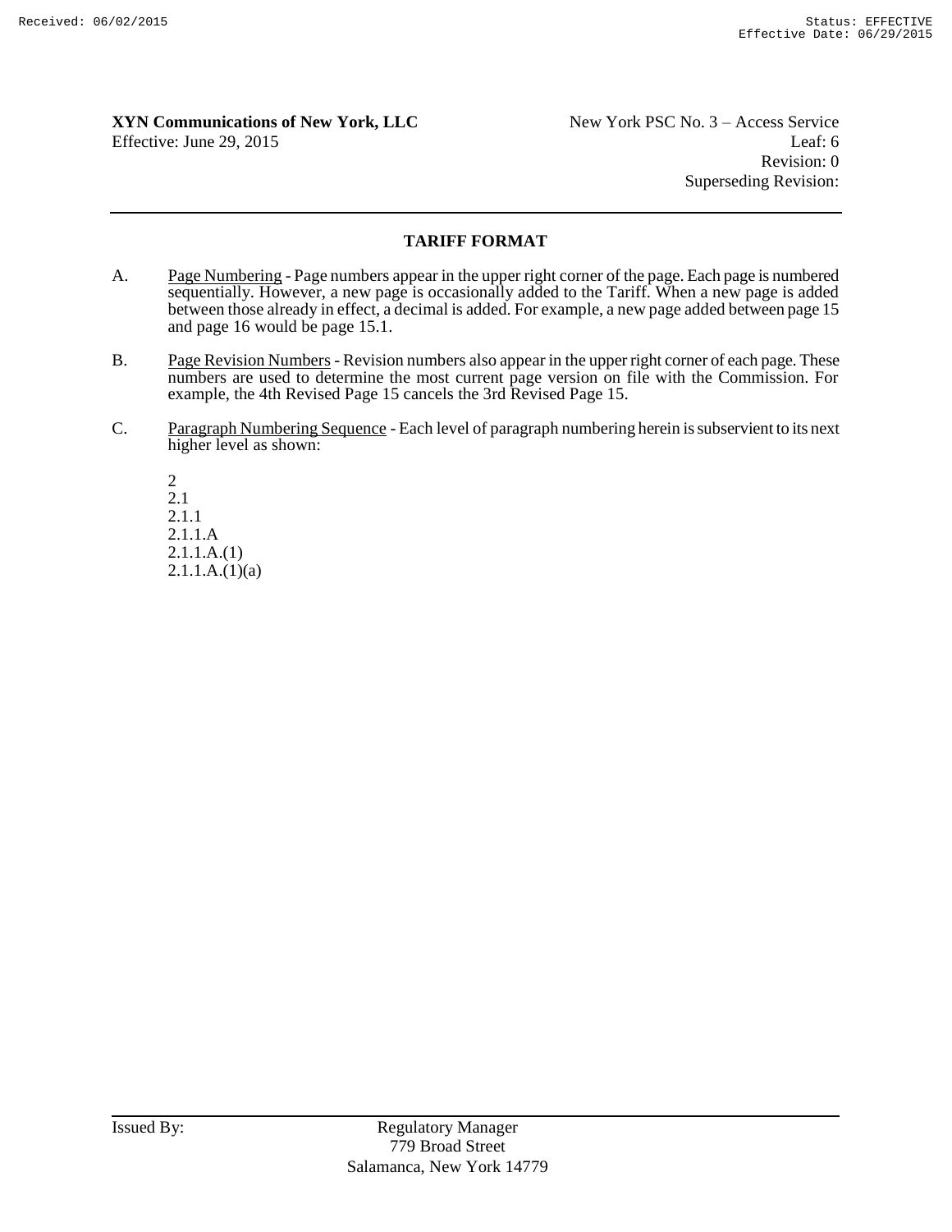## TARIFF FORMAT

A. Page Numbering - Page numbers appear in the upper right corner of the page. Each page is numbered sequentially. However, a new page is occasionally added to the Tariff. When a new page is added between those already in effect, a decimal is added. For example, a new page added between page 15 and page 16 would be page 15.1.

B. Page Revision Numbers - Revision numbers also appear in the upper right corner of each page. These numbers are used to determine the most current page version on file with the Commission. For example, the 4th Revised Page 15 cancels the 3rd Revised Page 15.

C. Paragraph Numbering Sequence - Each level of paragraph numbering herein is subservient to its next higher level as shown:

2
2.1
2.1.1
2.1.1.A
2.1.1.A.(1)
2.1.1.A.(1)(a)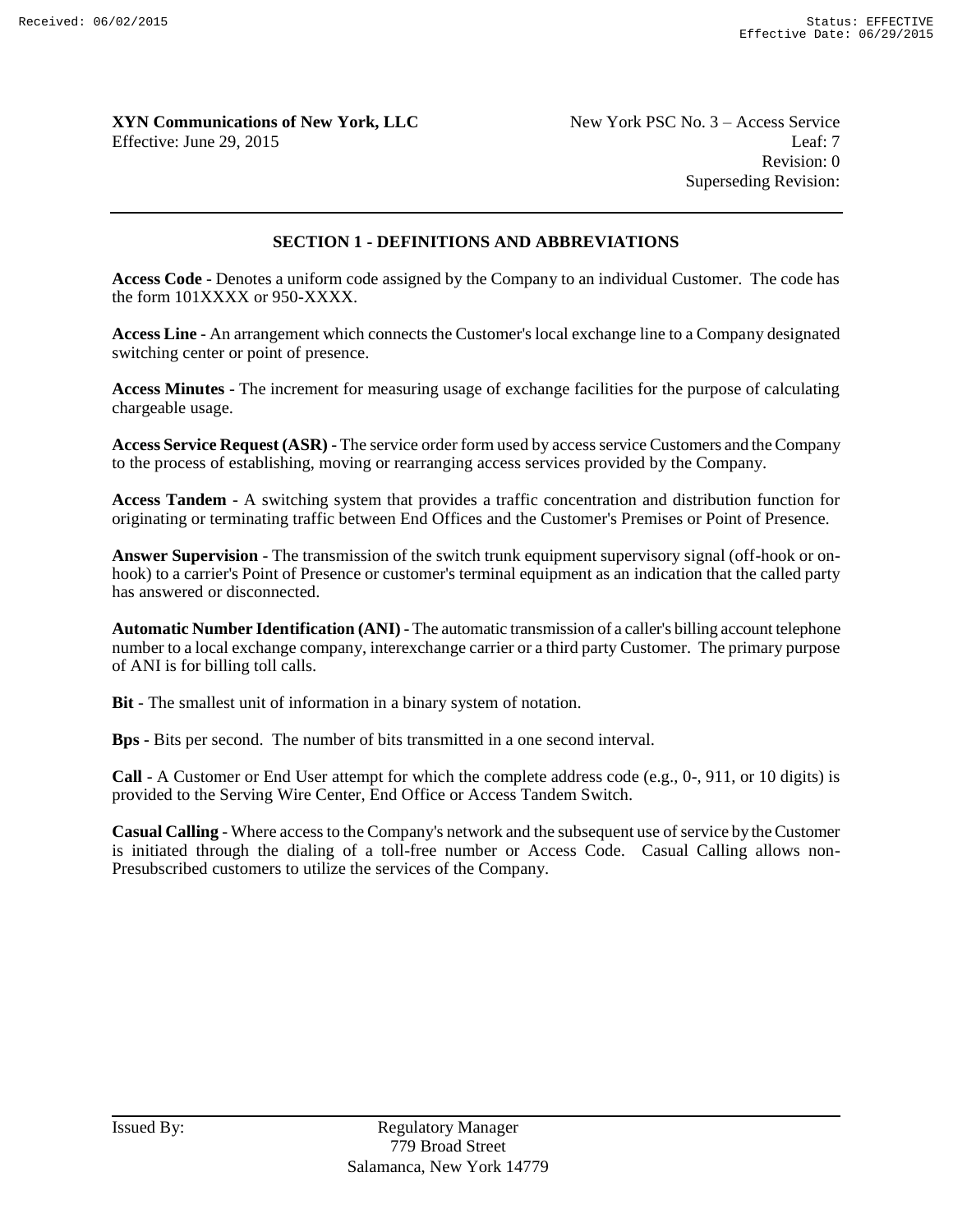## SECTION 1 - DEFINITIONS AND ABBREVIATIONS

**Access Code** - Denotes a uniform code assigned by the Company to an individual Customer. The code has the form 101XXXX or 950-XXXX.

**Access Line** - An arrangement which connects the Customer's local exchange line to a Company designated switching center or point of presence.

**Access Minutes** - The increment for measuring usage of exchange facilities for the purpose of calculating chargeable usage.

**Access Service Request (ASR)** - The service order form used by access service Customers and the Company to the process of establishing, moving or rearranging access services provided by the Company.

**Access Tandem** - A switching system that provides a traffic concentration and distribution function for originating or terminating traffic between End Offices and the Customer's Premises or Point of Presence.

**Answer Supervision** - The transmission of the switch trunk equipment supervisory signal (off-hook or on-hook) to a carrier's Point of Presence or customer's terminal equipment as an indication that the called party has answered or disconnected.

**Automatic Number Identification (ANI)** - The automatic transmission of a caller's billing account telephone number to a local exchange company, interexchange carrier or a third party Customer. The primary purpose of ANI is for billing toll calls.

**Bit** - The smallest unit of information in a binary system of notation.

**Bps** - Bits per second. The number of bits transmitted in a one second interval.

**Call** - A Customer or End User attempt for which the complete address code (e.g., 0-, 911, or 10 digits) is provided to the Serving Wire Center, End Office or Access Tandem Switch.

**Casual Calling** - Where access to the Company's network and the subsequent use of service by the Customer is initiated through the dialing of a toll-free number or Access Code. Casual Calling allows non-Presubscribed customers to utilize the services of the Company.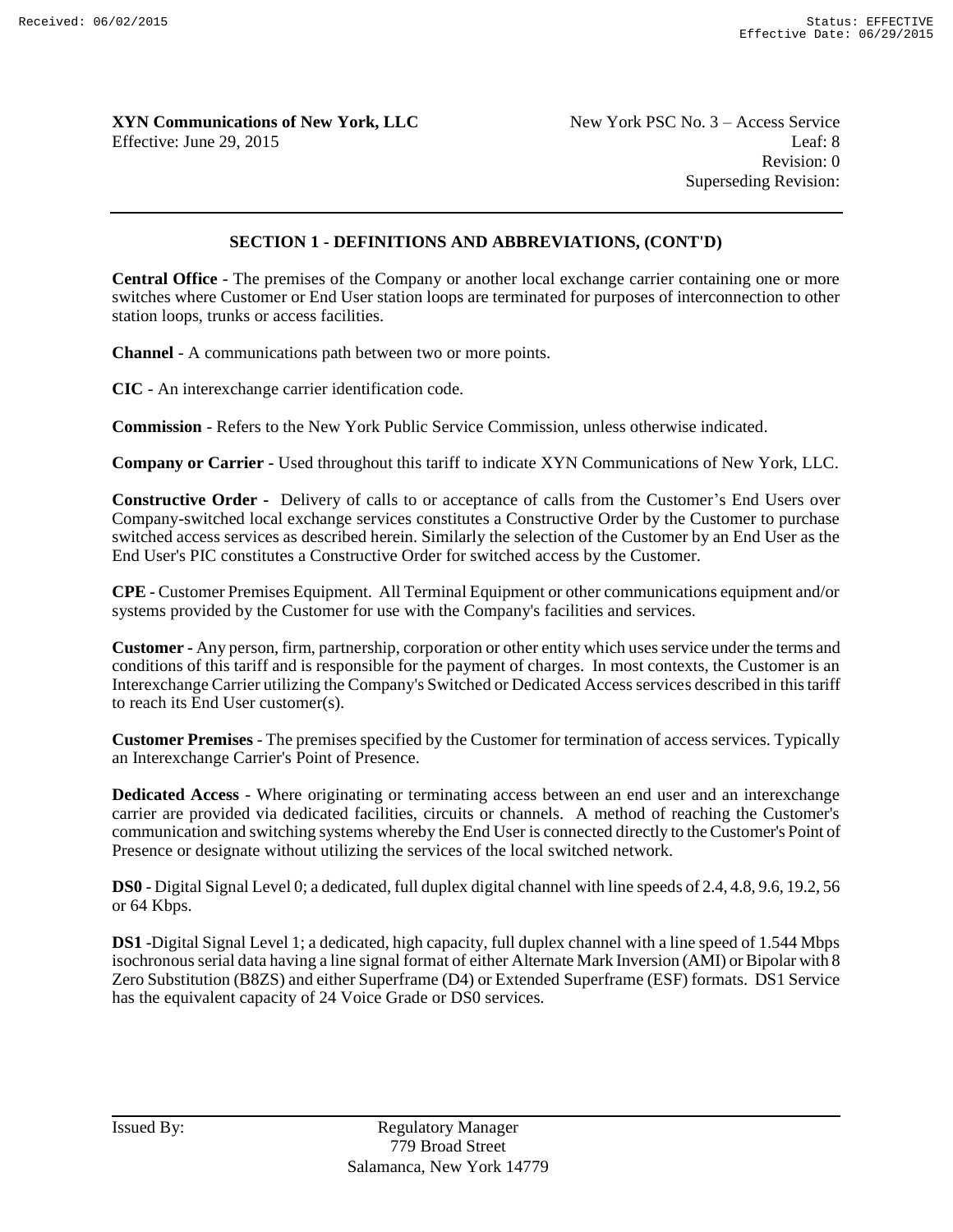## SECTION 1 - DEFINITIONS AND ABBREVIATIONS, (CONT'D)

**Central Office** - The premises of the Company or another local exchange carrier containing one or more switches where Customer or End User station loops are terminated for purposes of interconnection to other station loops, trunks or access facilities.

**Channel** - A communications path between two or more points.

**CIC** - An interexchange carrier identification code.

**Commission** - Refers to the New York Public Service Commission, unless otherwise indicated.

**Company or Carrier -** Used throughout this tariff to indicate XYN Communications of New York, LLC.

**Constructive Order** - Delivery of calls to or acceptance of calls from the Customer's End Users over Company-switched local exchange services constitutes a Constructive Order by the Customer to purchase switched access services as described herein. Similarly the selection of the Customer by an End User as the End User's PIC constitutes a Constructive Order for switched access by the Customer.

**CPE** - Customer Premises Equipment. All Terminal Equipment or other communications equipment and/or systems provided by the Customer for use with the Company's facilities and services.

**Customer -** Any person, firm, partnership, corporation or other entity which uses service under the terms and conditions of this tariff and is responsible for the payment of charges. In most contexts, the Customer is an Interexchange Carrier utilizing the Company's Switched or Dedicated Access services described in this tariff to reach its End User customer(s).

**Customer Premises** - The premises specified by the Customer for termination of access services. Typically an Interexchange Carrier's Point of Presence.

**Dedicated Access** - Where originating or terminating access between an end user and an interexchange carrier are provided via dedicated facilities, circuits or channels. A method of reaching the Customer's communication and switching systems whereby the End User is connected directly to the Customer's Point of Presence or designate without utilizing the services of the local switched network.

**DS0** - Digital Signal Level 0; a dedicated, full duplex digital channel with line speeds of 2.4, 4.8, 9.6, 19.2, 56 or 64 Kbps.

**DS1** -Digital Signal Level 1; a dedicated, high capacity, full duplex channel with a line speed of 1.544 Mbps isochronous serial data having a line signal format of either Alternate Mark Inversion (AMI) or Bipolar with 8 Zero Substitution (B8ZS) and either Superframe (D4) or Extended Superframe (ESF) formats. DS1 Service has the equivalent capacity of 24 Voice Grade or DS0 services.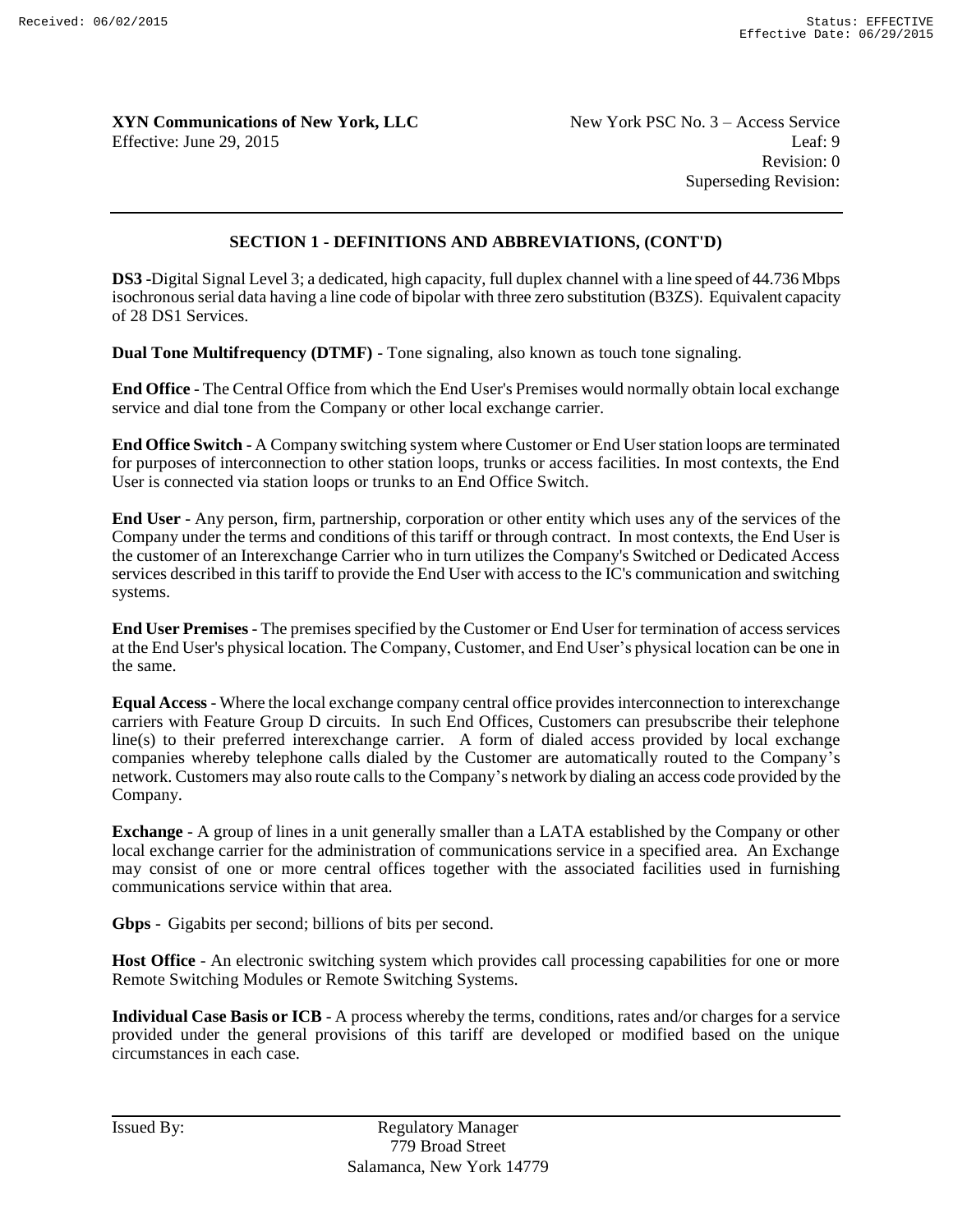## SECTION 1 - DEFINITIONS AND ABBREVIATIONS, (CONT'D)

**DS3** -Digital Signal Level 3; a dedicated, high capacity, full duplex channel with a line speed of 44.736 Mbps isochronous serial data having a line code of bipolar with three zero substitution (B3ZS). Equivalent capacity of 28 DS1 Services.

**Dual Tone Multifrequency (DTMF)** - Tone signaling, also known as touch tone signaling.

**End Office** - The Central Office from which the End User's Premises would normally obtain local exchange service and dial tone from the Company or other local exchange carrier.

**End Office Switch** - A Company switching system where Customer or End User station loops are terminated for purposes of interconnection to other station loops, trunks or access facilities. In most contexts, the End User is connected via station loops or trunks to an End Office Switch.

**End User** - Any person, firm, partnership, corporation or other entity which uses any of the services of the Company under the terms and conditions of this tariff or through contract. In most contexts, the End User is the customer of an Interexchange Carrier who in turn utilizes the Company's Switched or Dedicated Access services described in this tariff to provide the End User with access to the IC's communication and switching systems.

**End User Premises** - The premises specified by the Customer or End User for termination of access services at the End User's physical location. The Company, Customer, and End User's physical location can be one in the same.

**Equal Access** - Where the local exchange company central office provides interconnection to interexchange carriers with Feature Group D circuits. In such End Offices, Customers can presubscribe their telephone line(s) to their preferred interexchange carrier. A form of dialed access provided by local exchange companies whereby telephone calls dialed by the Customer are automatically routed to the Company's network. Customers may also route calls to the Company's network by dialing an access code provided by the Company.

**Exchange** - A group of lines in a unit generally smaller than a LATA established by the Company or other local exchange carrier for the administration of communications service in a specified area. An Exchange may consist of one or more central offices together with the associated facilities used in furnishing communications service within that area.

**Gbps** - Gigabits per second; billions of bits per second.

**Host Office** - An electronic switching system which provides call processing capabilities for one or more Remote Switching Modules or Remote Switching Systems.

**Individual Case Basis or ICB** - A process whereby the terms, conditions, rates and/or charges for a service provided under the general provisions of this tariff are developed or modified based on the unique circumstances in each case.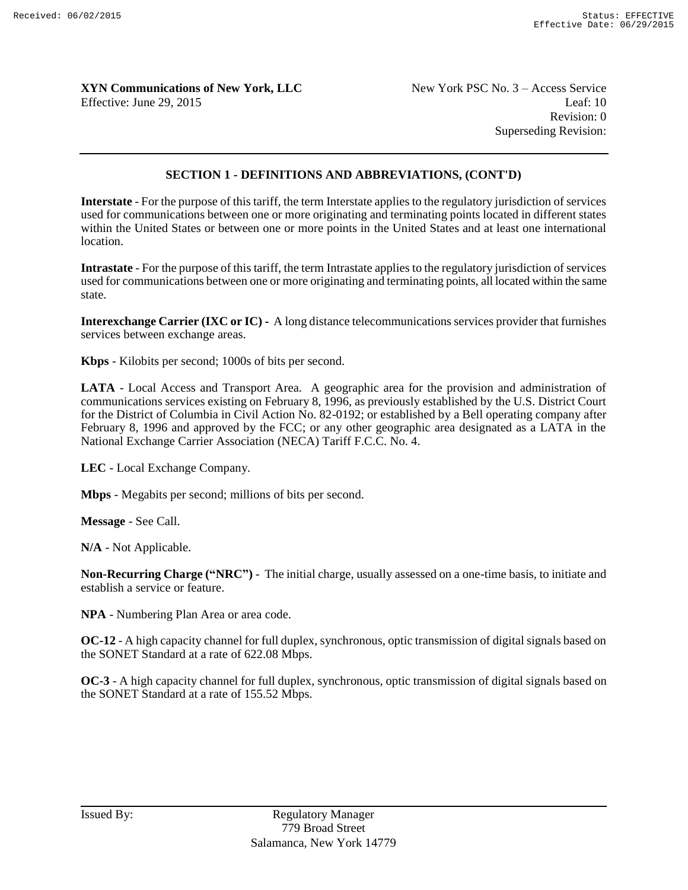## SECTION 1 - DEFINITIONS AND ABBREVIATIONS, (CONT'D)

**Interstate** - For the purpose of this tariff, the term Interstate applies to the regulatory jurisdiction of services used for communications between one or more originating and terminating points located in different states within the United States or between one or more points in the United States and at least one international location.

**Intrastate** - For the purpose of this tariff, the term Intrastate applies to the regulatory jurisdiction of services used for communications between one or more originating and terminating points, all located within the same state.

**Interexchange Carrier (IXC or IC)** - A long distance telecommunications services provider that furnishes services between exchange areas.

**Kbps** - Kilobits per second; 1000s of bits per second.

**LATA** - Local Access and Transport Area. A geographic area for the provision and administration of communications services existing on February 8, 1996, as previously established by the U.S. District Court for the District of Columbia in Civil Action No. 82-0192; or established by a Bell operating company after February 8, 1996 and approved by the FCC; or any other geographic area designated as a LATA in the National Exchange Carrier Association (NECA) Tariff F.C.C. No. 4.

**LEC** - Local Exchange Company.

**Mbps** - Megabits per second; millions of bits per second.

**Message** - See Call.

**N/A** - Not Applicable.

**Non-Recurring Charge ("NRC")** - The initial charge, usually assessed on a one-time basis, to initiate and establish a service or feature.

**NPA** - Numbering Plan Area or area code.

**OC-12** - A high capacity channel for full duplex, synchronous, optic transmission of digital signals based on the SONET Standard at a rate of 622.08 Mbps.

**OC-3** - A high capacity channel for full duplex, synchronous, optic transmission of digital signals based on the SONET Standard at a rate of 155.52 Mbps.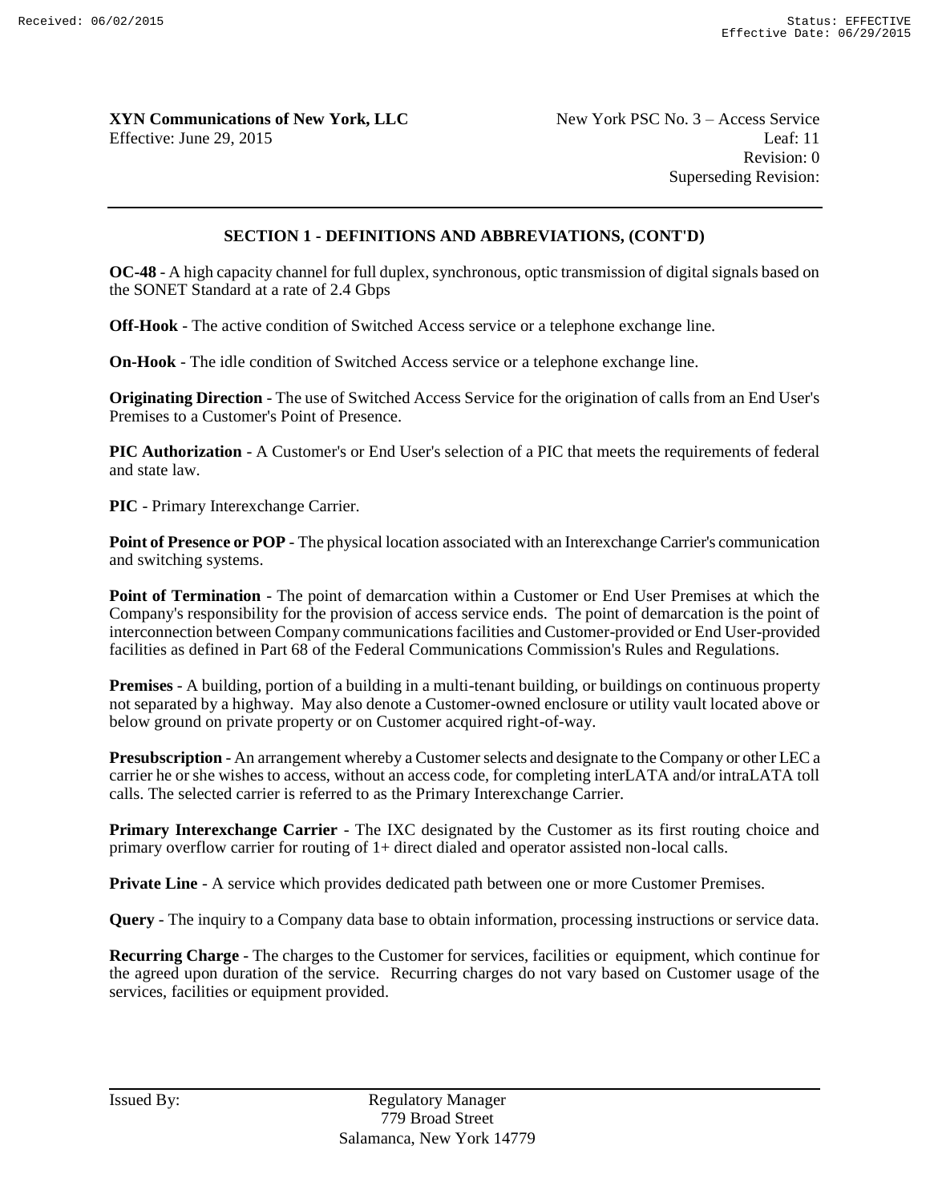## SECTION 1 - DEFINITIONS AND ABBREVIATIONS, (CONT'D)

**OC-48** - A high capacity channel for full duplex, synchronous, optic transmission of digital signals based on the SONET Standard at a rate of 2.4 Gbps

**Off-Hook** - The active condition of Switched Access service or a telephone exchange line.

**On-Hook** - The idle condition of Switched Access service or a telephone exchange line.

**Originating Direction** - The use of Switched Access Service for the origination of calls from an End User's Premises to a Customer's Point of Presence.

**PIC Authorization** - A Customer's or End User's selection of a PIC that meets the requirements of federal and state law.

**PIC** - Primary Interexchange Carrier.

**Point of Presence or POP** - The physical location associated with an Interexchange Carrier's communication and switching systems.

**Point of Termination** - The point of demarcation within a Customer or End User Premises at which the Company's responsibility for the provision of access service ends. The point of demarcation is the point of interconnection between Company communications facilities and Customer-provided or End User-provided facilities as defined in Part 68 of the Federal Communications Commission's Rules and Regulations.

**Premises** - A building, portion of a building in a multi-tenant building, or buildings on continuous property not separated by a highway. May also denote a Customer-owned enclosure or utility vault located above or below ground on private property or on Customer acquired right-of-way.

**Presubscription** - An arrangement whereby a Customer selects and designate to the Company or other LEC a carrier he or she wishes to access, without an access code, for completing interLATA and/or intraLATA toll calls. The selected carrier is referred to as the Primary Interexchange Carrier.

**Primary Interexchange Carrier** - The IXC designated by the Customer as its first routing choice and primary overflow carrier for routing of 1+ direct dialed and operator assisted non-local calls.

**Private Line** - A service which provides dedicated path between one or more Customer Premises.

**Query** - The inquiry to a Company data base to obtain information, processing instructions or service data.

**Recurring Charge** - The charges to the Customer for services, facilities or equipment, which continue for the agreed upon duration of the service. Recurring charges do not vary based on Customer usage of the services, facilities or equipment provided.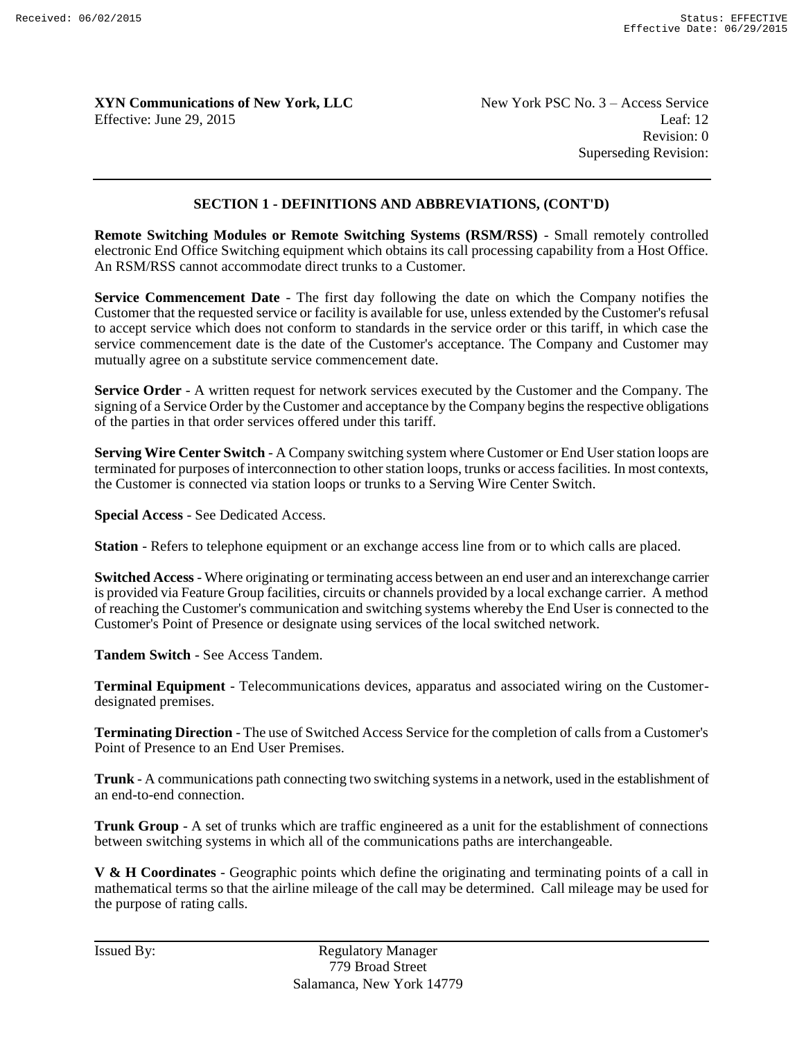## SECTION 1 - DEFINITIONS AND ABBREVIATIONS, (CONT'D)

**Remote Switching Modules or Remote Switching Systems (RSM/RSS)** - Small remotely controlled electronic End Office Switching equipment which obtains its call processing capability from a Host Office. An RSM/RSS cannot accommodate direct trunks to a Customer.

**Service Commencement Date** - The first day following the date on which the Company notifies the Customer that the requested service or facility is available for use, unless extended by the Customer's refusal to accept service which does not conform to standards in the service order or this tariff, in which case the service commencement date is the date of the Customer's acceptance. The Company and Customer may mutually agree on a substitute service commencement date.

**Service Order** - A written request for network services executed by the Customer and the Company. The signing of a Service Order by the Customer and acceptance by the Company begins the respective obligations of the parties in that order services offered under this tariff.

**Serving Wire Center Switch** - A Company switching system where Customer or End User station loops are terminated for purposes of interconnection to other station loops, trunks or access facilities. In most contexts, the Customer is connected via station loops or trunks to a Serving Wire Center Switch.

**Special Access** - See Dedicated Access.

**Station** - Refers to telephone equipment or an exchange access line from or to which calls are placed.

**Switched Access** - Where originating or terminating access between an end user and an interexchange carrier is provided via Feature Group facilities, circuits or channels provided by a local exchange carrier. A method of reaching the Customer's communication and switching systems whereby the End User is connected to the Customer's Point of Presence or designate using services of the local switched network.

**Tandem Switch** - See Access Tandem.

**Terminal Equipment** - Telecommunications devices, apparatus and associated wiring on the Customer-designated premises.

**Terminating Direction** - The use of Switched Access Service for the completion of calls from a Customer's Point of Presence to an End User Premises.

**Trunk** - A communications path connecting two switching systems in a network, used in the establishment of an end-to-end connection.

**Trunk Group** - A set of trunks which are traffic engineered as a unit for the establishment of connections between switching systems in which all of the communications paths are interchangeable.

**V & H Coordinates** - Geographic points which define the originating and terminating points of a call in mathematical terms so that the airline mileage of the call may be determined. Call mileage may be used for the purpose of rating calls.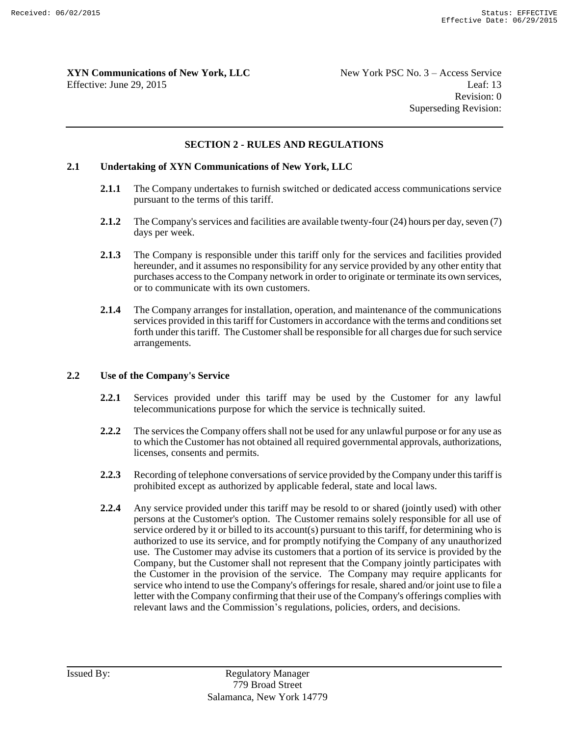## SECTION 2 - RULES AND REGULATIONS

### 2.1 Undertaking of XYN Communications of New York, LLC

**2.1.1** The Company undertakes to furnish switched or dedicated access communications service pursuant to the terms of this tariff.

**2.1.2** The Company's services and facilities are available twenty-four (24) hours per day, seven (7) days per week.

**2.1.3** The Company is responsible under this tariff only for the services and facilities provided hereunder, and it assumes no responsibility for any service provided by any other entity that purchases access to the Company network in order to originate or terminate its own services, or to communicate with its own customers.

**2.1.4** The Company arranges for installation, operation, and maintenance of the communications services provided in this tariff for Customers in accordance with the terms and conditions set forth under this tariff. The Customer shall be responsible for all charges due for such service arrangements.

### 2.2 Use of the Company's Service

**2.2.1** Services provided under this tariff may be used by the Customer for any lawful telecommunications purpose for which the service is technically suited.

**2.2.2** The services the Company offers shall not be used for any unlawful purpose or for any use as to which the Customer has not obtained all required governmental approvals, authorizations, licenses, consents and permits.

**2.2.3** Recording of telephone conversations of service provided by the Company under this tariff is prohibited except as authorized by applicable federal, state and local laws.

**2.2.4** Any service provided under this tariff may be resold to or shared (jointly used) with other persons at the Customer's option. The Customer remains solely responsible for all use of service ordered by it or billed to its account(s) pursuant to this tariff, for determining who is authorized to use its service, and for promptly notifying the Company of any unauthorized use. The Customer may advise its customers that a portion of its service is provided by the Company, but the Customer shall not represent that the Company jointly participates with the Customer in the provision of the service. The Company may require applicants for service who intend to use the Company's offerings for resale, shared and/or joint use to file a letter with the Company confirming that their use of the Company's offerings complies with relevant laws and the Commission's regulations, policies, orders, and decisions.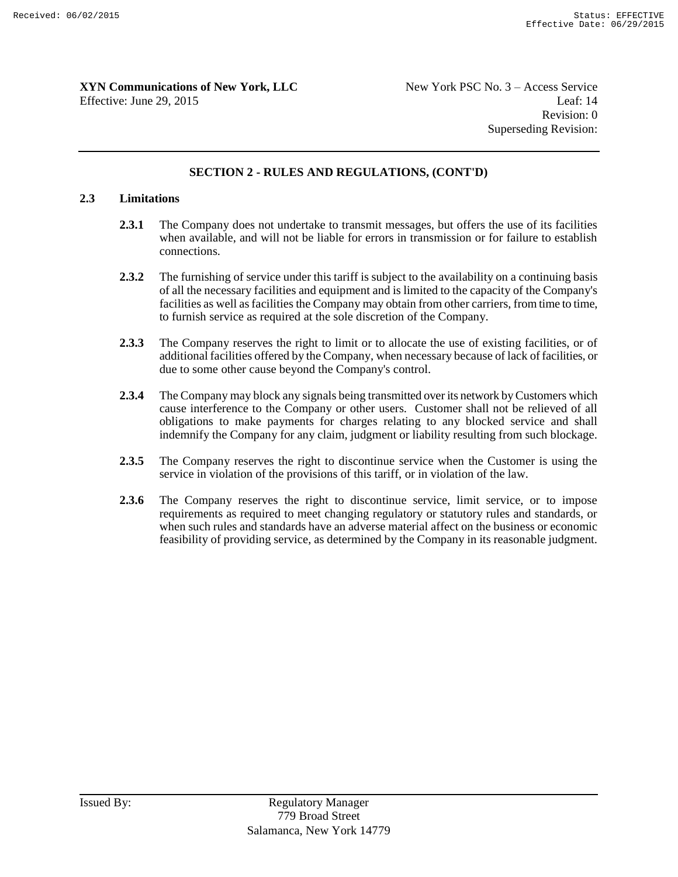## SECTION 2 - RULES AND REGULATIONS, (CONT'D)

### 2.3 Limitations

**2.3.1** The Company does not undertake to transmit messages, but offers the use of its facilities when available, and will not be liable for errors in transmission or for failure to establish connections.

**2.3.2** The furnishing of service under this tariff is subject to the availability on a continuing basis of all the necessary facilities and equipment and is limited to the capacity of the Company's facilities as well as facilities the Company may obtain from other carriers, from time to time, to furnish service as required at the sole discretion of the Company.

**2.3.3** The Company reserves the right to limit or to allocate the use of existing facilities, or of additional facilities offered by the Company, when necessary because of lack of facilities, or due to some other cause beyond the Company's control.

**2.3.4** The Company may block any signals being transmitted over its network by Customers which cause interference to the Company or other users. Customer shall not be relieved of all obligations to make payments for charges relating to any blocked service and shall indemnify the Company for any claim, judgment or liability resulting from such blockage.

**2.3.5** The Company reserves the right to discontinue service when the Customer is using the service in violation of the provisions of this tariff, or in violation of the law.

**2.3.6** The Company reserves the right to discontinue service, limit service, or to impose requirements as required to meet changing regulatory or statutory rules and standards, or when such rules and standards have an adverse material affect on the business or economic feasibility of providing service, as determined by the Company in its reasonable judgment.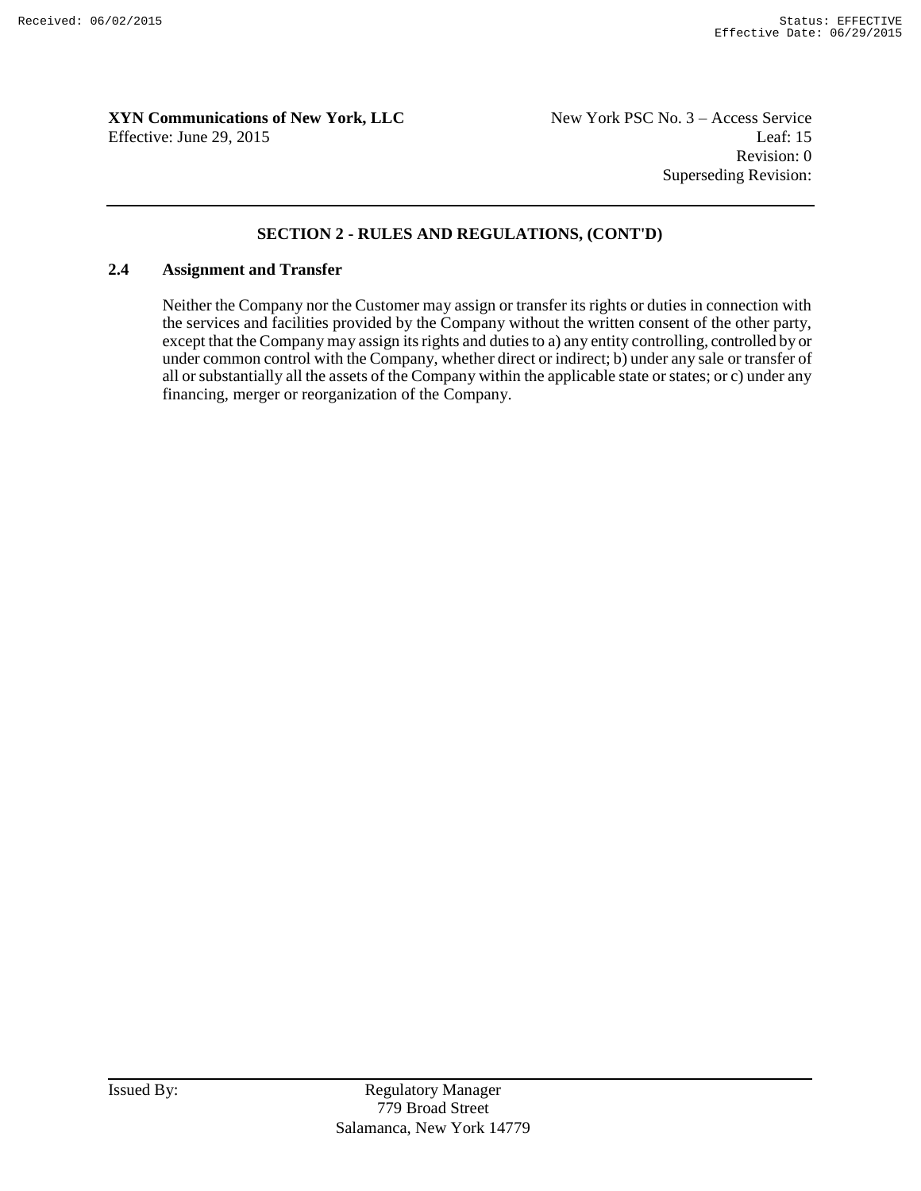## SECTION 2 - RULES AND REGULATIONS, (CONT'D)

### 2.4 Assignment and Transfer

Neither the Company nor the Customer may assign or transfer its rights or duties in connection with the services and facilities provided by the Company without the written consent of the other party, except that the Company may assign its rights and duties to a) any entity controlling, controlled by or under common control with the Company, whether direct or indirect; b) under any sale or transfer of all or substantially all the assets of the Company within the applicable state or states; or c) under any financing, merger or reorganization of the Company.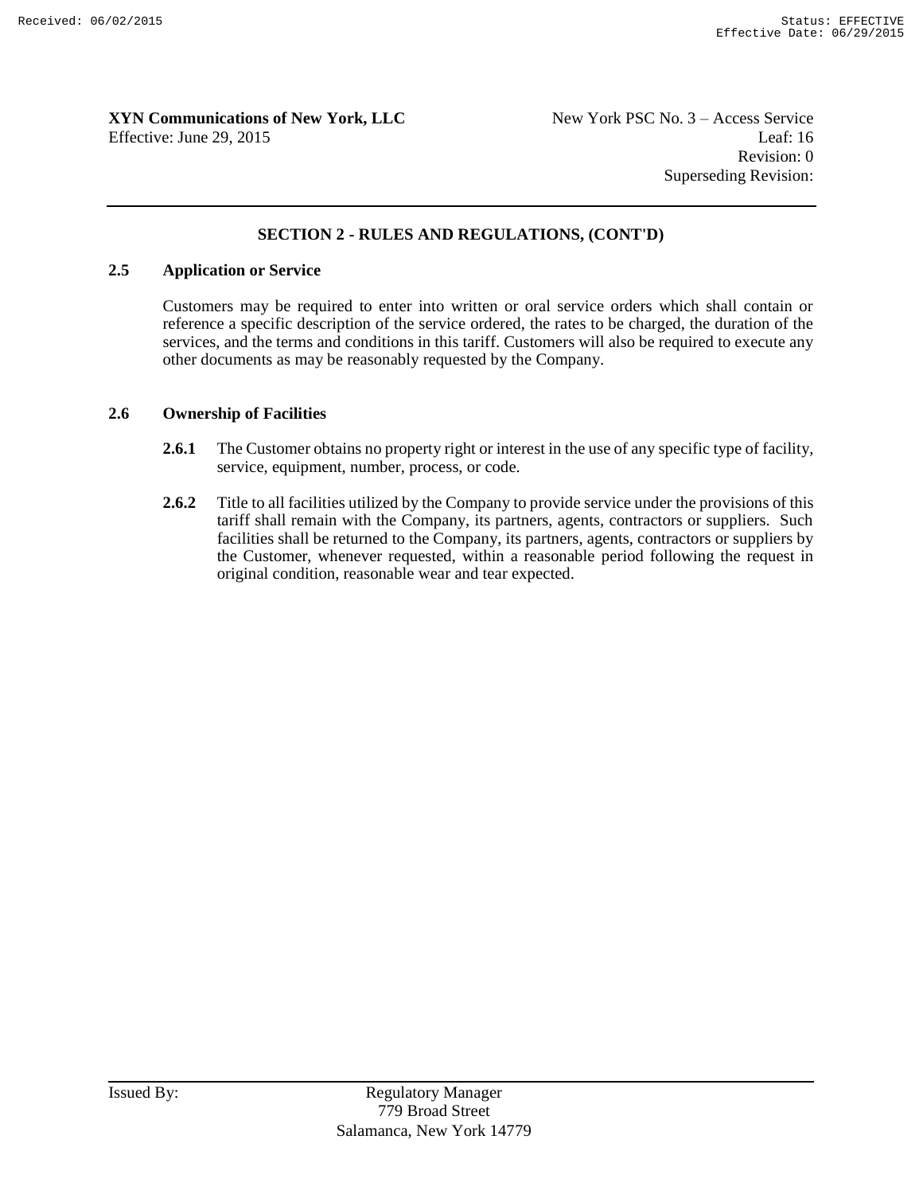## SECTION 2 - RULES AND REGULATIONS, (CONT'D)

### 2.5 Application or Service

Customers may be required to enter into written or oral service orders which shall contain or reference a specific description of the service ordered, the rates to be charged, the duration of the services, and the terms and conditions in this tariff. Customers will also be required to execute any other documents as may be reasonably requested by the Company.

### 2.6 Ownership of Facilities

**2.6.1** The Customer obtains no property right or interest in the use of any specific type of facility, service, equipment, number, process, or code.

**2.6.2** Title to all facilities utilized by the Company to provide service under the provisions of this tariff shall remain with the Company, its partners, agents, contractors or suppliers. Such facilities shall be returned to the Company, its partners, agents, contractors or suppliers by the Customer, whenever requested, within a reasonable period following the request in original condition, reasonable wear and tear expected.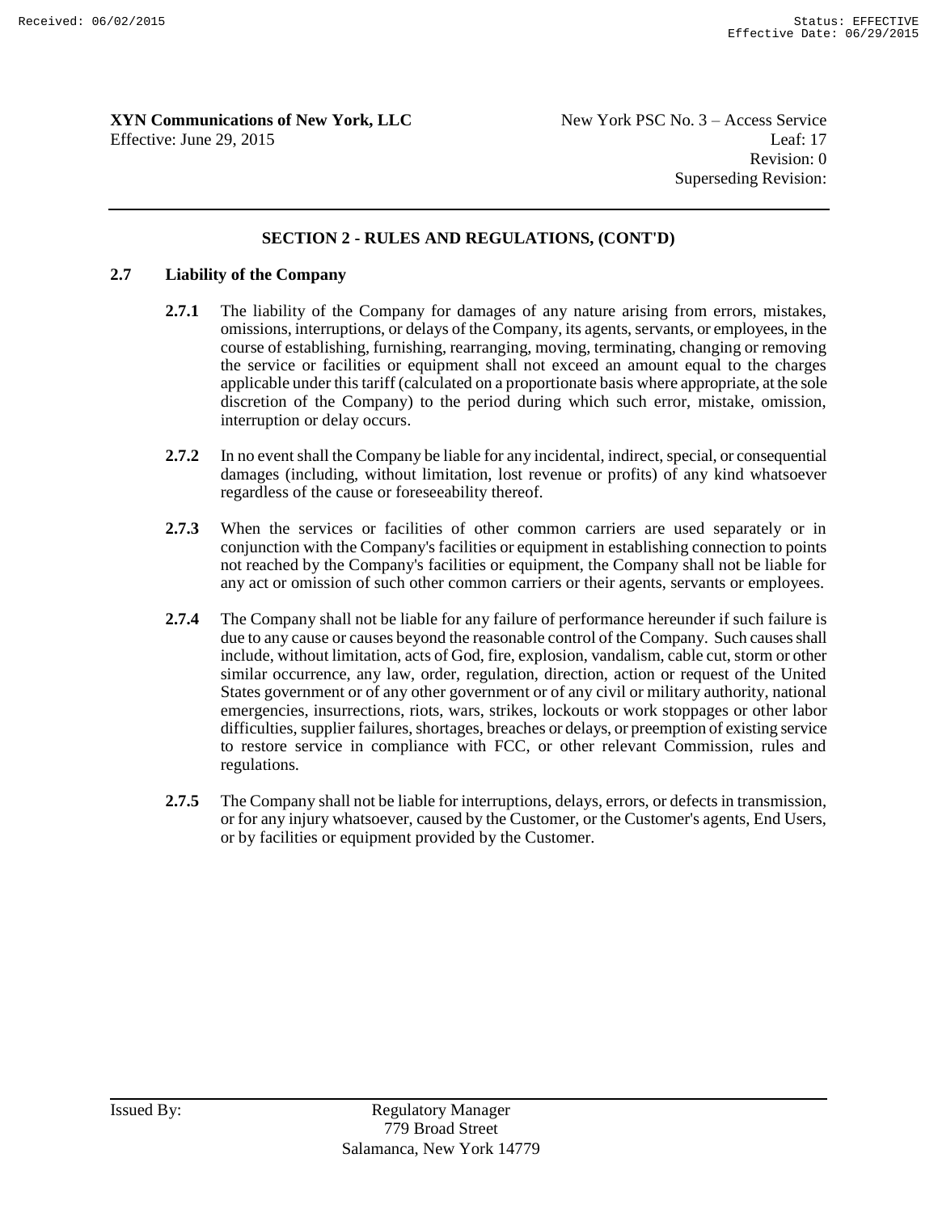## SECTION 2 - RULES AND REGULATIONS, (CONT'D)

### 2.7 Liability of the Company

**2.7.1** The liability of the Company for damages of any nature arising from errors, mistakes, omissions, interruptions, or delays of the Company, its agents, servants, or employees, in the course of establishing, furnishing, rearranging, moving, terminating, changing or removing the service or facilities or equipment shall not exceed an amount equal to the charges applicable under this tariff (calculated on a proportionate basis where appropriate, at the sole discretion of the Company) to the period during which such error, mistake, omission, interruption or delay occurs.

**2.7.2** In no event shall the Company be liable for any incidental, indirect, special, or consequential damages (including, without limitation, lost revenue or profits) of any kind whatsoever regardless of the cause or foreseeability thereof.

**2.7.3** When the services or facilities of other common carriers are used separately or in conjunction with the Company's facilities or equipment in establishing connection to points not reached by the Company's facilities or equipment, the Company shall not be liable for any act or omission of such other common carriers or their agents, servants or employees.

**2.7.4** The Company shall not be liable for any failure of performance hereunder if such failure is due to any cause or causes beyond the reasonable control of the Company. Such causes shall include, without limitation, acts of God, fire, explosion, vandalism, cable cut, storm or other similar occurrence, any law, order, regulation, direction, action or request of the United States government or of any other government or of any civil or military authority, national emergencies, insurrections, riots, wars, strikes, lockouts or work stoppages or other labor difficulties, supplier failures, shortages, breaches or delays, or preemption of existing service to restore service in compliance with FCC, or other relevant Commission, rules and regulations.

**2.7.5** The Company shall not be liable for interruptions, delays, errors, or defects in transmission, or for any injury whatsoever, caused by the Customer, or the Customer's agents, End Users, or by facilities or equipment provided by the Customer.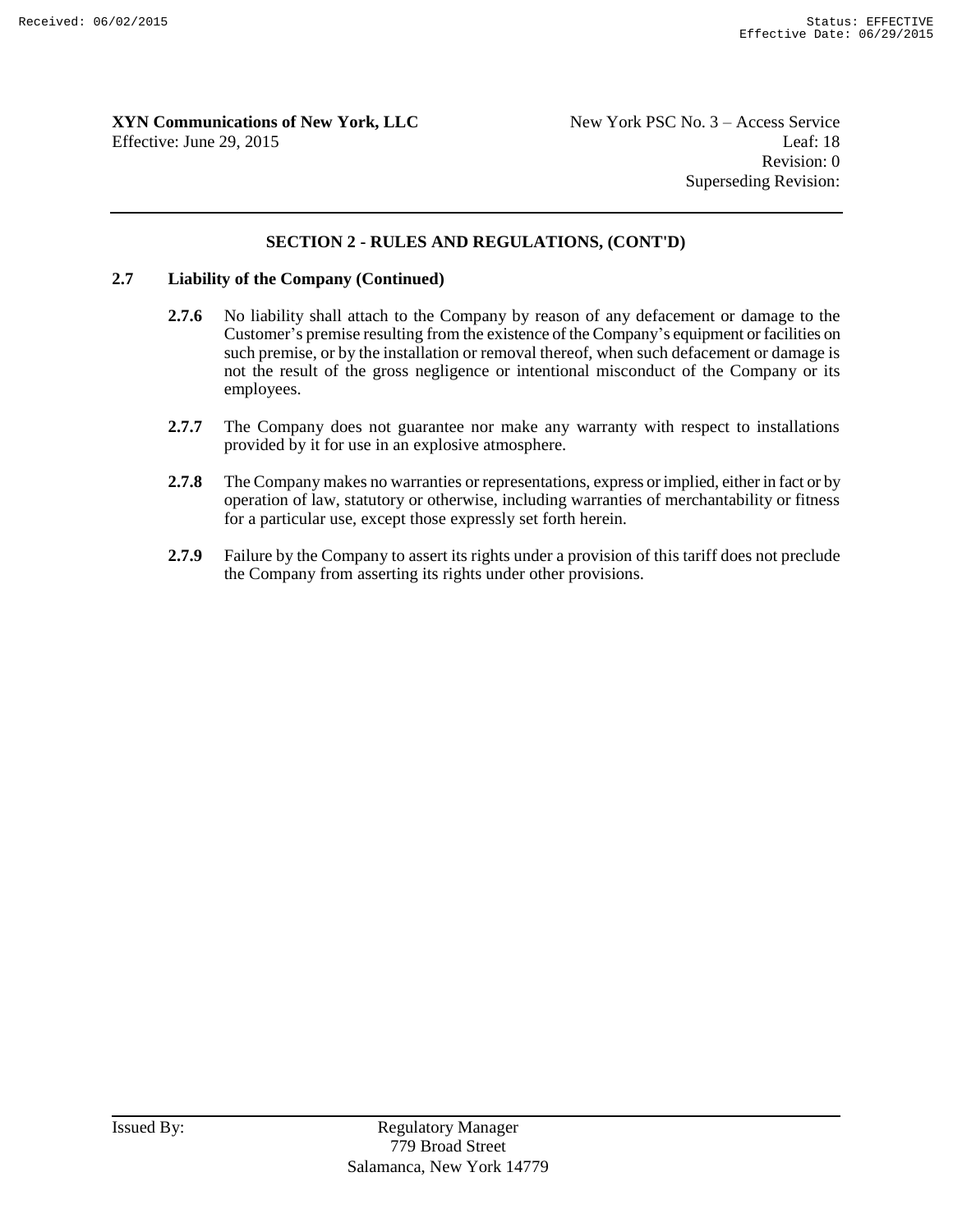## SECTION 2 - RULES AND REGULATIONS, (CONT'D)

### 2.7 Liability of the Company (Continued)

**2.7.6** No liability shall attach to the Company by reason of any defacement or damage to the Customer's premise resulting from the existence of the Company's equipment or facilities on such premise, or by the installation or removal thereof, when such defacement or damage is not the result of the gross negligence or intentional misconduct of the Company or its employees.

**2.7.7** The Company does not guarantee nor make any warranty with respect to installations provided by it for use in an explosive atmosphere.

**2.7.8** The Company makes no warranties or representations, express or implied, either in fact or by operation of law, statutory or otherwise, including warranties of merchantability or fitness for a particular use, except those expressly set forth herein.

**2.7.9** Failure by the Company to assert its rights under a provision of this tariff does not preclude the Company from asserting its rights under other provisions.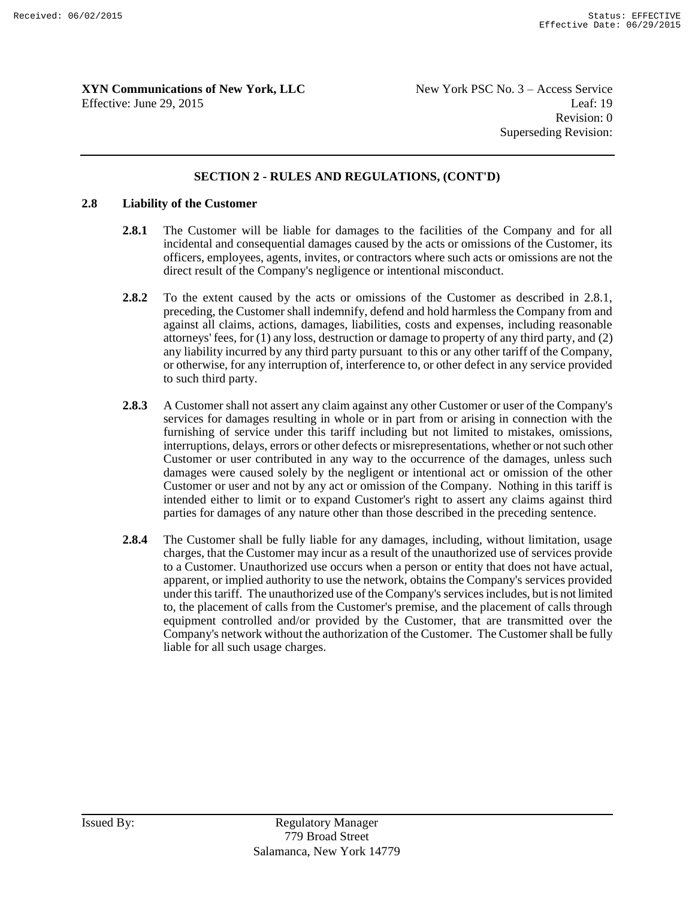## SECTION 2 - RULES AND REGULATIONS, (CONT'D)

### 2.8 Liability of the Customer

**2.8.1** The Customer will be liable for damages to the facilities of the Company and for all incidental and consequential damages caused by the acts or omissions of the Customer, its officers, employees, agents, invites, or contractors where such acts or omissions are not the direct result of the Company's negligence or intentional misconduct.

**2.8.2** To the extent caused by the acts or omissions of the Customer as described in 2.8.1, preceding, the Customer shall indemnify, defend and hold harmless the Company from and against all claims, actions, damages, liabilities, costs and expenses, including reasonable attorneys' fees, for (1) any loss, destruction or damage to property of any third party, and (2) any liability incurred by any third party pursuant to this or any other tariff of the Company, or otherwise, for any interruption of, interference to, or other defect in any service provided to such third party.

**2.8.3** A Customer shall not assert any claim against any other Customer or user of the Company's services for damages resulting in whole or in part from or arising in connection with the furnishing of service under this tariff including but not limited to mistakes, omissions, interruptions, delays, errors or other defects or misrepresentations, whether or not such other Customer or user contributed in any way to the occurrence of the damages, unless such damages were caused solely by the negligent or intentional act or omission of the other Customer or user and not by any act or omission of the Company. Nothing in this tariff is intended either to limit or to expand Customer's right to assert any claims against third parties for damages of any nature other than those described in the preceding sentence.

**2.8.4** The Customer shall be fully liable for any damages, including, without limitation, usage charges, that the Customer may incur as a result of the unauthorized use of services provide to a Customer. Unauthorized use occurs when a person or entity that does not have actual, apparent, or implied authority to use the network, obtains the Company's services provided under this tariff. The unauthorized use of the Company's services includes, but is not limited to, the placement of calls from the Customer's premise, and the placement of calls through equipment controlled and/or provided by the Customer, that are transmitted over the Company's network without the authorization of the Customer. The Customer shall be fully liable for all such usage charges.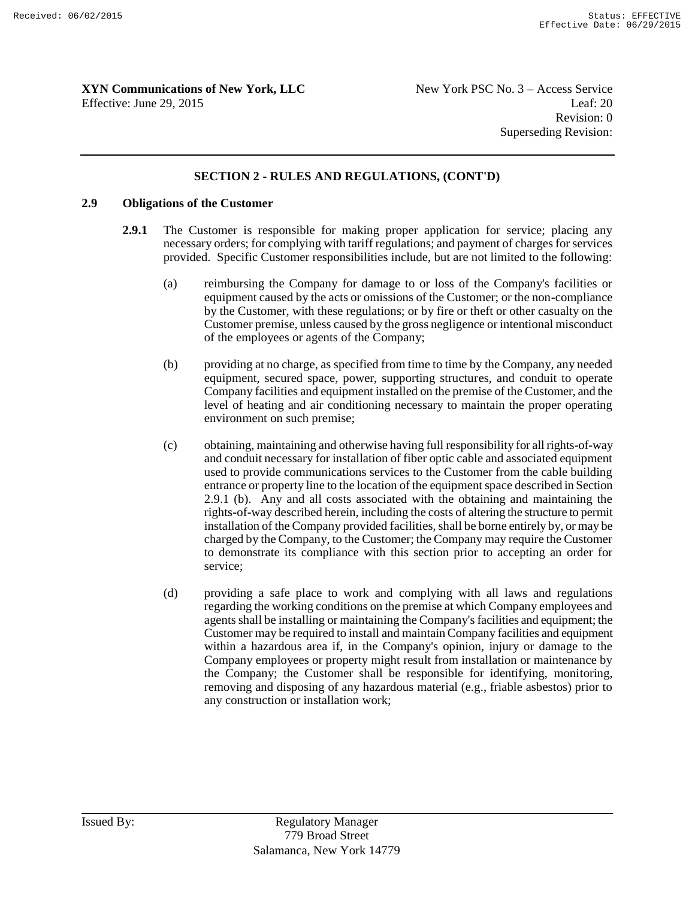## SECTION 2 - RULES AND REGULATIONS, (CONT'D)

### 2.9 Obligations of the Customer

**2.9.1** The Customer is responsible for making proper application for service; placing any necessary orders; for complying with tariff regulations; and payment of charges for services provided. Specific Customer responsibilities include, but are not limited to the following:

(a) reimbursing the Company for damage to or loss of the Company's facilities or equipment caused by the acts or omissions of the Customer; or the non-compliance by the Customer, with these regulations; or by fire or theft or other casualty on the Customer premise, unless caused by the gross negligence or intentional misconduct of the employees or agents of the Company;

(b) providing at no charge, as specified from time to time by the Company, any needed equipment, secured space, power, supporting structures, and conduit to operate Company facilities and equipment installed on the premise of the Customer, and the level of heating and air conditioning necessary to maintain the proper operating environment on such premise;

(c) obtaining, maintaining and otherwise having full responsibility for all rights-of-way and conduit necessary for installation of fiber optic cable and associated equipment used to provide communications services to the Customer from the cable building entrance or property line to the location of the equipment space described in Section 2.9.1 (b). Any and all costs associated with the obtaining and maintaining the rights-of-way described herein, including the costs of altering the structure to permit installation of the Company provided facilities, shall be borne entirely by, or may be charged by the Company, to the Customer; the Company may require the Customer to demonstrate its compliance with this section prior to accepting an order for service;

(d) providing a safe place to work and complying with all laws and regulations regarding the working conditions on the premise at which Company employees and agents shall be installing or maintaining the Company's facilities and equipment; the Customer may be required to install and maintain Company facilities and equipment within a hazardous area if, in the Company's opinion, injury or damage to the Company employees or property might result from installation or maintenance by the Company; the Customer shall be responsible for identifying, monitoring, removing and disposing of any hazardous material (e.g., friable asbestos) prior to any construction or installation work;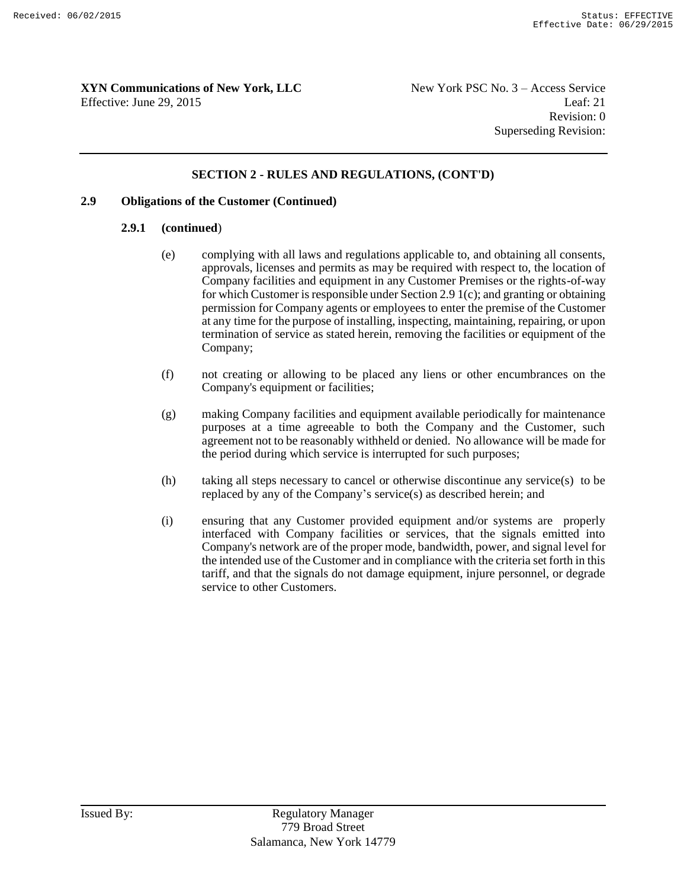## SECTION 2 - RULES AND REGULATIONS, (CONT'D)

### 2.9 Obligations of the Customer (Continued)

#### 2.9.1 (continued)

(e) complying with all laws and regulations applicable to, and obtaining all consents, approvals, licenses and permits as may be required with respect to, the location of Company facilities and equipment in any Customer Premises or the rights-of-way for which Customer is responsible under Section 2.9 1(c); and granting or obtaining permission for Company agents or employees to enter the premise of the Customer at any time for the purpose of installing, inspecting, maintaining, repairing, or upon termination of service as stated herein, removing the facilities or equipment of the Company;

(f) not creating or allowing to be placed any liens or other encumbrances on the Company's equipment or facilities;

(g) making Company facilities and equipment available periodically for maintenance purposes at a time agreeable to both the Company and the Customer, such agreement not to be reasonably withheld or denied. No allowance will be made for the period during which service is interrupted for such purposes;

(h) taking all steps necessary to cancel or otherwise discontinue any service(s) to be replaced by any of the Company's service(s) as described herein; and

(i) ensuring that any Customer provided equipment and/or systems are properly interfaced with Company facilities or services, that the signals emitted into Company's network are of the proper mode, bandwidth, power, and signal level for the intended use of the Customer and in compliance with the criteria set forth in this tariff, and that the signals do not damage equipment, injure personnel, or degrade service to other Customers.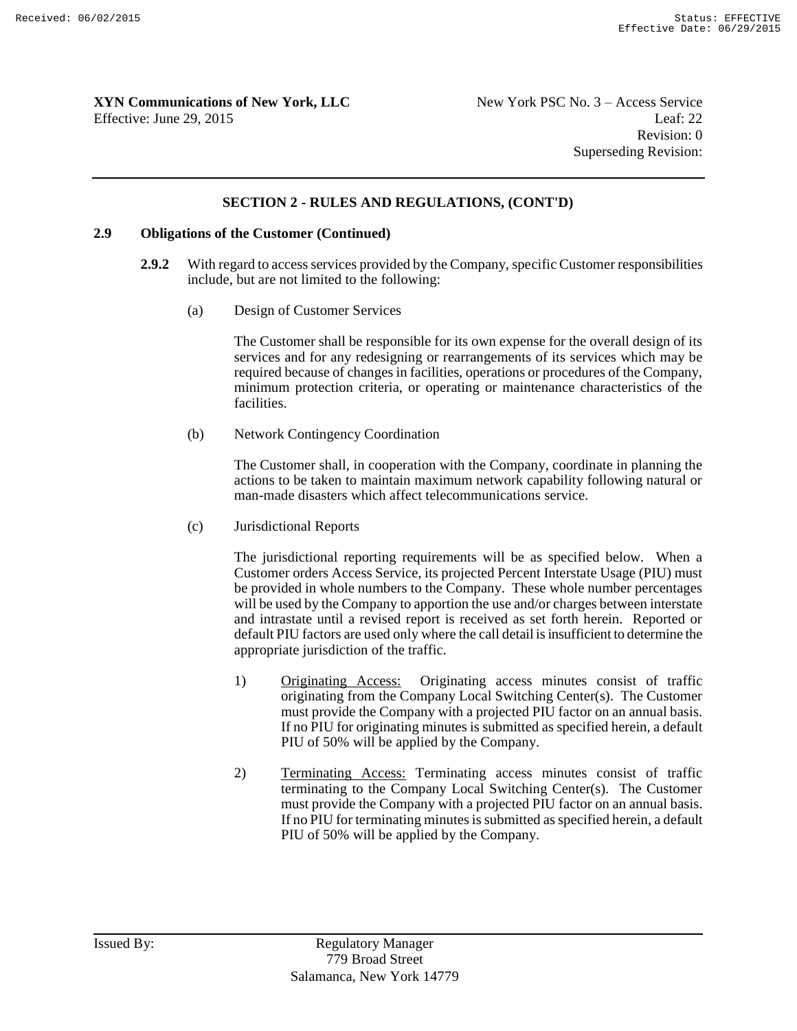**XYN Communications of New York, LLC**
Effective: June 29, 2015

New York PSC No. 3 – Access Service
Leaf: 22
Revision: 0
Superseding Revision:

## SECTION 2 - RULES AND REGULATIONS, (CONT'D)

### 2.9 Obligations of the Customer (Continued)

**2.9.2** With regard to access services provided by the Company, specific Customer responsibilities include, but are not limited to the following:

(a) Design of Customer Services

The Customer shall be responsible for its own expense for the overall design of its services and for any redesigning or rearrangements of its services which may be required because of changes in facilities, operations or procedures of the Company, minimum protection criteria, or operating or maintenance characteristics of the facilities.

(b) Network Contingency Coordination

The Customer shall, in cooperation with the Company, coordinate in planning the actions to be taken to maintain maximum network capability following natural or man-made disasters which affect telecommunications service.

(c) Jurisdictional Reports

The jurisdictional reporting requirements will be as specified below. When a Customer orders Access Service, its projected Percent Interstate Usage (PIU) must be provided in whole numbers to the Company. These whole number percentages will be used by the Company to apportion the use and/or charges between interstate and intrastate until a revised report is received as set forth herein. Reported or default PIU factors are used only where the call detail is insufficient to determine the appropriate jurisdiction of the traffic.

1) <u>Originating Access:</u> Originating access minutes consist of traffic originating from the Company Local Switching Center(s). The Customer must provide the Company with a projected PIU factor on an annual basis. If no PIU for originating minutes is submitted as specified herein, a default PIU of 50% will be applied by the Company.

2) <u>Terminating Access:</u> Terminating access minutes consist of traffic terminating to the Company Local Switching Center(s). The Customer must provide the Company with a projected PIU factor on an annual basis. If no PIU for terminating minutes is submitted as specified herein, a default PIU of 50% will be applied by the Company.

Issued By: Regulatory Manager
779 Broad Street
Salamanca, New York 14779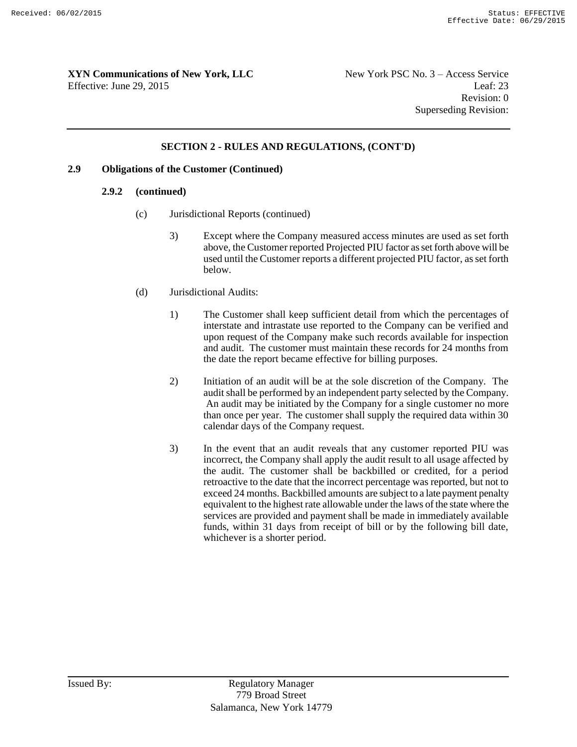**XYN Communications of New York, LLC**
Effective: June 29, 2015

New York PSC No. 3 – Access Service
Leaf: 23
Revision: 0
Superseding Revision:

## SECTION 2 - RULES AND REGULATIONS, (CONT'D)

### 2.9 Obligations of the Customer (Continued)

#### 2.9.2 (continued)

(c) Jurisdictional Reports (continued)

3) Except where the Company measured access minutes are used as set forth above, the Customer reported Projected PIU factor as set forth above will be used until the Customer reports a different projected PIU factor, as set forth below.

(d) Jurisdictional Audits:

1) The Customer shall keep sufficient detail from which the percentages of interstate and intrastate use reported to the Company can be verified and upon request of the Company make such records available for inspection and audit. The customer must maintain these records for 24 months from the date the report became effective for billing purposes.

2) Initiation of an audit will be at the sole discretion of the Company. The audit shall be performed by an independent party selected by the Company. An audit may be initiated by the Company for a single customer no more than once per year. The customer shall supply the required data within 30 calendar days of the Company request.

3) In the event that an audit reveals that any customer reported PIU was incorrect, the Company shall apply the audit result to all usage affected by the audit. The customer shall be backbilled or credited, for a period retroactive to the date that the incorrect percentage was reported, but not to exceed 24 months. Backbilled amounts are subject to a late payment penalty equivalent to the highest rate allowable under the laws of the state where the services are provided and payment shall be made in immediately available funds, within 31 days from receipt of bill or by the following bill date, whichever is a shorter period.

Issued By: Regulatory Manager
779 Broad Street
Salamanca, New York 14779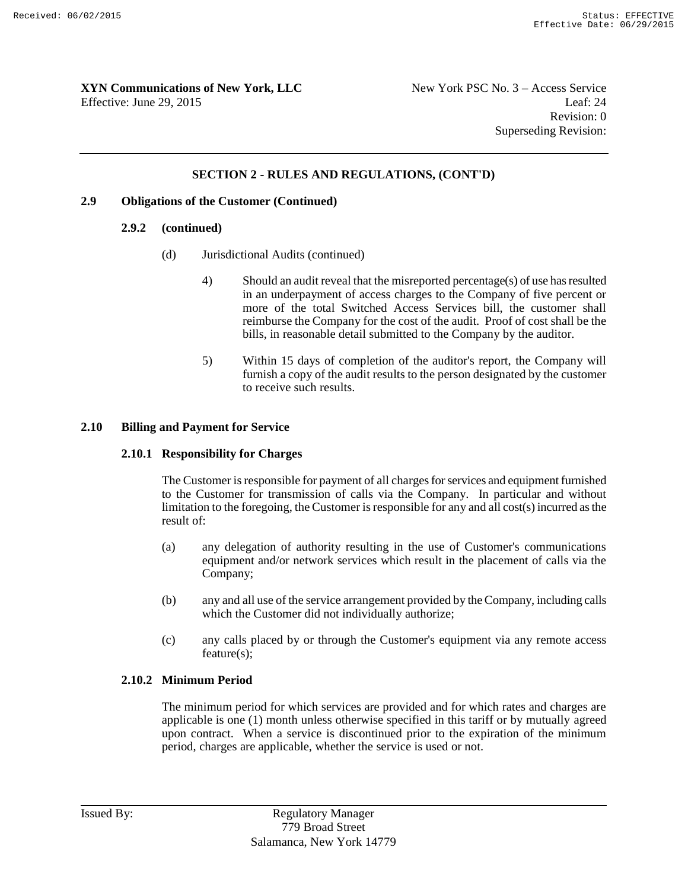## SECTION 2 - RULES AND REGULATIONS, (CONT'D)

### 2.9 Obligations of the Customer (Continued)

#### 2.9.2 (continued)

(d) Jurisdictional Audits (continued)

4) Should an audit reveal that the misreported percentage(s) of use has resulted in an underpayment of access charges to the Company of five percent or more of the total Switched Access Services bill, the customer shall reimburse the Company for the cost of the audit. Proof of cost shall be the bills, in reasonable detail submitted to the Company by the auditor.

5) Within 15 days of completion of the auditor's report, the Company will furnish a copy of the audit results to the person designated by the customer to receive such results.

### 2.10 Billing and Payment for Service

#### 2.10.1 Responsibility for Charges

The Customer is responsible for payment of all charges for services and equipment furnished to the Customer for transmission of calls via the Company. In particular and without limitation to the foregoing, the Customer is responsible for any and all cost(s) incurred as the result of:

(a) any delegation of authority resulting in the use of Customer's communications equipment and/or network services which result in the placement of calls via the Company;

(b) any and all use of the service arrangement provided by the Company, including calls which the Customer did not individually authorize;

(c) any calls placed by or through the Customer's equipment via any remote access feature(s);

#### 2.10.2 Minimum Period

The minimum period for which services are provided and for which rates and charges are applicable is one (1) month unless otherwise specified in this tariff or by mutually agreed upon contract. When a service is discontinued prior to the expiration of the minimum period, charges are applicable, whether the service is used or not.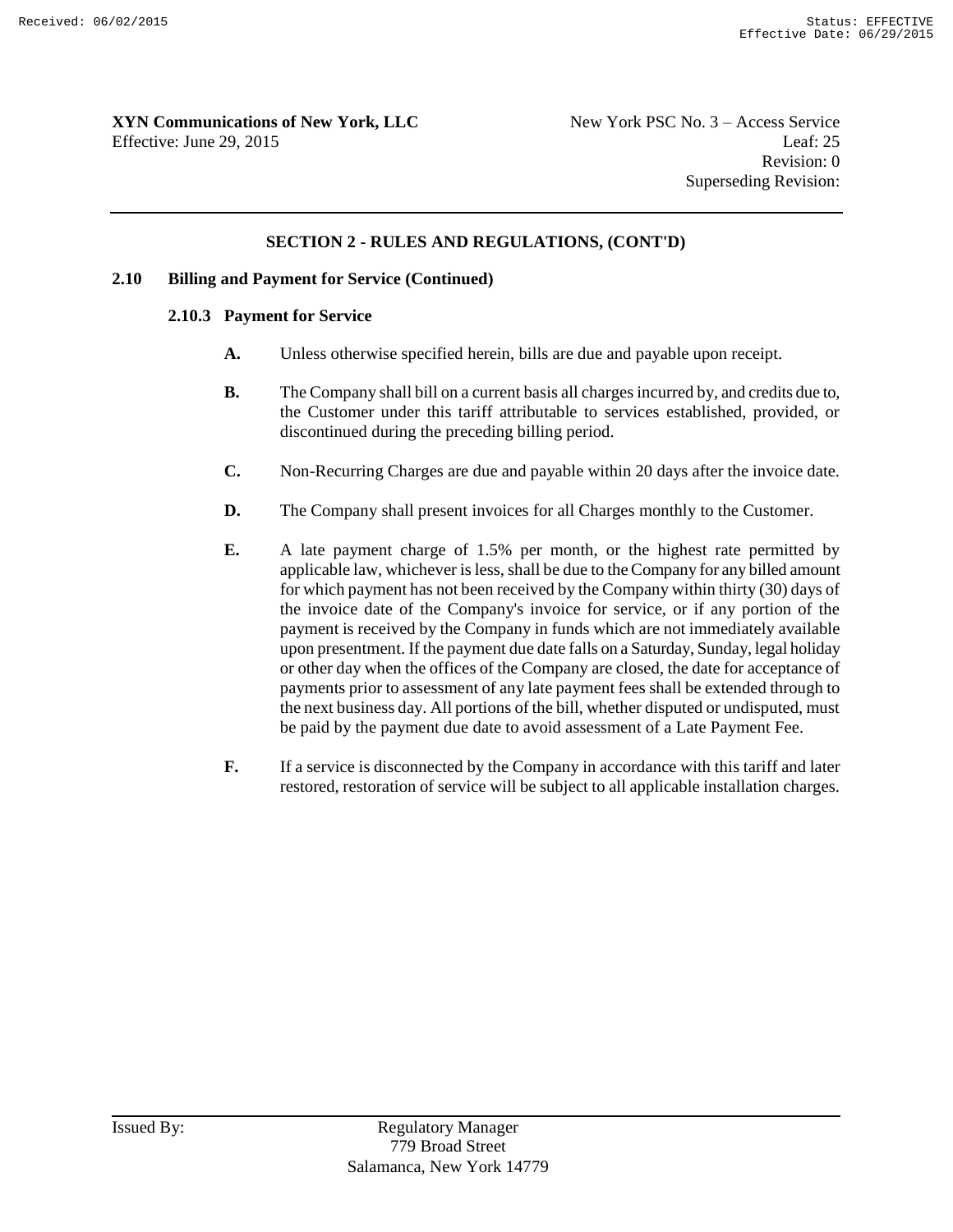## SECTION 2 - RULES AND REGULATIONS, (CONT'D)

### 2.10 Billing and Payment for Service (Continued)

#### 2.10.3 Payment for Service

**A.** Unless otherwise specified herein, bills are due and payable upon receipt.

**B.** The Company shall bill on a current basis all charges incurred by, and credits due to, the Customer under this tariff attributable to services established, provided, or discontinued during the preceding billing period.

**C.** Non-Recurring Charges are due and payable within 20 days after the invoice date.

**D.** The Company shall present invoices for all Charges monthly to the Customer.

**E.** A late payment charge of 1.5% per month, or the highest rate permitted by applicable law, whichever is less, shall be due to the Company for any billed amount for which payment has not been received by the Company within thirty (30) days of the invoice date of the Company's invoice for service, or if any portion of the payment is received by the Company in funds which are not immediately available upon presentment. If the payment due date falls on a Saturday, Sunday, legal holiday or other day when the offices of the Company are closed, the date for acceptance of payments prior to assessment of any late payment fees shall be extended through to the next business day. All portions of the bill, whether disputed or undisputed, must be paid by the payment due date to avoid assessment of a Late Payment Fee.

**F.** If a service is disconnected by the Company in accordance with this tariff and later restored, restoration of service will be subject to all applicable installation charges.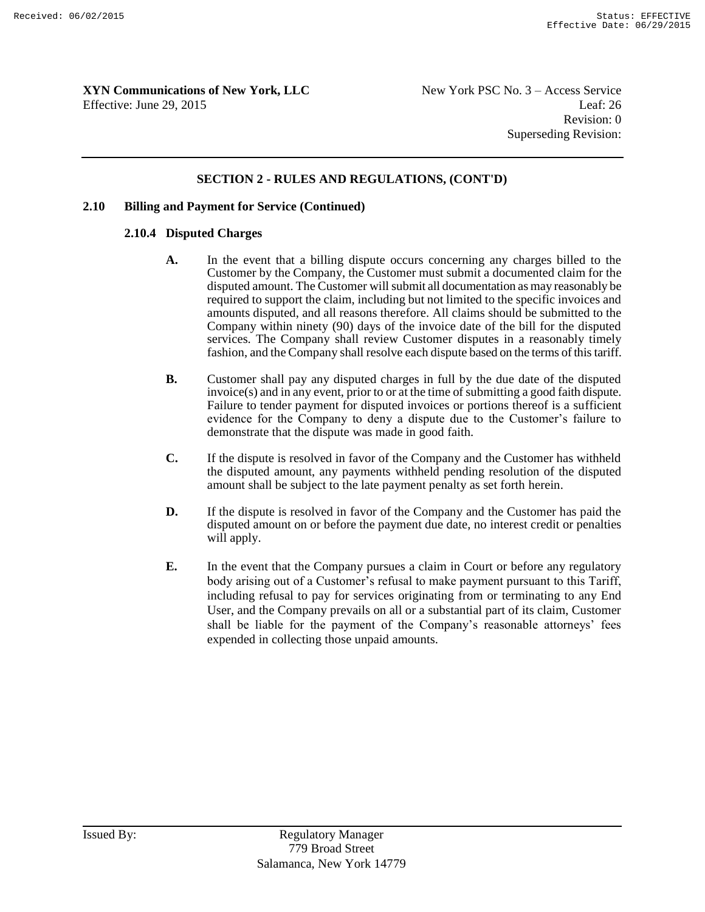## SECTION 2 - RULES AND REGULATIONS, (CONT'D)

### 2.10 Billing and Payment for Service (Continued)

#### 2.10.4 Disputed Charges

**A.** In the event that a billing dispute occurs concerning any charges billed to the Customer by the Company, the Customer must submit a documented claim for the disputed amount. The Customer will submit all documentation as may reasonably be required to support the claim, including but not limited to the specific invoices and amounts disputed, and all reasons therefore. All claims should be submitted to the Company within ninety (90) days of the invoice date of the bill for the disputed services. The Company shall review Customer disputes in a reasonably timely fashion, and the Company shall resolve each dispute based on the terms of this tariff.

**B.** Customer shall pay any disputed charges in full by the due date of the disputed invoice(s) and in any event, prior to or at the time of submitting a good faith dispute. Failure to tender payment for disputed invoices or portions thereof is a sufficient evidence for the Company to deny a dispute due to the Customer's failure to demonstrate that the dispute was made in good faith.

**C.** If the dispute is resolved in favor of the Company and the Customer has withheld the disputed amount, any payments withheld pending resolution of the disputed amount shall be subject to the late payment penalty as set forth herein.

**D.** If the dispute is resolved in favor of the Company and the Customer has paid the disputed amount on or before the payment due date, no interest credit or penalties will apply.

**E.** In the event that the Company pursues a claim in Court or before any regulatory body arising out of a Customer's refusal to make payment pursuant to this Tariff, including refusal to pay for services originating from or terminating to any End User, and the Company prevails on all or a substantial part of its claim, Customer shall be liable for the payment of the Company's reasonable attorneys' fees expended in collecting those unpaid amounts.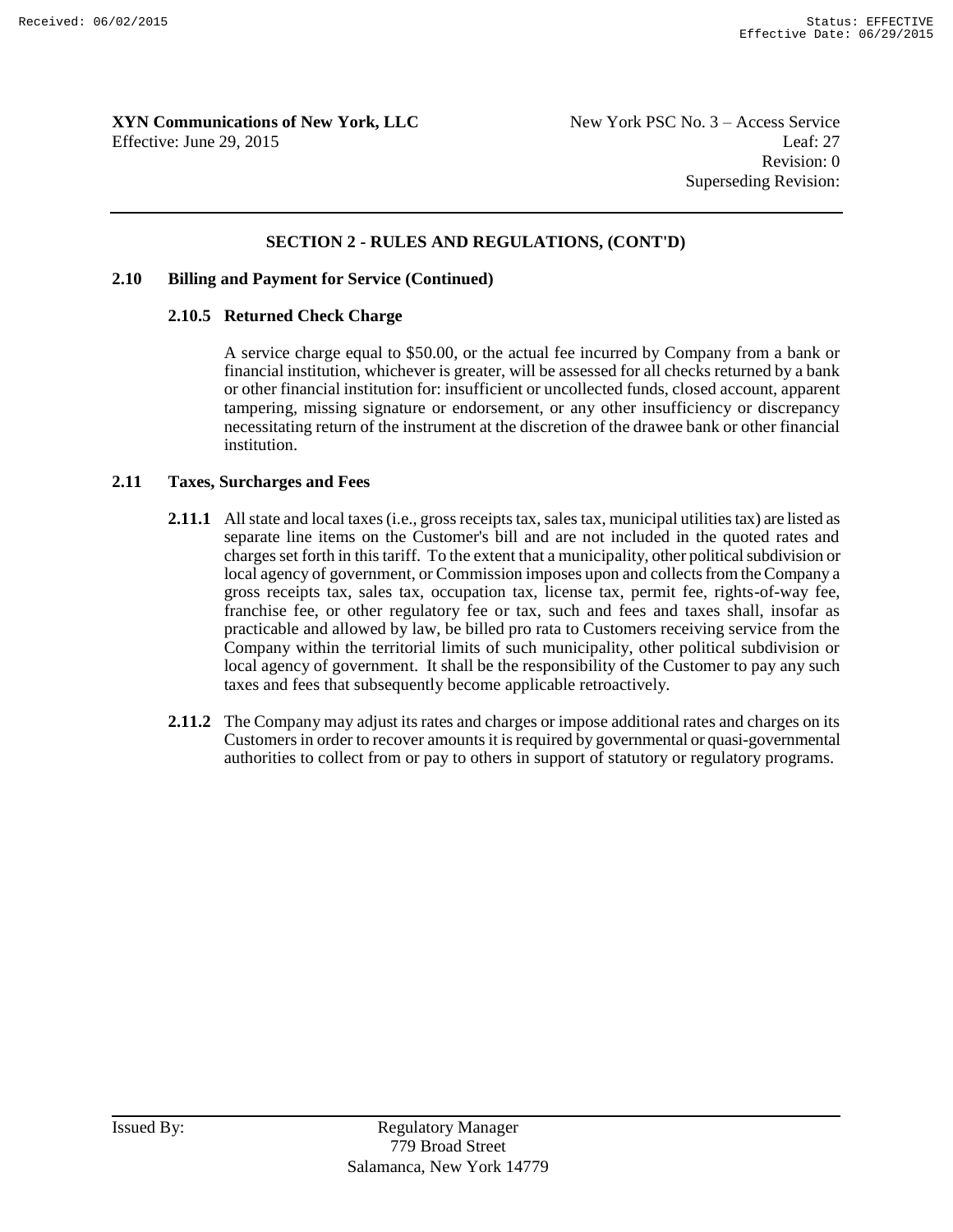## SECTION 2 - RULES AND REGULATIONS, (CONT'D)

### 2.10 Billing and Payment for Service (Continued)

#### 2.10.5 Returned Check Charge

A service charge equal to $50.00, or the actual fee incurred by Company from a bank or financial institution, whichever is greater, will be assessed for all checks returned by a bank or other financial institution for: insufficient or uncollected funds, closed account, apparent tampering, missing signature or endorsement, or any other insufficiency or discrepancy necessitating return of the instrument at the discretion of the drawee bank or other financial institution.

### 2.11 Taxes, Surcharges and Fees

**2.11.1** All state and local taxes (i.e., gross receipts tax, sales tax, municipal utilities tax) are listed as separate line items on the Customer's bill and are not included in the quoted rates and charges set forth in this tariff. To the extent that a municipality, other political subdivision or local agency of government, or Commission imposes upon and collects from the Company a gross receipts tax, sales tax, occupation tax, license tax, permit fee, rights-of-way fee, franchise fee, or other regulatory fee or tax, such and fees and taxes shall, insofar as practicable and allowed by law, be billed pro rata to Customers receiving service from the Company within the territorial limits of such municipality, other political subdivision or local agency of government. It shall be the responsibility of the Customer to pay any such taxes and fees that subsequently become applicable retroactively.

**2.11.2** The Company may adjust its rates and charges or impose additional rates and charges on its Customers in order to recover amounts it is required by governmental or quasi-governmental authorities to collect from or pay to others in support of statutory or regulatory programs.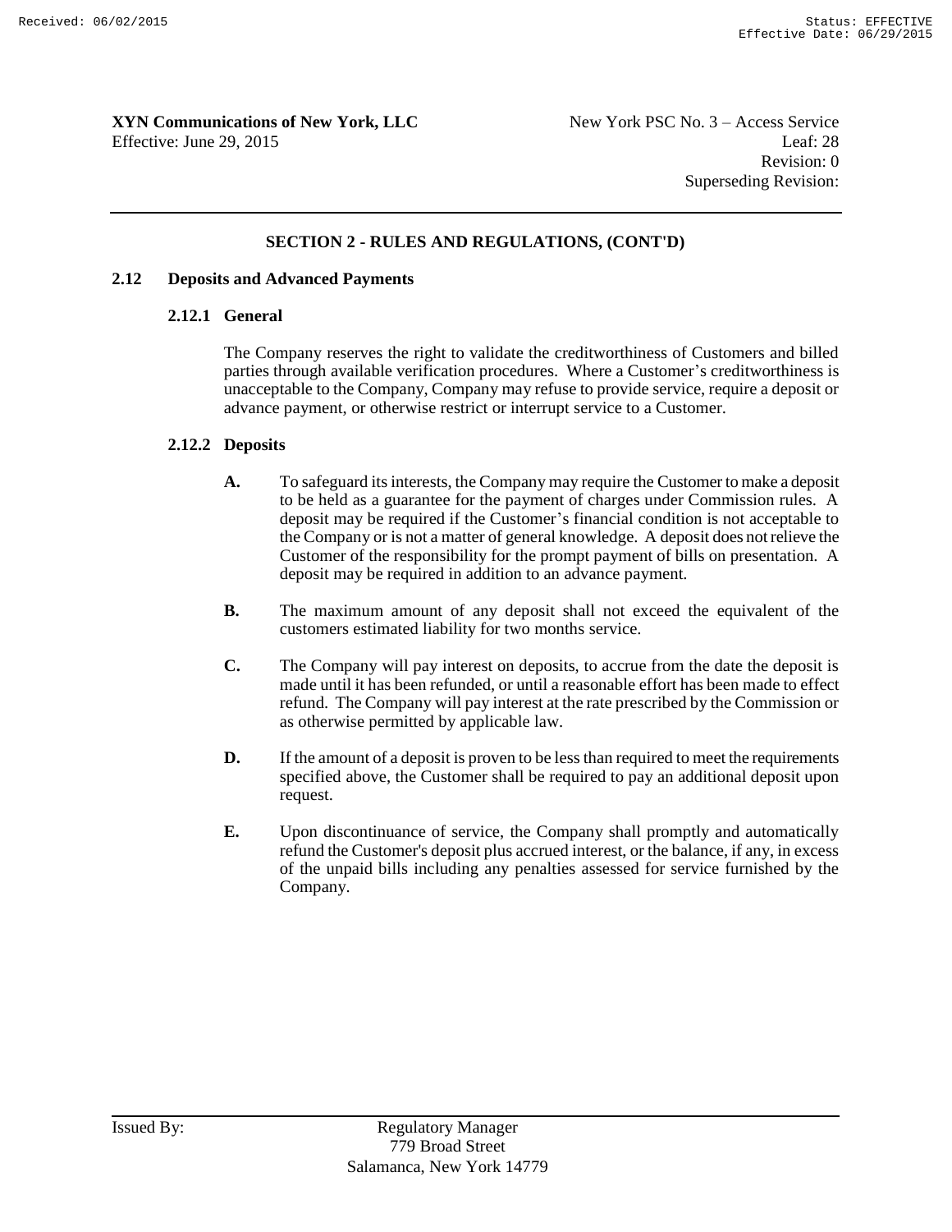## SECTION 2 - RULES AND REGULATIONS, (CONT'D)

### 2.12 Deposits and Advanced Payments

#### 2.12.1 General

The Company reserves the right to validate the creditworthiness of Customers and billed parties through available verification procedures. Where a Customer's creditworthiness is unacceptable to the Company, Company may refuse to provide service, require a deposit or advance payment, or otherwise restrict or interrupt service to a Customer.

#### 2.12.2 Deposits

**A.** To safeguard its interests, the Company may require the Customer to make a deposit to be held as a guarantee for the payment of charges under Commission rules. A deposit may be required if the Customer's financial condition is not acceptable to the Company or is not a matter of general knowledge. A deposit does not relieve the Customer of the responsibility for the prompt payment of bills on presentation. A deposit may be required in addition to an advance payment.

**B.** The maximum amount of any deposit shall not exceed the equivalent of the customers estimated liability for two months service.

**C.** The Company will pay interest on deposits, to accrue from the date the deposit is made until it has been refunded, or until a reasonable effort has been made to effect refund. The Company will pay interest at the rate prescribed by the Commission or as otherwise permitted by applicable law.

**D.** If the amount of a deposit is proven to be less than required to meet the requirements specified above, the Customer shall be required to pay an additional deposit upon request.

**E.** Upon discontinuance of service, the Company shall promptly and automatically refund the Customer's deposit plus accrued interest, or the balance, if any, in excess of the unpaid bills including any penalties assessed for service furnished by the Company.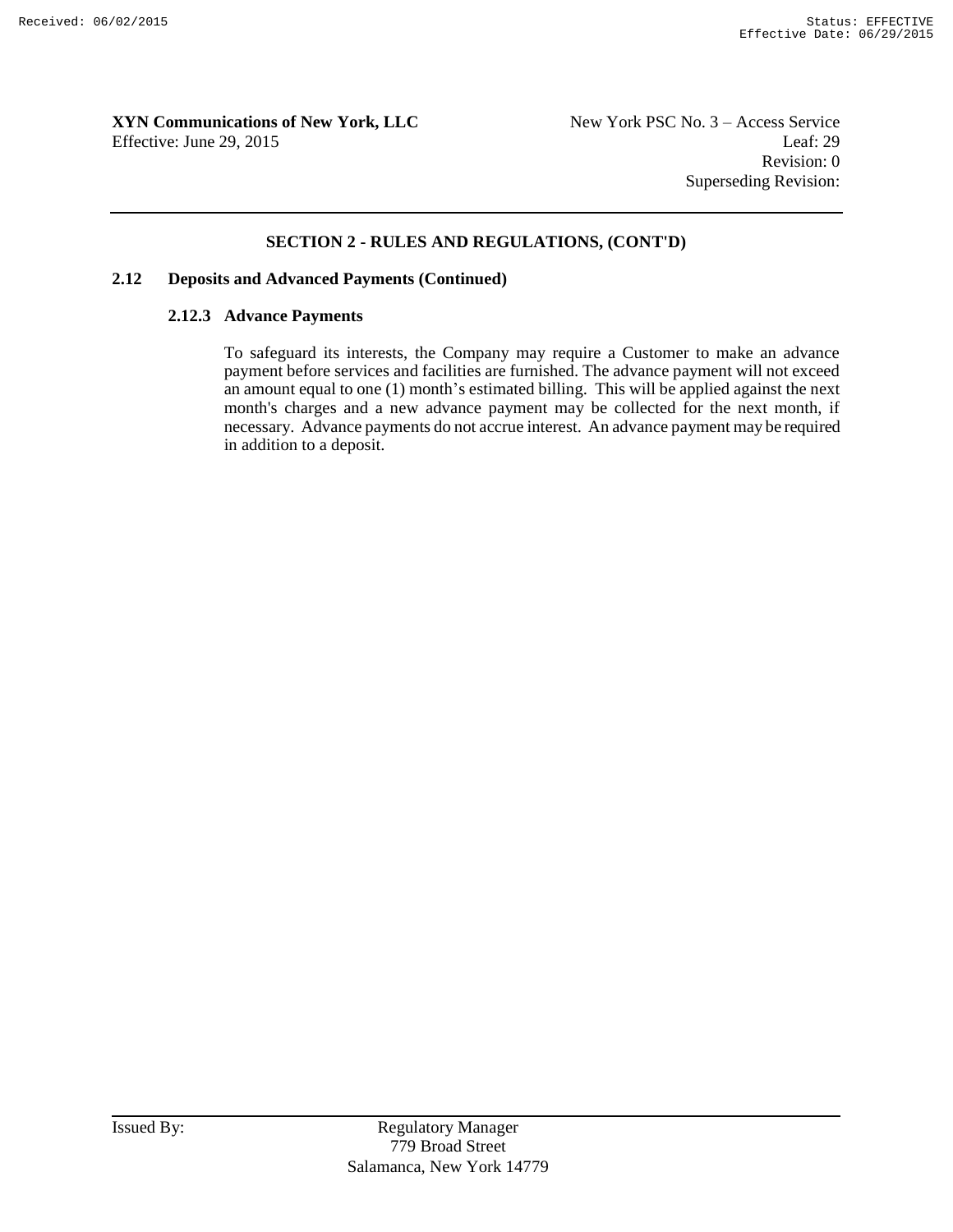## SECTION 2 - RULES AND REGULATIONS, (CONT'D)

### 2.12 Deposits and Advanced Payments (Continued)

#### 2.12.3 Advance Payments

To safeguard its interests, the Company may require a Customer to make an advance payment before services and facilities are furnished. The advance payment will not exceed an amount equal to one (1) month's estimated billing. This will be applied against the next month's charges and a new advance payment may be collected for the next month, if necessary. Advance payments do not accrue interest. An advance payment may be required in addition to a deposit.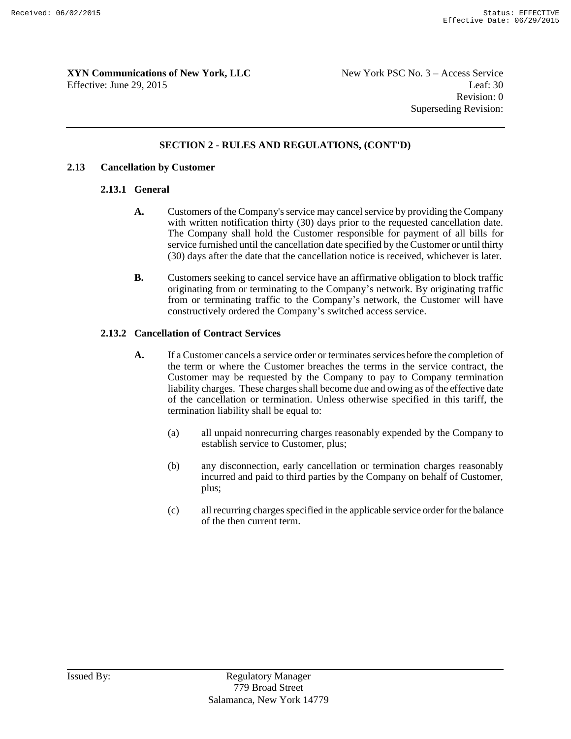## SECTION 2 - RULES AND REGULATIONS, (CONT'D)

### 2.13 Cancellation by Customer

#### 2.13.1 General

**A.** Customers of the Company's service may cancel service by providing the Company with written notification thirty (30) days prior to the requested cancellation date. The Company shall hold the Customer responsible for payment of all bills for service furnished until the cancellation date specified by the Customer or until thirty (30) days after the date that the cancellation notice is received, whichever is later.

**B.** Customers seeking to cancel service have an affirmative obligation to block traffic originating from or terminating to the Company's network. By originating traffic from or terminating traffic to the Company's network, the Customer will have constructively ordered the Company's switched access service.

#### 2.13.2 Cancellation of Contract Services

**A.** If a Customer cancels a service order or terminates services before the completion of the term or where the Customer breaches the terms in the service contract, the Customer may be requested by the Company to pay to Company termination liability charges. These charges shall become due and owing as of the effective date of the cancellation or termination. Unless otherwise specified in this tariff, the termination liability shall be equal to:

(a) all unpaid nonrecurring charges reasonably expended by the Company to establish service to Customer, plus;

(b) any disconnection, early cancellation or termination charges reasonably incurred and paid to third parties by the Company on behalf of Customer, plus;

(c) all recurring charges specified in the applicable service order for the balance of the then current term.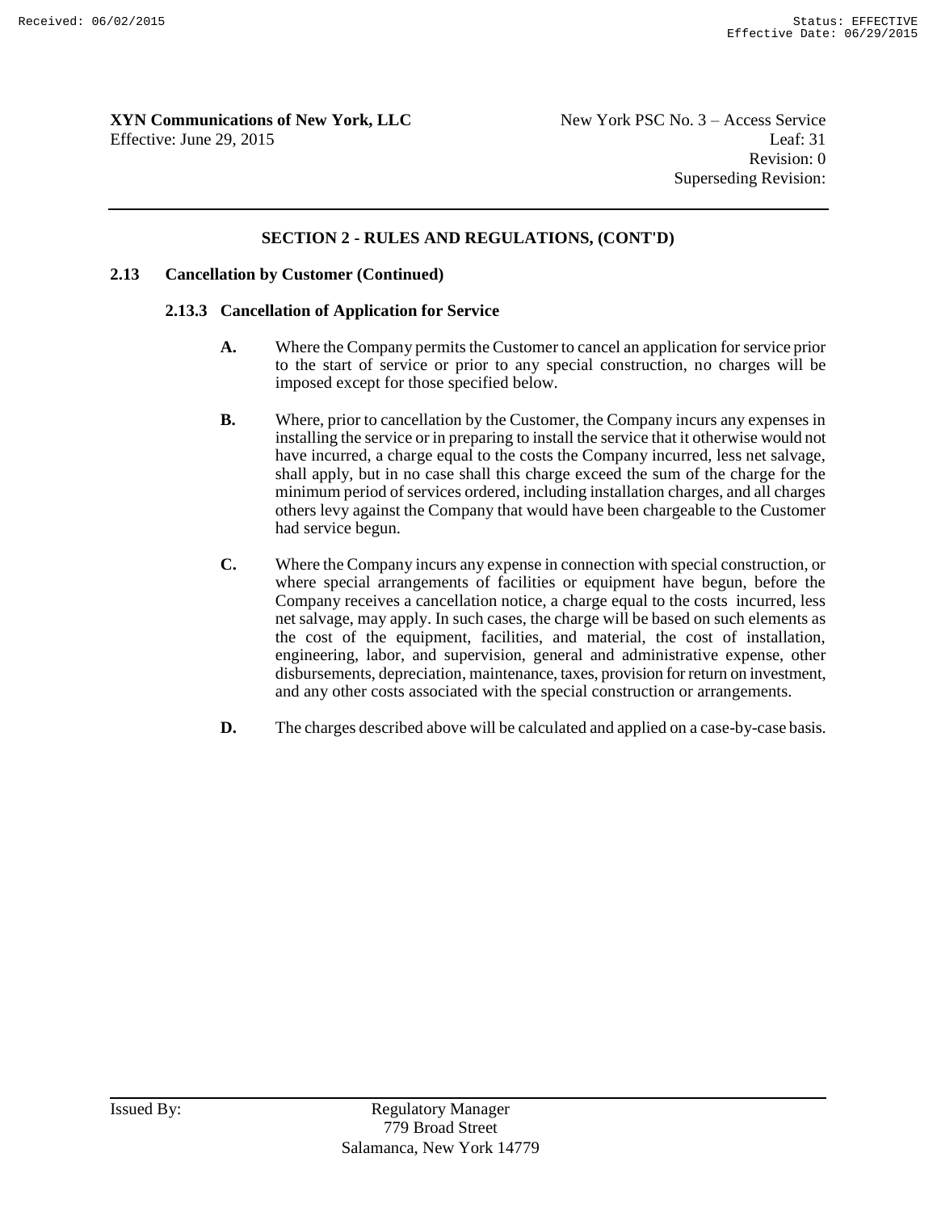## SECTION 2 - RULES AND REGULATIONS, (CONT'D)

### 2.13 Cancellation by Customer (Continued)

#### 2.13.3 Cancellation of Application for Service

**A.** Where the Company permits the Customer to cancel an application for service prior to the start of service or prior to any special construction, no charges will be imposed except for those specified below.

**B.** Where, prior to cancellation by the Customer, the Company incurs any expenses in installing the service or in preparing to install the service that it otherwise would not have incurred, a charge equal to the costs the Company incurred, less net salvage, shall apply, but in no case shall this charge exceed the sum of the charge for the minimum period of services ordered, including installation charges, and all charges others levy against the Company that would have been chargeable to the Customer had service begun.

**C.** Where the Company incurs any expense in connection with special construction, or where special arrangements of facilities or equipment have begun, before the Company receives a cancellation notice, a charge equal to the costs incurred, less net salvage, may apply. In such cases, the charge will be based on such elements as the cost of the equipment, facilities, and material, the cost of installation, engineering, labor, and supervision, general and administrative expense, other disbursements, depreciation, maintenance, taxes, provision for return on investment, and any other costs associated with the special construction or arrangements.

**D.** The charges described above will be calculated and applied on a case-by-case basis.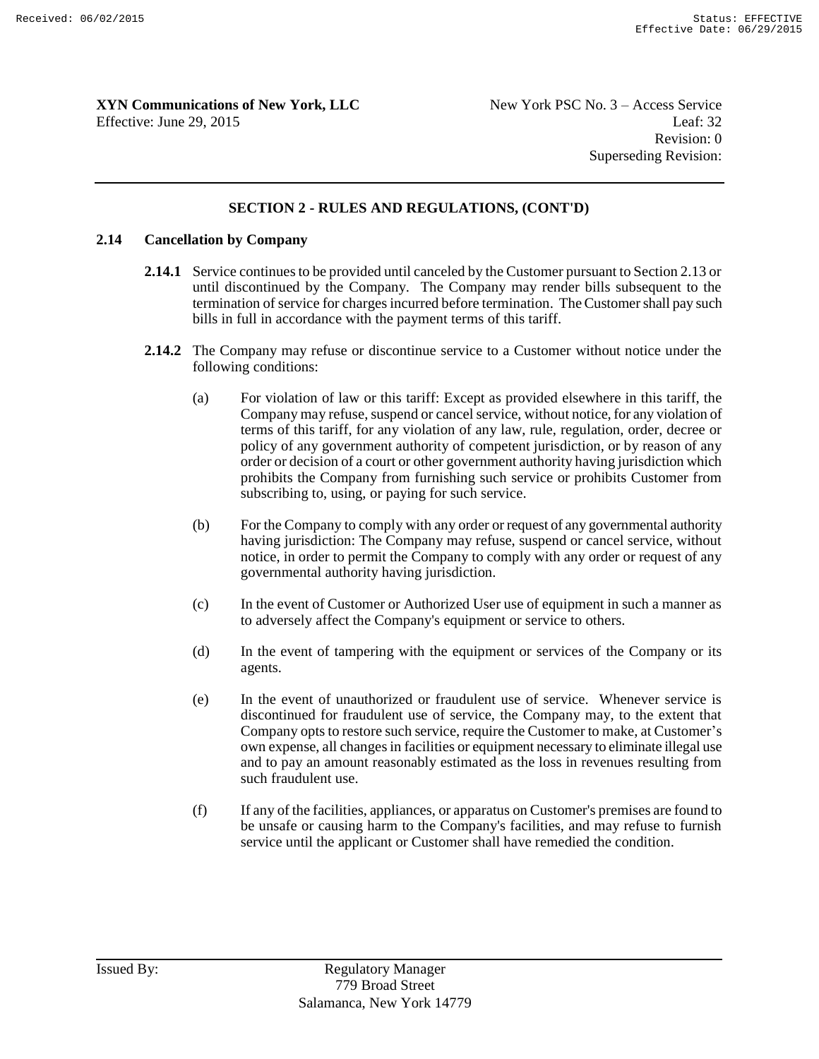## SECTION 2 - RULES AND REGULATIONS, (CONT'D)

### 2.14 Cancellation by Company

**2.14.1** Service continues to be provided until canceled by the Customer pursuant to Section 2.13 or until discontinued by the Company. The Company may render bills subsequent to the termination of service for charges incurred before termination. The Customer shall pay such bills in full in accordance with the payment terms of this tariff.

**2.14.2** The Company may refuse or discontinue service to a Customer without notice under the following conditions:

(a) For violation of law or this tariff: Except as provided elsewhere in this tariff, the Company may refuse, suspend or cancel service, without notice, for any violation of terms of this tariff, for any violation of any law, rule, regulation, order, decree or policy of any government authority of competent jurisdiction, or by reason of any order or decision of a court or other government authority having jurisdiction which prohibits the Company from furnishing such service or prohibits Customer from subscribing to, using, or paying for such service.

(b) For the Company to comply with any order or request of any governmental authority having jurisdiction: The Company may refuse, suspend or cancel service, without notice, in order to permit the Company to comply with any order or request of any governmental authority having jurisdiction.

(c) In the event of Customer or Authorized User use of equipment in such a manner as to adversely affect the Company's equipment or service to others.

(d) In the event of tampering with the equipment or services of the Company or its agents.

(e) In the event of unauthorized or fraudulent use of service. Whenever service is discontinued for fraudulent use of service, the Company may, to the extent that Company opts to restore such service, require the Customer to make, at Customer's own expense, all changes in facilities or equipment necessary to eliminate illegal use and to pay an amount reasonably estimated as the loss in revenues resulting from such fraudulent use.

(f) If any of the facilities, appliances, or apparatus on Customer's premises are found to be unsafe or causing harm to the Company's facilities, and may refuse to furnish service until the applicant or Customer shall have remedied the condition.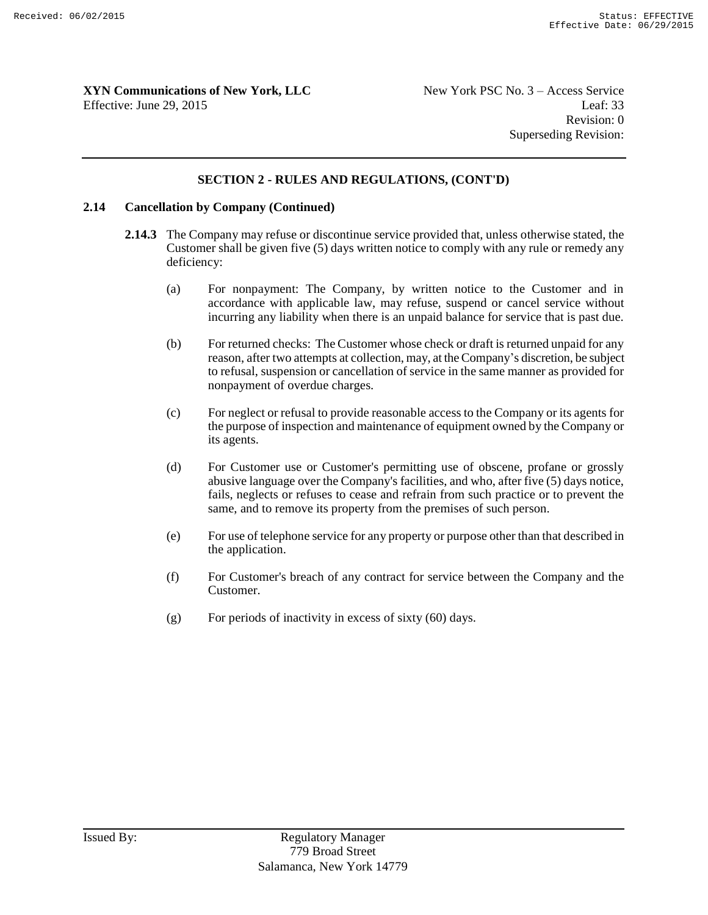## SECTION 2 - RULES AND REGULATIONS, (CONT'D)

### 2.14 Cancellation by Company (Continued)

**2.14.3** The Company may refuse or discontinue service provided that, unless otherwise stated, the Customer shall be given five (5) days written notice to comply with any rule or remedy any deficiency:

(a) For nonpayment: The Company, by written notice to the Customer and in accordance with applicable law, may refuse, suspend or cancel service without incurring any liability when there is an unpaid balance for service that is past due.

(b) For returned checks: The Customer whose check or draft is returned unpaid for any reason, after two attempts at collection, may, at the Company's discretion, be subject to refusal, suspension or cancellation of service in the same manner as provided for nonpayment of overdue charges.

(c) For neglect or refusal to provide reasonable access to the Company or its agents for the purpose of inspection and maintenance of equipment owned by the Company or its agents.

(d) For Customer use or Customer's permitting use of obscene, profane or grossly abusive language over the Company's facilities, and who, after five (5) days notice, fails, neglects or refuses to cease and refrain from such practice or to prevent the same, and to remove its property from the premises of such person.

(e) For use of telephone service for any property or purpose other than that described in the application.

(f) For Customer's breach of any contract for service between the Company and the Customer.

(g) For periods of inactivity in excess of sixty (60) days.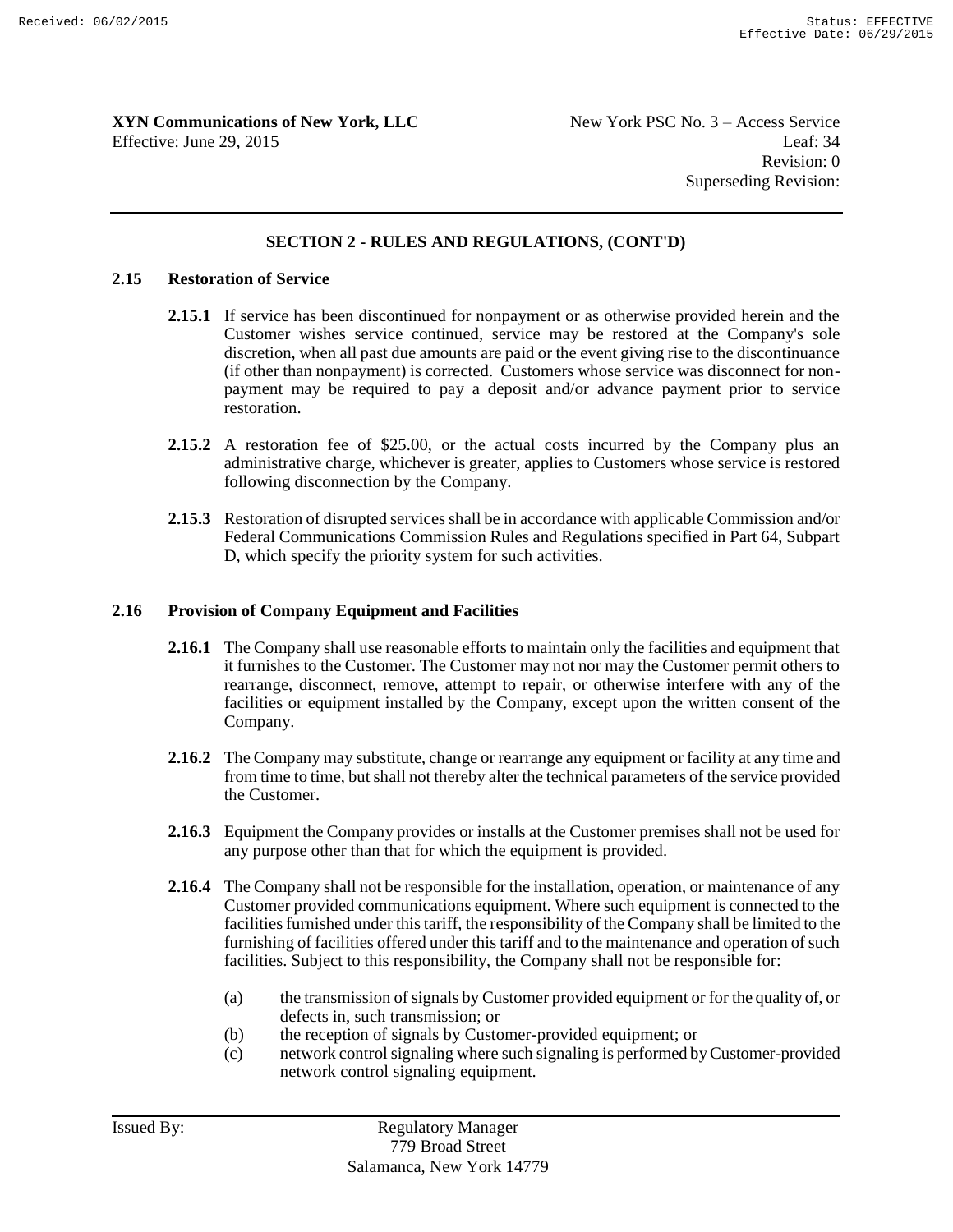## SECTION 2 - RULES AND REGULATIONS, (CONT'D)

### 2.15 Restoration of Service

**2.15.1** If service has been discontinued for nonpayment or as otherwise provided herein and the Customer wishes service continued, service may be restored at the Company's sole discretion, when all past due amounts are paid or the event giving rise to the discontinuance (if other than nonpayment) is corrected. Customers whose service was disconnect for non-payment may be required to pay a deposit and/or advance payment prior to service restoration.

**2.15.2** A restoration fee of $25.00, or the actual costs incurred by the Company plus an administrative charge, whichever is greater, applies to Customers whose service is restored following disconnection by the Company.

**2.15.3** Restoration of disrupted services shall be in accordance with applicable Commission and/or Federal Communications Commission Rules and Regulations specified in Part 64, Subpart D, which specify the priority system for such activities.

### 2.16 Provision of Company Equipment and Facilities

**2.16.1** The Company shall use reasonable efforts to maintain only the facilities and equipment that it furnishes to the Customer. The Customer may not nor may the Customer permit others to rearrange, disconnect, remove, attempt to repair, or otherwise interfere with any of the facilities or equipment installed by the Company, except upon the written consent of the Company.

**2.16.2** The Company may substitute, change or rearrange any equipment or facility at any time and from time to time, but shall not thereby alter the technical parameters of the service provided the Customer.

**2.16.3** Equipment the Company provides or installs at the Customer premises shall not be used for any purpose other than that for which the equipment is provided.

**2.16.4** The Company shall not be responsible for the installation, operation, or maintenance of any Customer provided communications equipment. Where such equipment is connected to the facilities furnished under this tariff, the responsibility of the Company shall be limited to the furnishing of facilities offered under this tariff and to the maintenance and operation of such facilities. Subject to this responsibility, the Company shall not be responsible for:

(a) the transmission of signals by Customer provided equipment or for the quality of, or defects in, such transmission; or

(b) the reception of signals by Customer-provided equipment; or

(c) network control signaling where such signaling is performed by Customer-provided network control signaling equipment.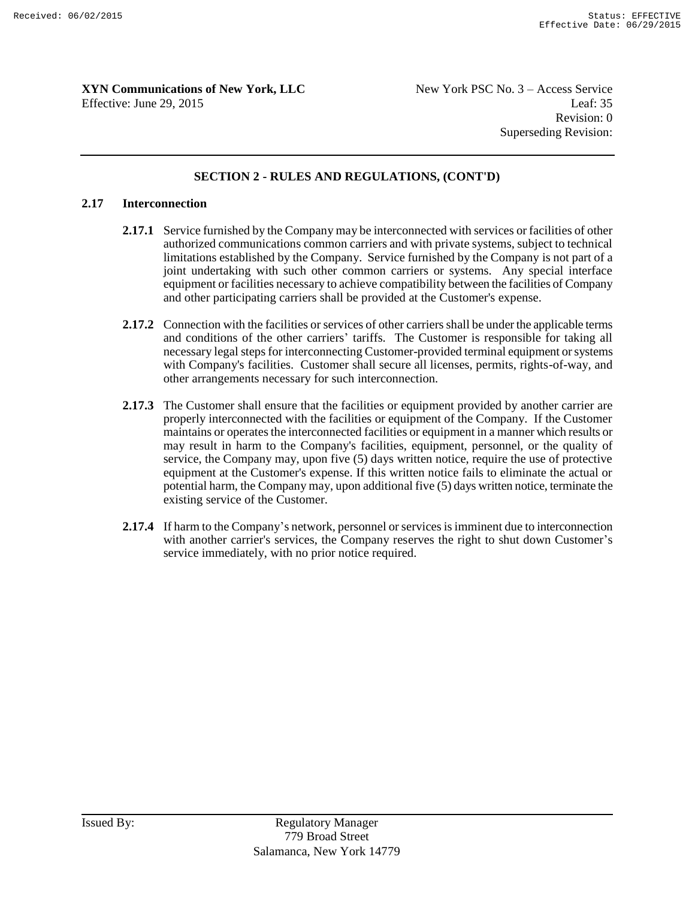## SECTION 2 - RULES AND REGULATIONS, (CONT'D)

### 2.17 Interconnection

**2.17.1** Service furnished by the Company may be interconnected with services or facilities of other authorized communications common carriers and with private systems, subject to technical limitations established by the Company. Service furnished by the Company is not part of a joint undertaking with such other common carriers or systems. Any special interface equipment or facilities necessary to achieve compatibility between the facilities of Company and other participating carriers shall be provided at the Customer's expense.

**2.17.2** Connection with the facilities or services of other carriers shall be under the applicable terms and conditions of the other carriers' tariffs. The Customer is responsible for taking all necessary legal steps for interconnecting Customer-provided terminal equipment or systems with Company's facilities. Customer shall secure all licenses, permits, rights-of-way, and other arrangements necessary for such interconnection.

**2.17.3** The Customer shall ensure that the facilities or equipment provided by another carrier are properly interconnected with the facilities or equipment of the Company. If the Customer maintains or operates the interconnected facilities or equipment in a manner which results or may result in harm to the Company's facilities, equipment, personnel, or the quality of service, the Company may, upon five (5) days written notice, require the use of protective equipment at the Customer's expense. If this written notice fails to eliminate the actual or potential harm, the Company may, upon additional five (5) days written notice, terminate the existing service of the Customer.

**2.17.4** If harm to the Company's network, personnel or services is imminent due to interconnection with another carrier's services, the Company reserves the right to shut down Customer's service immediately, with no prior notice required.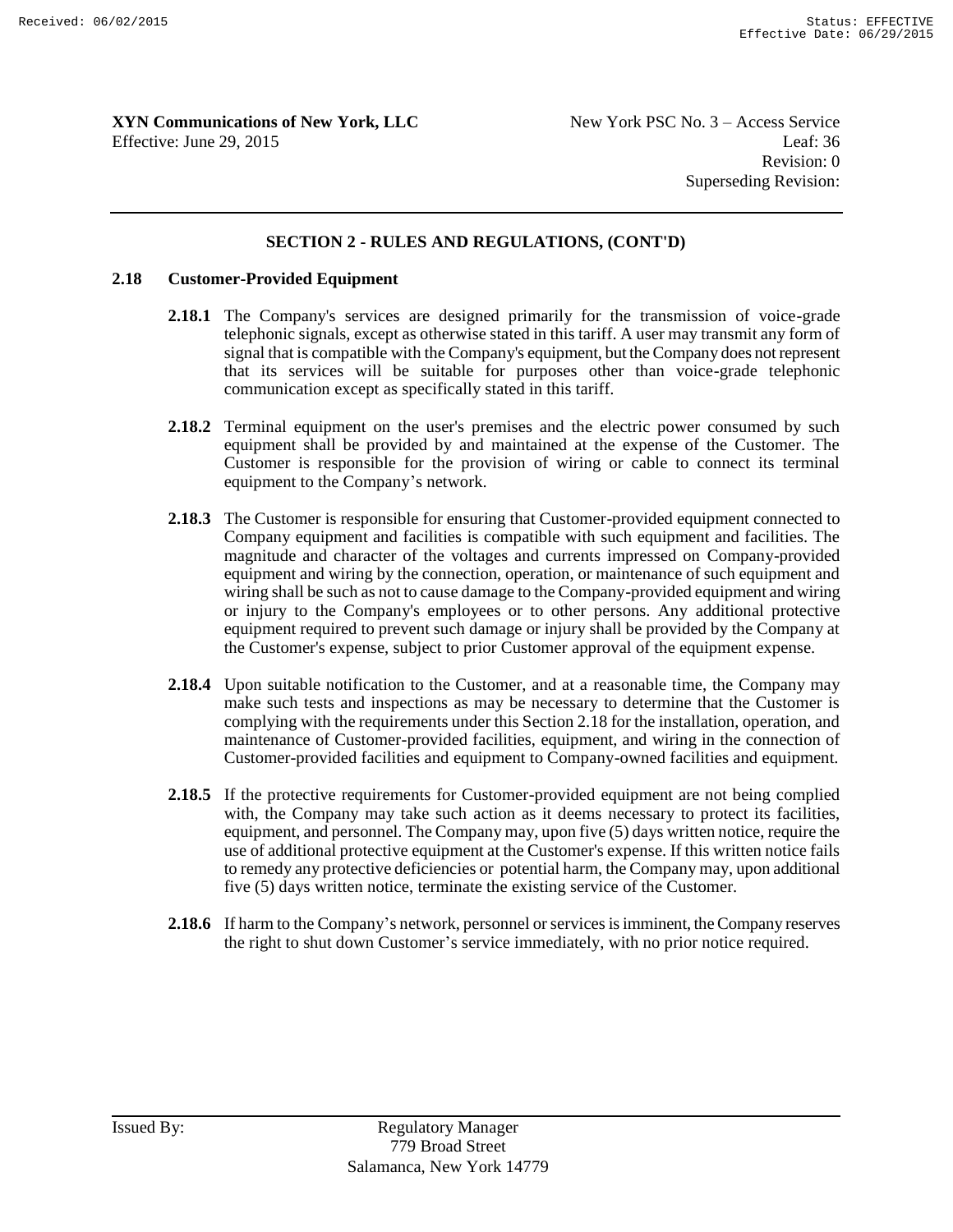## SECTION 2 - RULES AND REGULATIONS, (CONT'D)

### 2.18 Customer-Provided Equipment

**2.18.1** The Company's services are designed primarily for the transmission of voice-grade telephonic signals, except as otherwise stated in this tariff. A user may transmit any form of signal that is compatible with the Company's equipment, but the Company does not represent that its services will be suitable for purposes other than voice-grade telephonic communication except as specifically stated in this tariff.

**2.18.2** Terminal equipment on the user's premises and the electric power consumed by such equipment shall be provided by and maintained at the expense of the Customer. The Customer is responsible for the provision of wiring or cable to connect its terminal equipment to the Company's network.

**2.18.3** The Customer is responsible for ensuring that Customer-provided equipment connected to Company equipment and facilities is compatible with such equipment and facilities. The magnitude and character of the voltages and currents impressed on Company-provided equipment and wiring by the connection, operation, or maintenance of such equipment and wiring shall be such as not to cause damage to the Company-provided equipment and wiring or injury to the Company's employees or to other persons. Any additional protective equipment required to prevent such damage or injury shall be provided by the Company at the Customer's expense, subject to prior Customer approval of the equipment expense.

**2.18.4** Upon suitable notification to the Customer, and at a reasonable time, the Company may make such tests and inspections as may be necessary to determine that the Customer is complying with the requirements under this Section 2.18 for the installation, operation, and maintenance of Customer-provided facilities, equipment, and wiring in the connection of Customer-provided facilities and equipment to Company-owned facilities and equipment.

**2.18.5** If the protective requirements for Customer-provided equipment are not being complied with, the Company may take such action as it deems necessary to protect its facilities, equipment, and personnel. The Company may, upon five (5) days written notice, require the use of additional protective equipment at the Customer's expense. If this written notice fails to remedy any protective deficiencies or potential harm, the Company may, upon additional five (5) days written notice, terminate the existing service of the Customer.

**2.18.6** If harm to the Company's network, personnel or services is imminent, the Company reserves the right to shut down Customer's service immediately, with no prior notice required.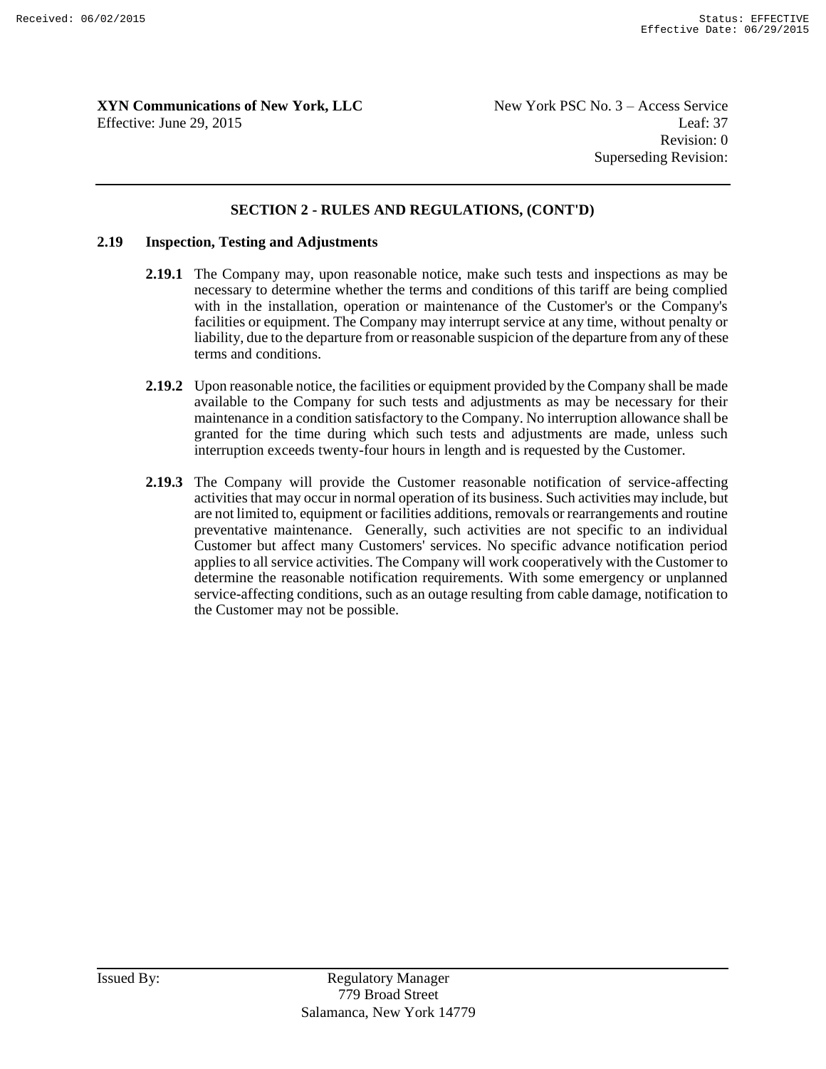## SECTION 2 - RULES AND REGULATIONS, (CONT'D)

### 2.19 Inspection, Testing and Adjustments

**2.19.1** The Company may, upon reasonable notice, make such tests and inspections as may be necessary to determine whether the terms and conditions of this tariff are being complied with in the installation, operation or maintenance of the Customer's or the Company's facilities or equipment. The Company may interrupt service at any time, without penalty or liability, due to the departure from or reasonable suspicion of the departure from any of these terms and conditions.

**2.19.2** Upon reasonable notice, the facilities or equipment provided by the Company shall be made available to the Company for such tests and adjustments as may be necessary for their maintenance in a condition satisfactory to the Company. No interruption allowance shall be granted for the time during which such tests and adjustments are made, unless such interruption exceeds twenty-four hours in length and is requested by the Customer.

**2.19.3** The Company will provide the Customer reasonable notification of service-affecting activities that may occur in normal operation of its business. Such activities may include, but are not limited to, equipment or facilities additions, removals or rearrangements and routine preventative maintenance. Generally, such activities are not specific to an individual Customer but affect many Customers' services. No specific advance notification period applies to all service activities. The Company will work cooperatively with the Customer to determine the reasonable notification requirements. With some emergency or unplanned service-affecting conditions, such as an outage resulting from cable damage, notification to the Customer may not be possible.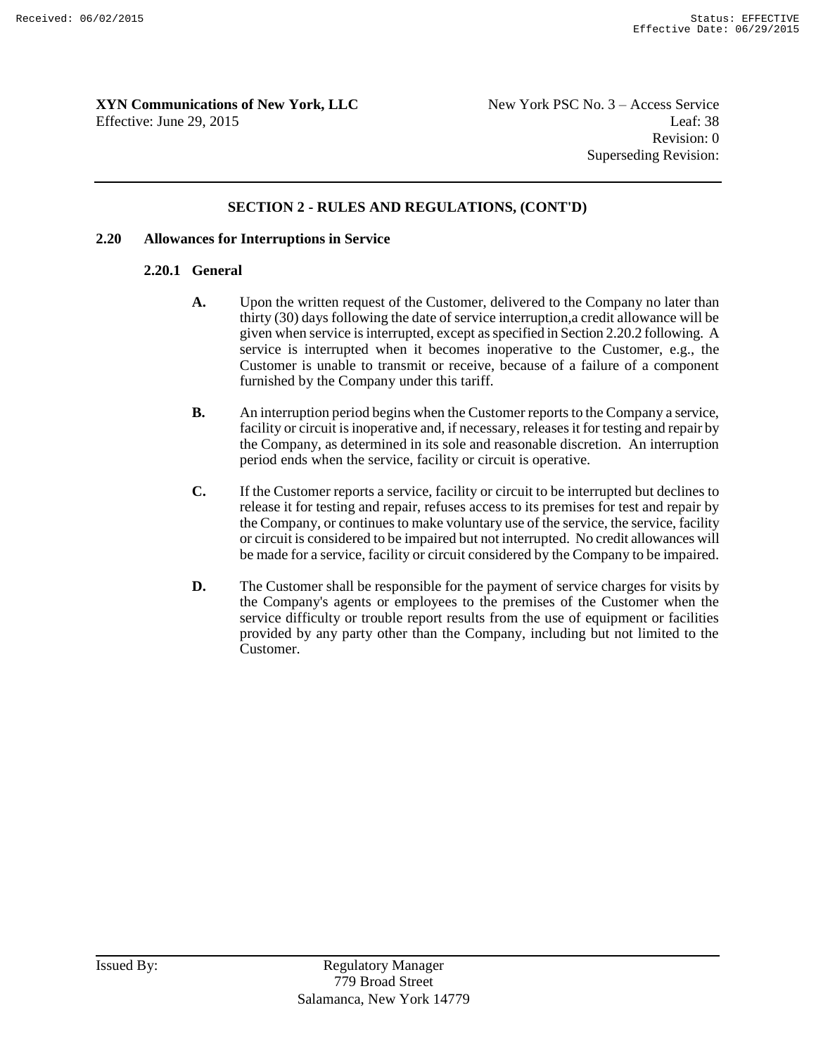**XYN Communications of New York, LLC**
Effective: June 29, 2015

New York PSC No. 3 – Access Service
Leaf: 38
Revision: 0
Superseding Revision:

## SECTION 2 - RULES AND REGULATIONS, (CONT'D)

### 2.20 Allowances for Interruptions in Service

#### 2.20.1 General

**A.** Upon the written request of the Customer, delivered to the Company no later than thirty (30) days following the date of service interruption,a credit allowance will be given when service is interrupted, except as specified in Section 2.20.2 following. A service is interrupted when it becomes inoperative to the Customer, e.g., the Customer is unable to transmit or receive, because of a failure of a component furnished by the Company under this tariff.

**B.** An interruption period begins when the Customer reports to the Company a service, facility or circuit is inoperative and, if necessary, releases it for testing and repair by the Company, as determined in its sole and reasonable discretion. An interruption period ends when the service, facility or circuit is operative.

**C.** If the Customer reports a service, facility or circuit to be interrupted but declines to release it for testing and repair, refuses access to its premises for test and repair by the Company, or continues to make voluntary use of the service, the service, facility or circuit is considered to be impaired but not interrupted. No credit allowances will be made for a service, facility or circuit considered by the Company to be impaired.

**D.** The Customer shall be responsible for the payment of service charges for visits by the Company's agents or employees to the premises of the Customer when the service difficulty or trouble report results from the use of equipment or facilities provided by any party other than the Company, including but not limited to the Customer.

Issued By: Regulatory Manager
779 Broad Street
Salamanca, New York 14779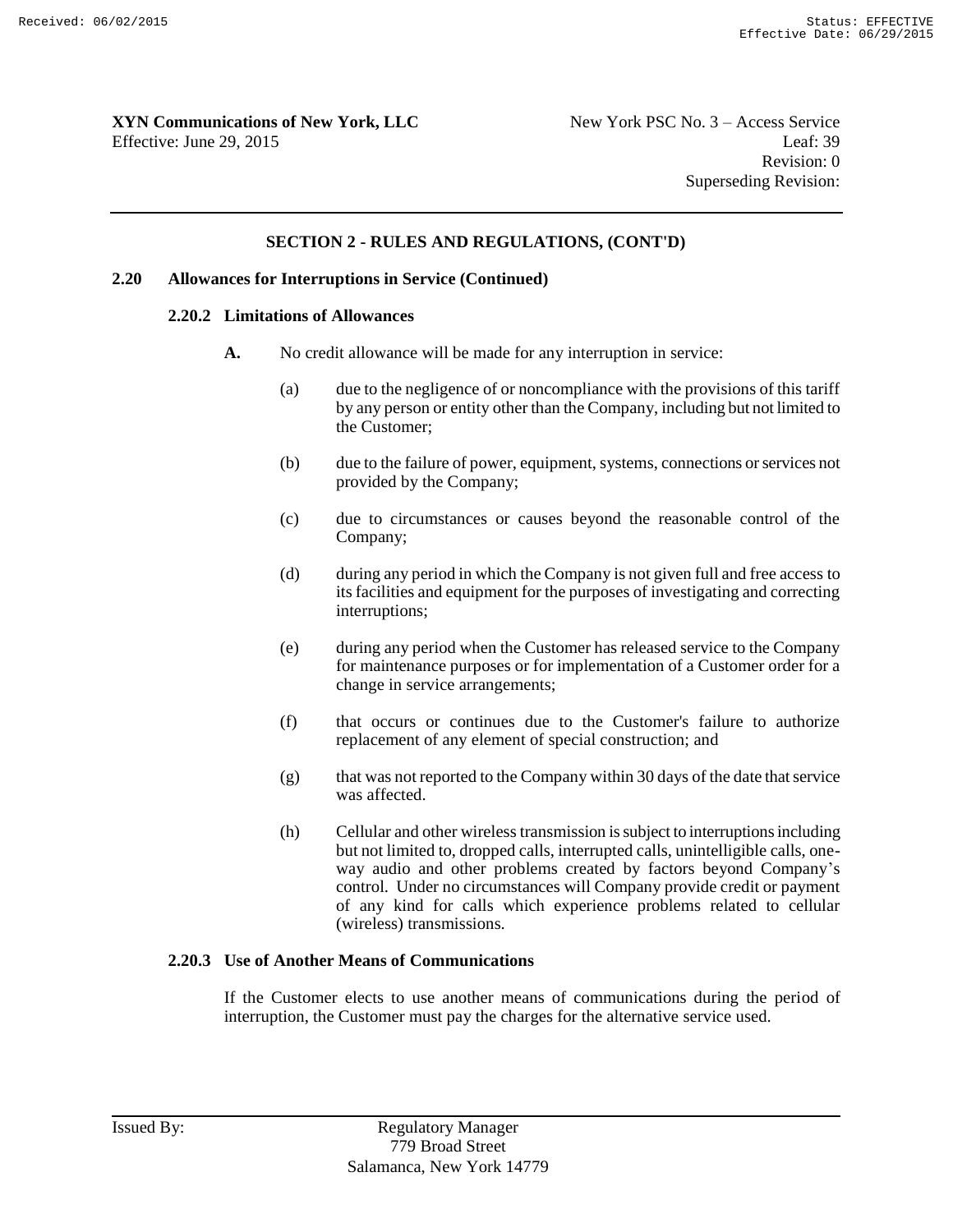## SECTION 2 - RULES AND REGULATIONS, (CONT'D)

### 2.20 Allowances for Interruptions in Service (Continued)

#### 2.20.2 Limitations of Allowances

**A.** No credit allowance will be made for any interruption in service:

(a) due to the negligence of or noncompliance with the provisions of this tariff by any person or entity other than the Company, including but not limited to the Customer;

(b) due to the failure of power, equipment, systems, connections or services not provided by the Company;

(c) due to circumstances or causes beyond the reasonable control of the Company;

(d) during any period in which the Company is not given full and free access to its facilities and equipment for the purposes of investigating and correcting interruptions;

(e) during any period when the Customer has released service to the Company for maintenance purposes or for implementation of a Customer order for a change in service arrangements;

(f) that occurs or continues due to the Customer's failure to authorize replacement of any element of special construction; and

(g) that was not reported to the Company within 30 days of the date that service was affected.

(h) Cellular and other wireless transmission is subject to interruptions including but not limited to, dropped calls, interrupted calls, unintelligible calls, one-way audio and other problems created by factors beyond Company's control. Under no circumstances will Company provide credit or payment of any kind for calls which experience problems related to cellular (wireless) transmissions.

#### 2.20.3 Use of Another Means of Communications

If the Customer elects to use another means of communications during the period of interruption, the Customer must pay the charges for the alternative service used.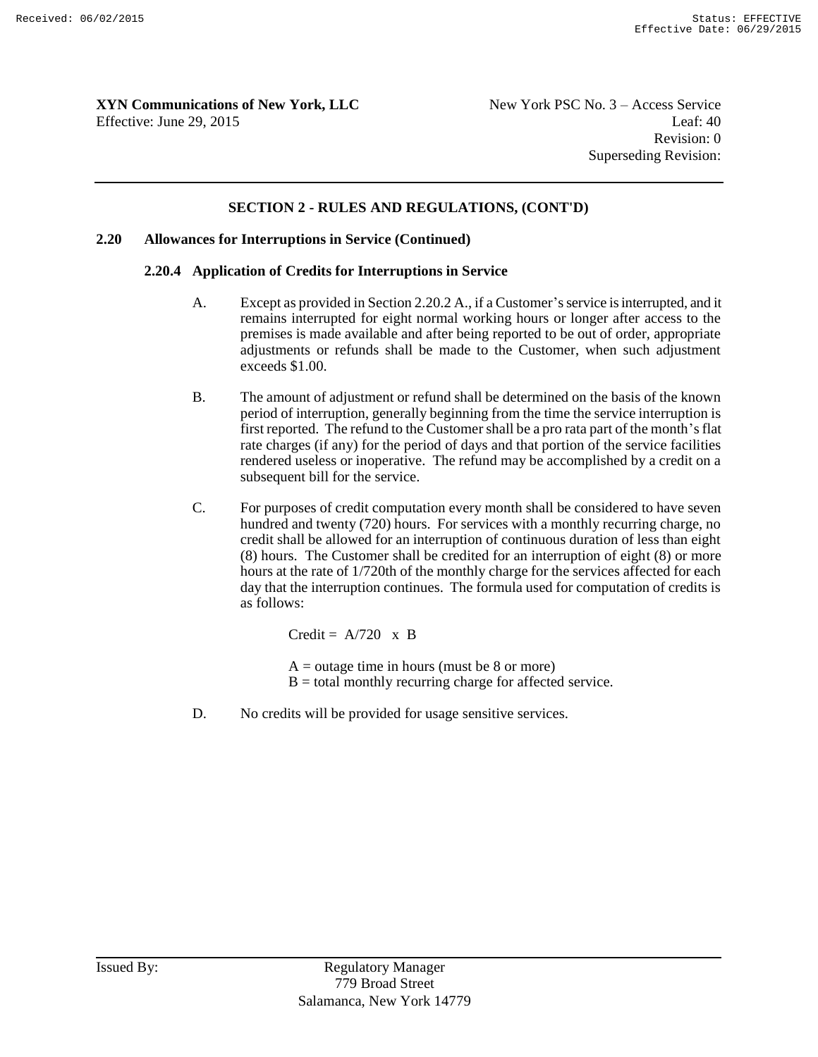**XYN Communications of New York, LLC** New York PSC No. 3 – Access Service
Effective: June 29, 2015 Leaf: 40
Revision: 0
Superseding Revision:

## SECTION 2 - RULES AND REGULATIONS, (CONT'D)

### 2.20 Allowances for Interruptions in Service (Continued)

#### 2.20.4 Application of Credits for Interruptions in Service

A. Except as provided in Section 2.20.2 A., if a Customer's service is interrupted, and it remains interrupted for eight normal working hours or longer after access to the premises is made available and after being reported to be out of order, appropriate adjustments or refunds shall be made to the Customer, when such adjustment exceeds $1.00.

B. The amount of adjustment or refund shall be determined on the basis of the known period of interruption, generally beginning from the time the service interruption is first reported. The refund to the Customer shall be a pro rata part of the month's flat rate charges (if any) for the period of days and that portion of the service facilities rendered useless or inoperative. The refund may be accomplished by a credit on a subsequent bill for the service.

C. For purposes of credit computation every month shall be considered to have seven hundred and twenty (720) hours. For services with a monthly recurring charge, no credit shall be allowed for an interruption of continuous duration of less than eight (8) hours. The Customer shall be credited for an interruption of eight (8) or more hours at the rate of 1/720th of the monthly charge for the services affected for each day that the interruption continues. The formula used for computation of credits is as follows:

$$\text{Credit} = A/720 \times B$$

A = outage time in hours (must be 8 or more)
B = total monthly recurring charge for affected service.

D. No credits will be provided for usage sensitive services.

Issued By: Regulatory Manager
779 Broad Street
Salamanca, New York 14779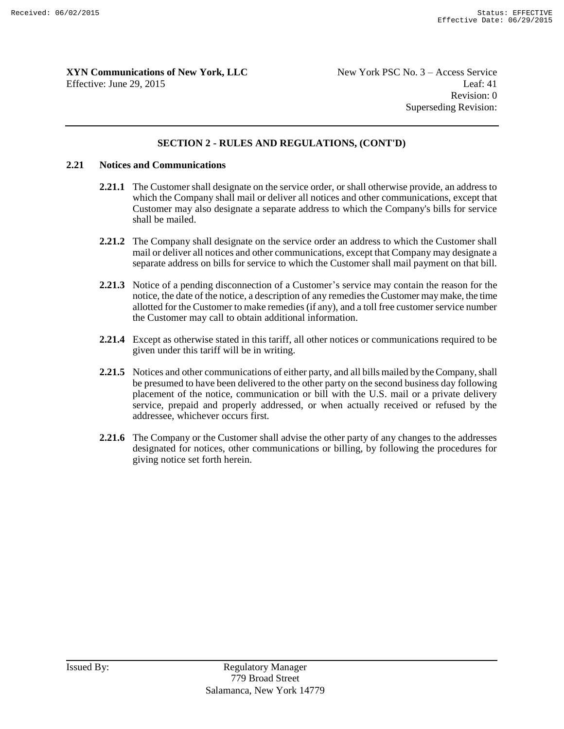## SECTION 2 - RULES AND REGULATIONS, (CONT'D)

### 2.21 Notices and Communications

**2.21.1** The Customer shall designate on the service order, or shall otherwise provide, an address to which the Company shall mail or deliver all notices and other communications, except that Customer may also designate a separate address to which the Company's bills for service shall be mailed.

**2.21.2** The Company shall designate on the service order an address to which the Customer shall mail or deliver all notices and other communications, except that Company may designate a separate address on bills for service to which the Customer shall mail payment on that bill.

**2.21.3** Notice of a pending disconnection of a Customer's service may contain the reason for the notice, the date of the notice, a description of any remedies the Customer may make, the time allotted for the Customer to make remedies (if any), and a toll free customer service number the Customer may call to obtain additional information.

**2.21.4** Except as otherwise stated in this tariff, all other notices or communications required to be given under this tariff will be in writing.

**2.21.5** Notices and other communications of either party, and all bills mailed by the Company, shall be presumed to have been delivered to the other party on the second business day following placement of the notice, communication or bill with the U.S. mail or a private delivery service, prepaid and properly addressed, or when actually received or refused by the addressee, whichever occurs first.

**2.21.6** The Company or the Customer shall advise the other party of any changes to the addresses designated for notices, other communications or billing, by following the procedures for giving notice set forth herein.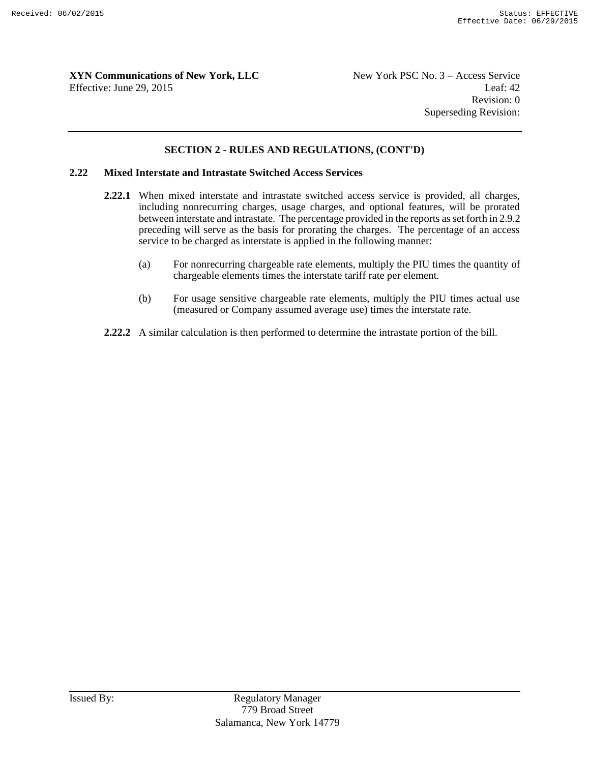## SECTION 2 - RULES AND REGULATIONS, (CONT'D)

### 2.22 Mixed Interstate and Intrastate Switched Access Services

**2.22.1** When mixed interstate and intrastate switched access service is provided, all charges, including nonrecurring charges, usage charges, and optional features, will be prorated between interstate and intrastate. The percentage provided in the reports as set forth in 2.9.2 preceding will serve as the basis for prorating the charges. The percentage of an access service to be charged as interstate is applied in the following manner:

(a) For nonrecurring chargeable rate elements, multiply the PIU times the quantity of chargeable elements times the interstate tariff rate per element.

(b) For usage sensitive chargeable rate elements, multiply the PIU times actual use (measured or Company assumed average use) times the interstate rate.

**2.22.2** A similar calculation is then performed to determine the intrastate portion of the bill.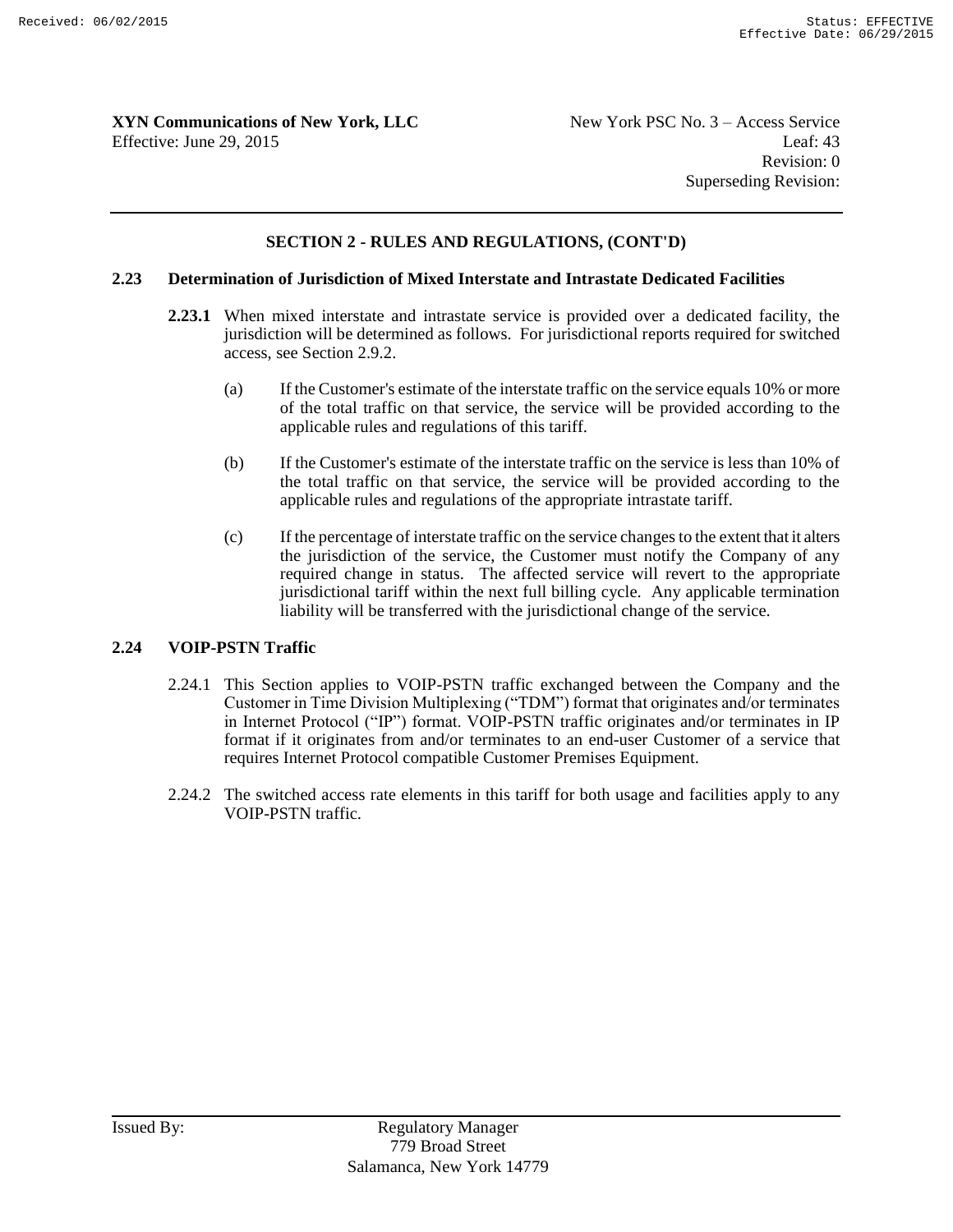## SECTION 2 - RULES AND REGULATIONS, (CONT'D)

### 2.23 Determination of Jurisdiction of Mixed Interstate and Intrastate Dedicated Facilities

**2.23.1** When mixed interstate and intrastate service is provided over a dedicated facility, the jurisdiction will be determined as follows. For jurisdictional reports required for switched access, see Section 2.9.2.

(a) If the Customer's estimate of the interstate traffic on the service equals 10% or more of the total traffic on that service, the service will be provided according to the applicable rules and regulations of this tariff.

(b) If the Customer's estimate of the interstate traffic on the service is less than 10% of the total traffic on that service, the service will be provided according to the applicable rules and regulations of the appropriate intrastate tariff.

(c) If the percentage of interstate traffic on the service changes to the extent that it alters the jurisdiction of the service, the Customer must notify the Company of any required change in status. The affected service will revert to the appropriate jurisdictional tariff within the next full billing cycle. Any applicable termination liability will be transferred with the jurisdictional change of the service.

### 2.24 VOIP-PSTN Traffic

2.24.1 This Section applies to VOIP-PSTN traffic exchanged between the Company and the Customer in Time Division Multiplexing ("TDM") format that originates and/or terminates in Internet Protocol ("IP") format. VOIP-PSTN traffic originates and/or terminates in IP format if it originates from and/or terminates to an end-user Customer of a service that requires Internet Protocol compatible Customer Premises Equipment.

2.24.2 The switched access rate elements in this tariff for both usage and facilities apply to any VOIP-PSTN traffic.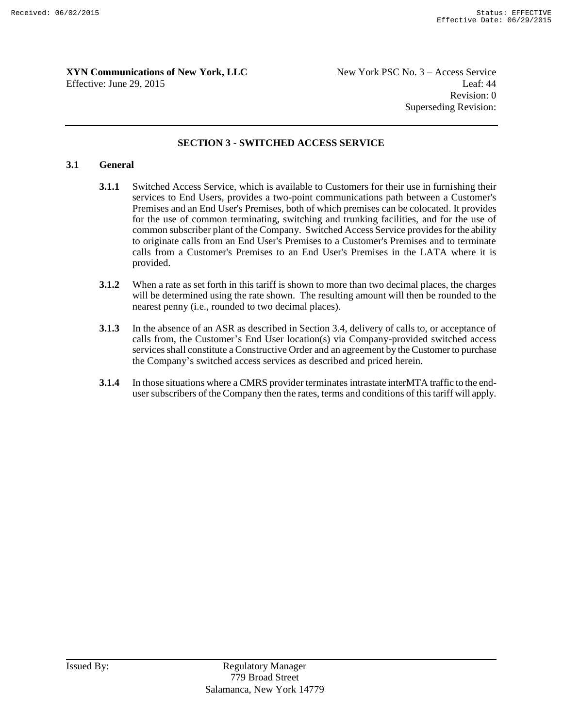## SECTION 3 - SWITCHED ACCESS SERVICE

### 3.1 General

**3.1.1** Switched Access Service, which is available to Customers for their use in furnishing their services to End Users, provides a two-point communications path between a Customer's Premises and an End User's Premises, both of which premises can be colocated. It provides for the use of common terminating, switching and trunking facilities, and for the use of common subscriber plant of the Company. Switched Access Service provides for the ability to originate calls from an End User's Premises to a Customer's Premises and to terminate calls from a Customer's Premises to an End User's Premises in the LATA where it is provided.

**3.1.2** When a rate as set forth in this tariff is shown to more than two decimal places, the charges will be determined using the rate shown. The resulting amount will then be rounded to the nearest penny (i.e., rounded to two decimal places).

**3.1.3** In the absence of an ASR as described in Section 3.4, delivery of calls to, or acceptance of calls from, the Customer's End User location(s) via Company-provided switched access services shall constitute a Constructive Order and an agreement by the Customer to purchase the Company's switched access services as described and priced herein.

**3.1.4** In those situations where a CMRS provider terminates intrastate interMTA traffic to the end-user subscribers of the Company then the rates, terms and conditions of this tariff will apply.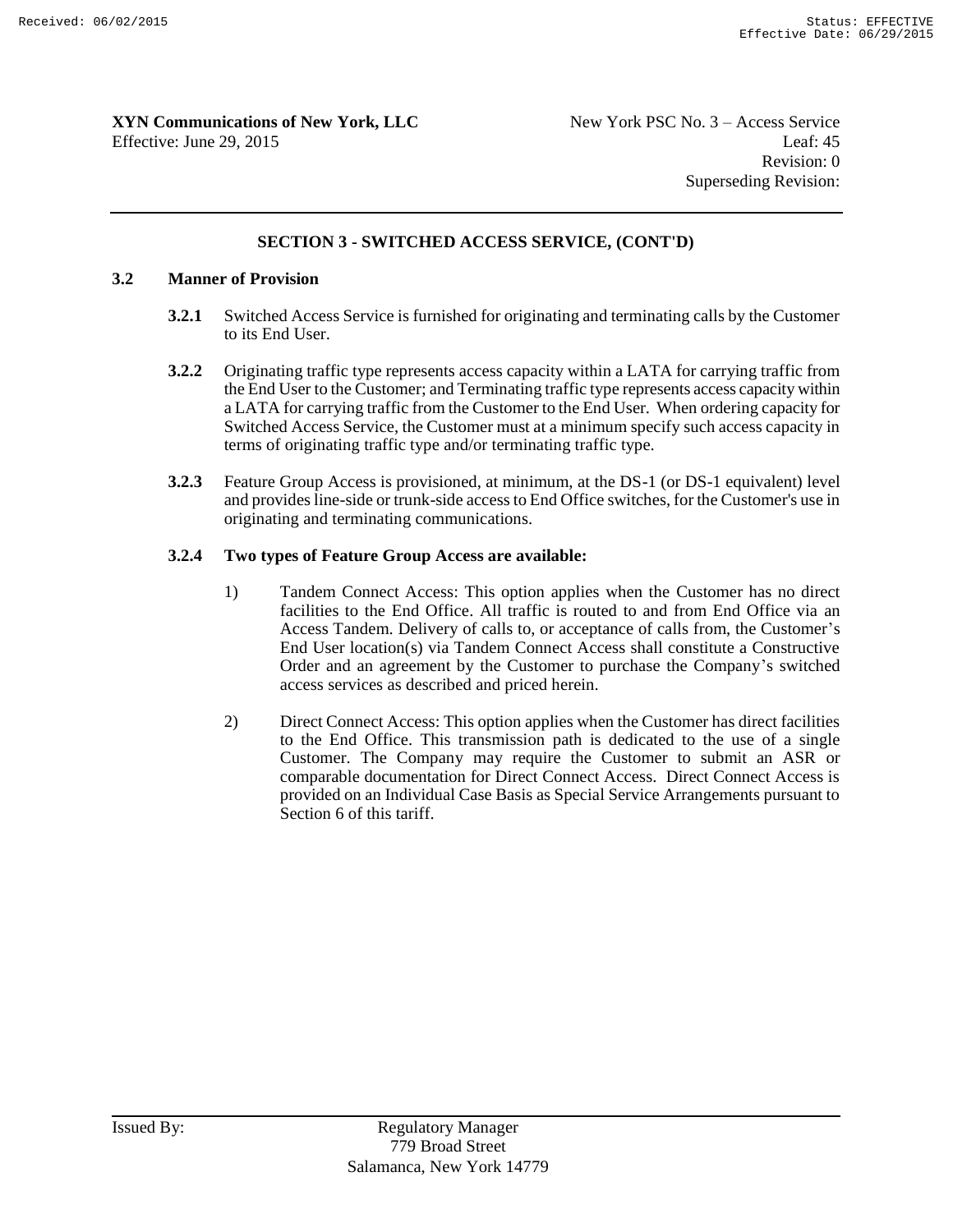## SECTION 3 - SWITCHED ACCESS SERVICE, (CONT'D)

### 3.2 Manner of Provision

**3.2.1** Switched Access Service is furnished for originating and terminating calls by the Customer to its End User.

**3.2.2** Originating traffic type represents access capacity within a LATA for carrying traffic from the End User to the Customer; and Terminating traffic type represents access capacity within a LATA for carrying traffic from the Customer to the End User. When ordering capacity for Switched Access Service, the Customer must at a minimum specify such access capacity in terms of originating traffic type and/or terminating traffic type.

**3.2.3** Feature Group Access is provisioned, at minimum, at the DS-1 (or DS-1 equivalent) level and provides line-side or trunk-side access to End Office switches, for the Customer's use in originating and terminating communications.

**3.2.4 Two types of Feature Group Access are available:**

1) Tandem Connect Access: This option applies when the Customer has no direct facilities to the End Office. All traffic is routed to and from End Office via an Access Tandem. Delivery of calls to, or acceptance of calls from, the Customer's End User location(s) via Tandem Connect Access shall constitute a Constructive Order and an agreement by the Customer to purchase the Company's switched access services as described and priced herein.

2) Direct Connect Access: This option applies when the Customer has direct facilities to the End Office. This transmission path is dedicated to the use of a single Customer. The Company may require the Customer to submit an ASR or comparable documentation for Direct Connect Access. Direct Connect Access is provided on an Individual Case Basis as Special Service Arrangements pursuant to Section 6 of this tariff.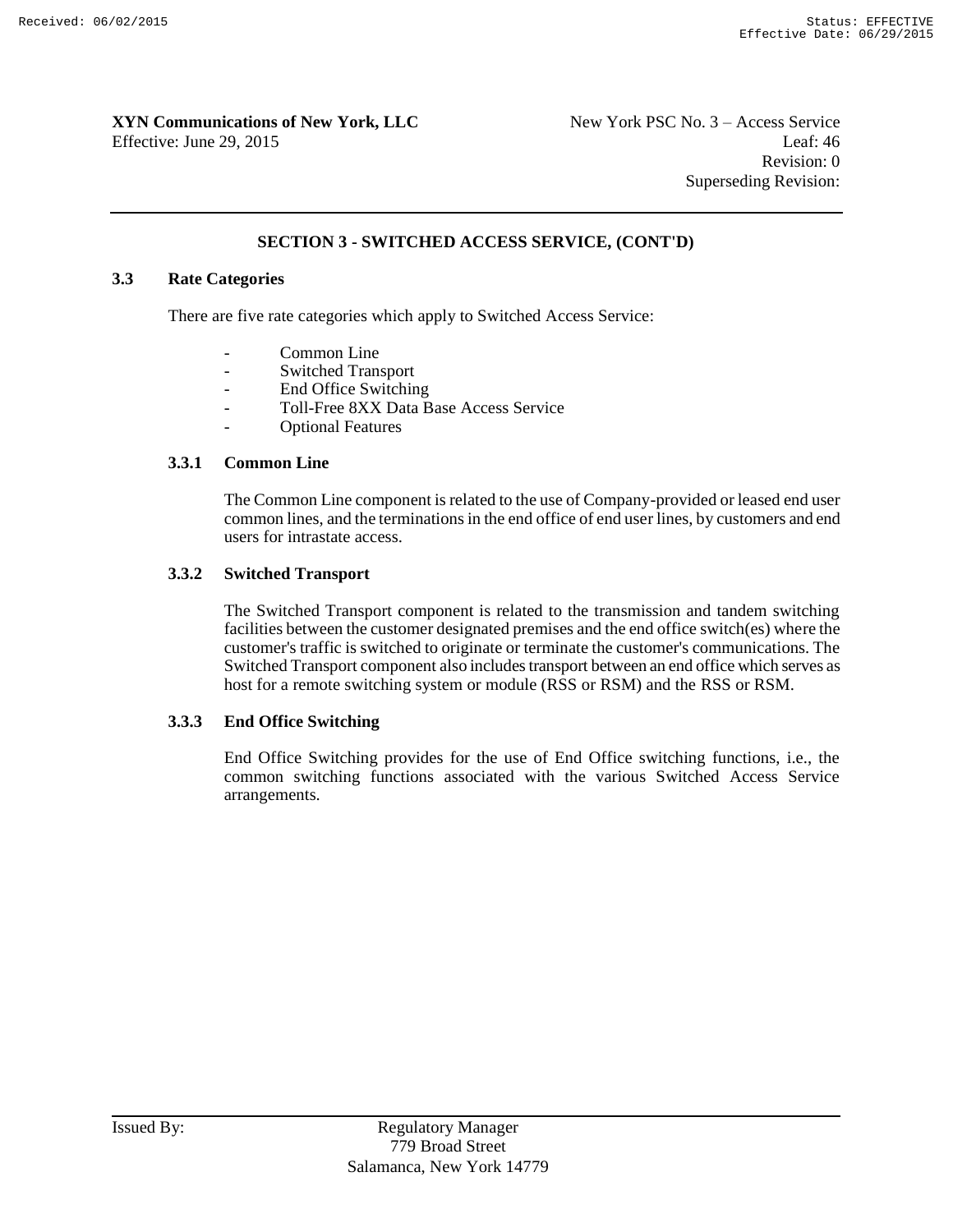## SECTION 3 - SWITCHED ACCESS SERVICE, (CONT'D)

### 3.3 Rate Categories

There are five rate categories which apply to Switched Access Service:

- Common Line
- Switched Transport
- End Office Switching
- Toll-Free 8XX Data Base Access Service
- Optional Features

#### 3.3.1 Common Line

The Common Line component is related to the use of Company-provided or leased end user common lines, and the terminations in the end office of end user lines, by customers and end users for intrastate access.

#### 3.3.2 Switched Transport

The Switched Transport component is related to the transmission and tandem switching facilities between the customer designated premises and the end office switch(es) where the customer's traffic is switched to originate or terminate the customer's communications. The Switched Transport component also includes transport between an end office which serves as host for a remote switching system or module (RSS or RSM) and the RSS or RSM.

#### 3.3.3 End Office Switching

End Office Switching provides for the use of End Office switching functions, i.e., the common switching functions associated with the various Switched Access Service arrangements.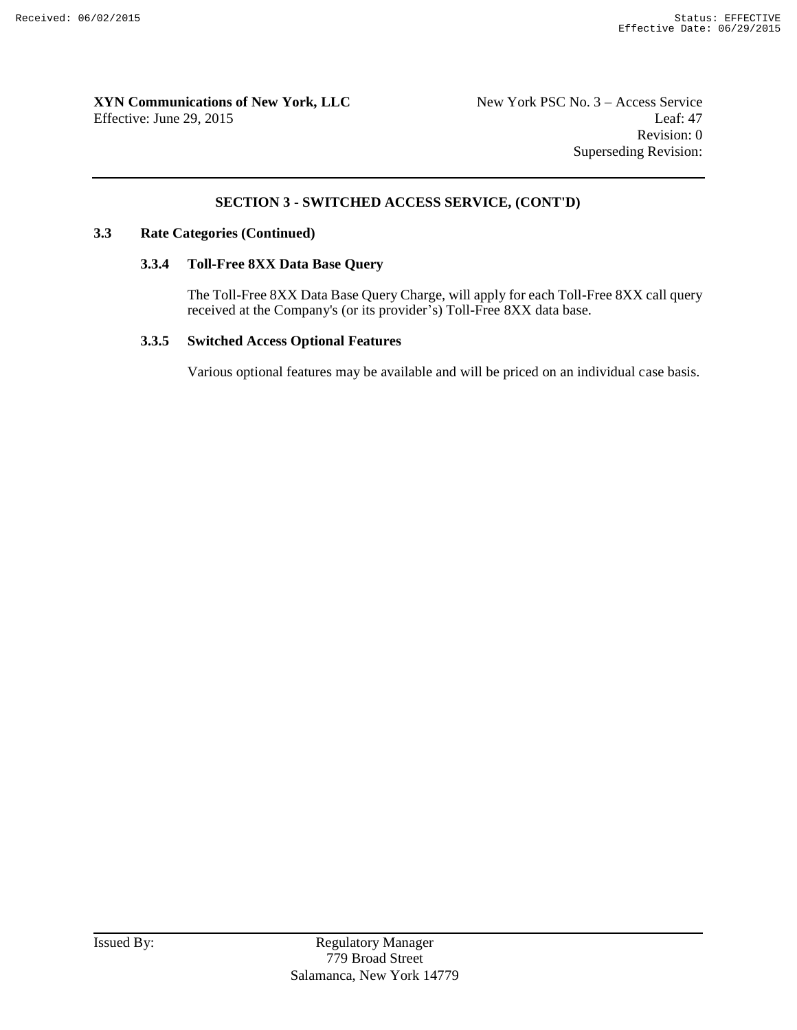## SECTION 3 - SWITCHED ACCESS SERVICE, (CONT'D)

### 3.3 Rate Categories (Continued)

#### 3.3.4 Toll-Free 8XX Data Base Query

The Toll-Free 8XX Data Base Query Charge, will apply for each Toll-Free 8XX call query received at the Company's (or its provider's) Toll-Free 8XX data base.

#### 3.3.5 Switched Access Optional Features

Various optional features may be available and will be priced on an individual case basis.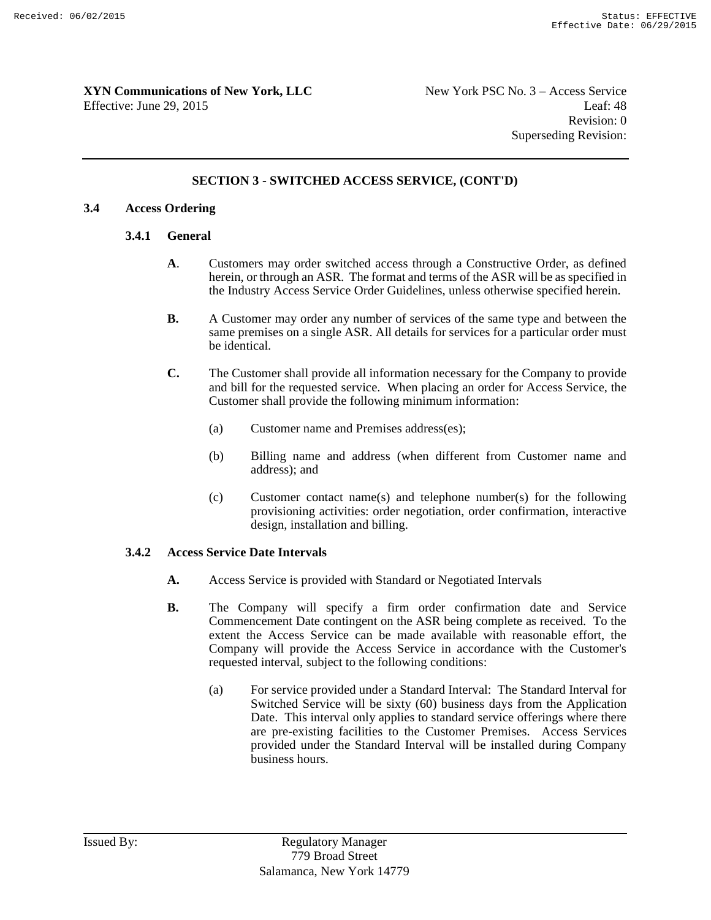**XYN Communications of New York, LLC** New York PSC No. 3 – Access Service
Effective: June 29, 2015 Leaf: 48
Revision: 0
Superseding Revision:

## SECTION 3 - SWITCHED ACCESS SERVICE, (CONT'D)

### 3.4 Access Ordering

#### 3.4.1 General

**A**. Customers may order switched access through a Constructive Order, as defined herein, or through an ASR. The format and terms of the ASR will be as specified in the Industry Access Service Order Guidelines, unless otherwise specified herein.

**B.** A Customer may order any number of services of the same type and between the same premises on a single ASR. All details for services for a particular order must be identical.

**C.** The Customer shall provide all information necessary for the Company to provide and bill for the requested service. When placing an order for Access Service, the Customer shall provide the following minimum information:

(a) Customer name and Premises address(es);

(b) Billing name and address (when different from Customer name and address); and

(c) Customer contact name(s) and telephone number(s) for the following provisioning activities: order negotiation, order confirmation, interactive design, installation and billing.

#### 3.4.2 Access Service Date Intervals

**A.** Access Service is provided with Standard or Negotiated Intervals

**B.** The Company will specify a firm order confirmation date and Service Commencement Date contingent on the ASR being complete as received. To the extent the Access Service can be made available with reasonable effort, the Company will provide the Access Service in accordance with the Customer's requested interval, subject to the following conditions:

(a) For service provided under a Standard Interval: The Standard Interval for Switched Service will be sixty (60) business days from the Application Date. This interval only applies to standard service offerings where there are pre-existing facilities to the Customer Premises. Access Services provided under the Standard Interval will be installed during Company business hours.

Issued By: Regulatory Manager
779 Broad Street
Salamanca, New York 14779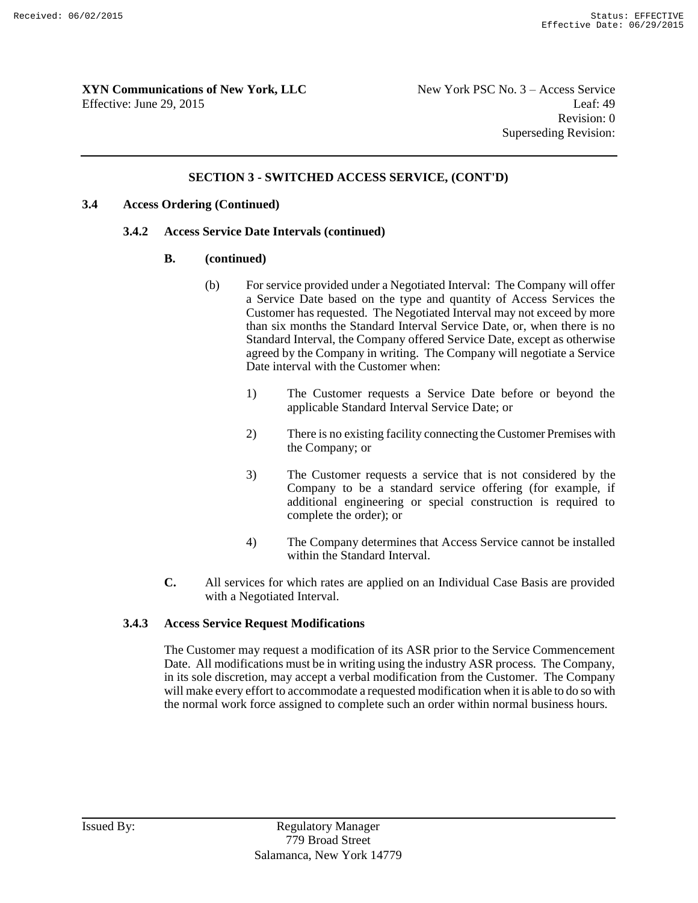## SECTION 3 - SWITCHED ACCESS SERVICE, (CONT'D)

### 3.4 Access Ordering (Continued)

#### 3.4.2 Access Service Date Intervals (continued)

**B. (continued)**

(b) For service provided under a Negotiated Interval: The Company will offer a Service Date based on the type and quantity of Access Services the Customer has requested. The Negotiated Interval may not exceed by more than six months the Standard Interval Service Date, or, when there is no Standard Interval, the Company offered Service Date, except as otherwise agreed by the Company in writing. The Company will negotiate a Service Date interval with the Customer when:

1) The Customer requests a Service Date before or beyond the applicable Standard Interval Service Date; or

2) There is no existing facility connecting the Customer Premises with the Company; or

3) The Customer requests a service that is not considered by the Company to be a standard service offering (for example, if additional engineering or special construction is required to complete the order); or

4) The Company determines that Access Service cannot be installed within the Standard Interval.

**C.** All services for which rates are applied on an Individual Case Basis are provided with a Negotiated Interval.

#### 3.4.3 Access Service Request Modifications

The Customer may request a modification of its ASR prior to the Service Commencement Date. All modifications must be in writing using the industry ASR process. The Company, in its sole discretion, may accept a verbal modification from the Customer. The Company will make every effort to accommodate a requested modification when it is able to do so with the normal work force assigned to complete such an order within normal business hours.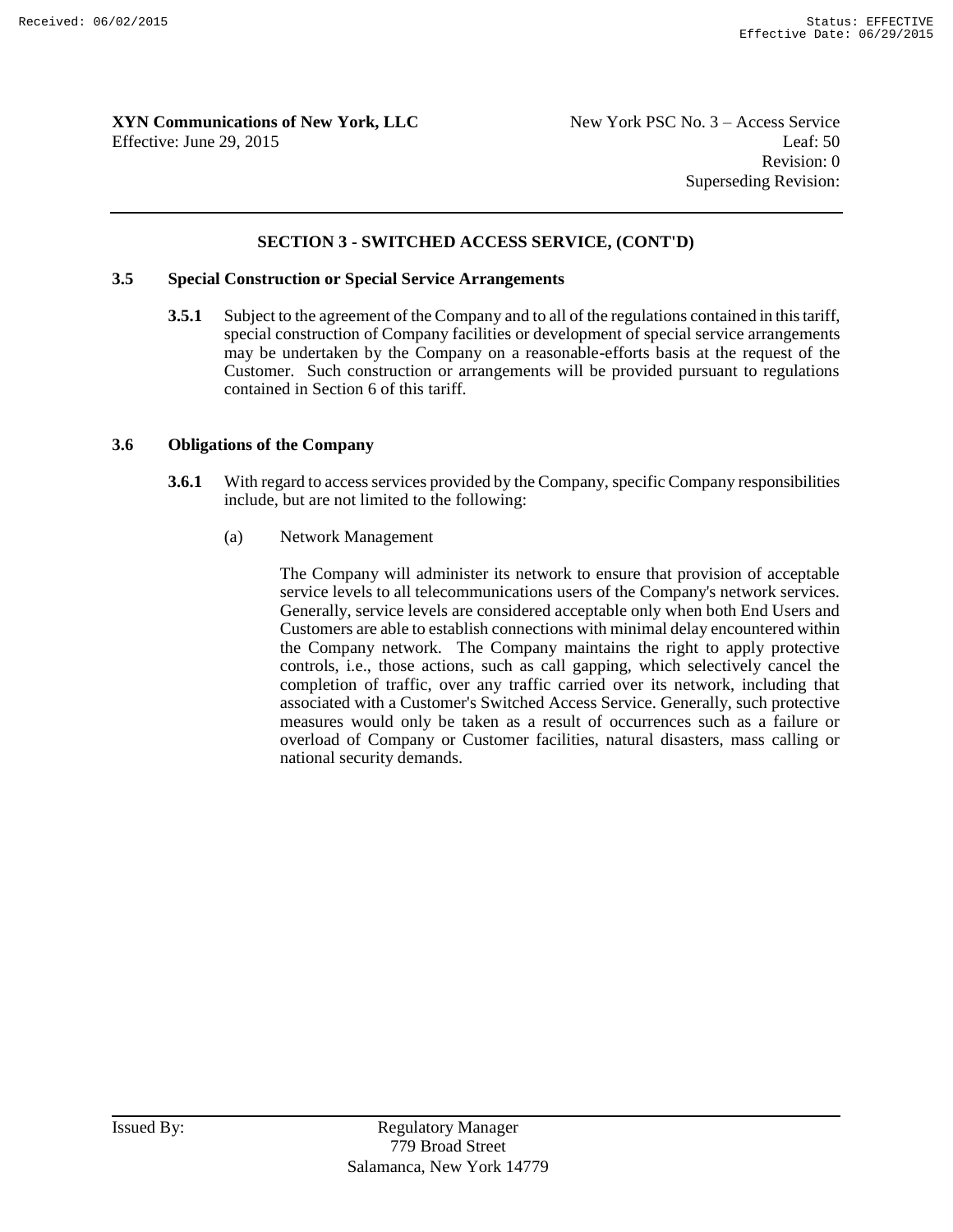## SECTION 3 - SWITCHED ACCESS SERVICE, (CONT'D)

### 3.5 Special Construction or Special Service Arrangements

**3.5.1** Subject to the agreement of the Company and to all of the regulations contained in this tariff, special construction of Company facilities or development of special service arrangements may be undertaken by the Company on a reasonable-efforts basis at the request of the Customer. Such construction or arrangements will be provided pursuant to regulations contained in Section 6 of this tariff.

### 3.6 Obligations of the Company

**3.6.1** With regard to access services provided by the Company, specific Company responsibilities include, but are not limited to the following:

(a) Network Management

The Company will administer its network to ensure that provision of acceptable service levels to all telecommunications users of the Company's network services. Generally, service levels are considered acceptable only when both End Users and Customers are able to establish connections with minimal delay encountered within the Company network. The Company maintains the right to apply protective controls, i.e., those actions, such as call gapping, which selectively cancel the completion of traffic, over any traffic carried over its network, including that associated with a Customer's Switched Access Service. Generally, such protective measures would only be taken as a result of occurrences such as a failure or overload of Company or Customer facilities, natural disasters, mass calling or national security demands.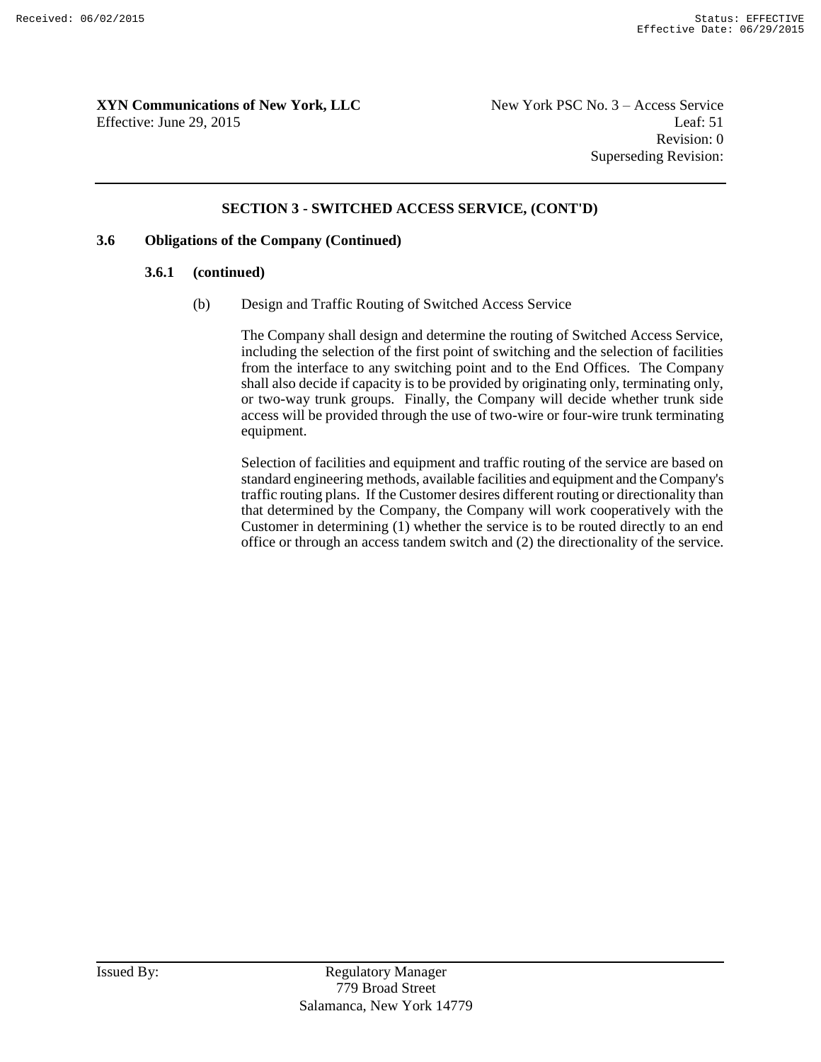**XYN Communications of New York, LLC**
Effective: June 29, 2015

New York PSC No. 3 – Access Service
Leaf: 51
Revision: 0
Superseding Revision:

## SECTION 3 - SWITCHED ACCESS SERVICE, (CONT'D)

### 3.6 Obligations of the Company (Continued)

#### 3.6.1 (continued)

(b) Design and Traffic Routing of Switched Access Service

The Company shall design and determine the routing of Switched Access Service, including the selection of the first point of switching and the selection of facilities from the interface to any switching point and to the End Offices. The Company shall also decide if capacity is to be provided by originating only, terminating only, or two-way trunk groups. Finally, the Company will decide whether trunk side access will be provided through the use of two-wire or four-wire trunk terminating equipment.

Selection of facilities and equipment and traffic routing of the service are based on standard engineering methods, available facilities and equipment and the Company's traffic routing plans. If the Customer desires different routing or directionality than that determined by the Company, the Company will work cooperatively with the Customer in determining (1) whether the service is to be routed directly to an end office or through an access tandem switch and (2) the directionality of the service.

Issued By: Regulatory Manager
779 Broad Street
Salamanca, New York 14779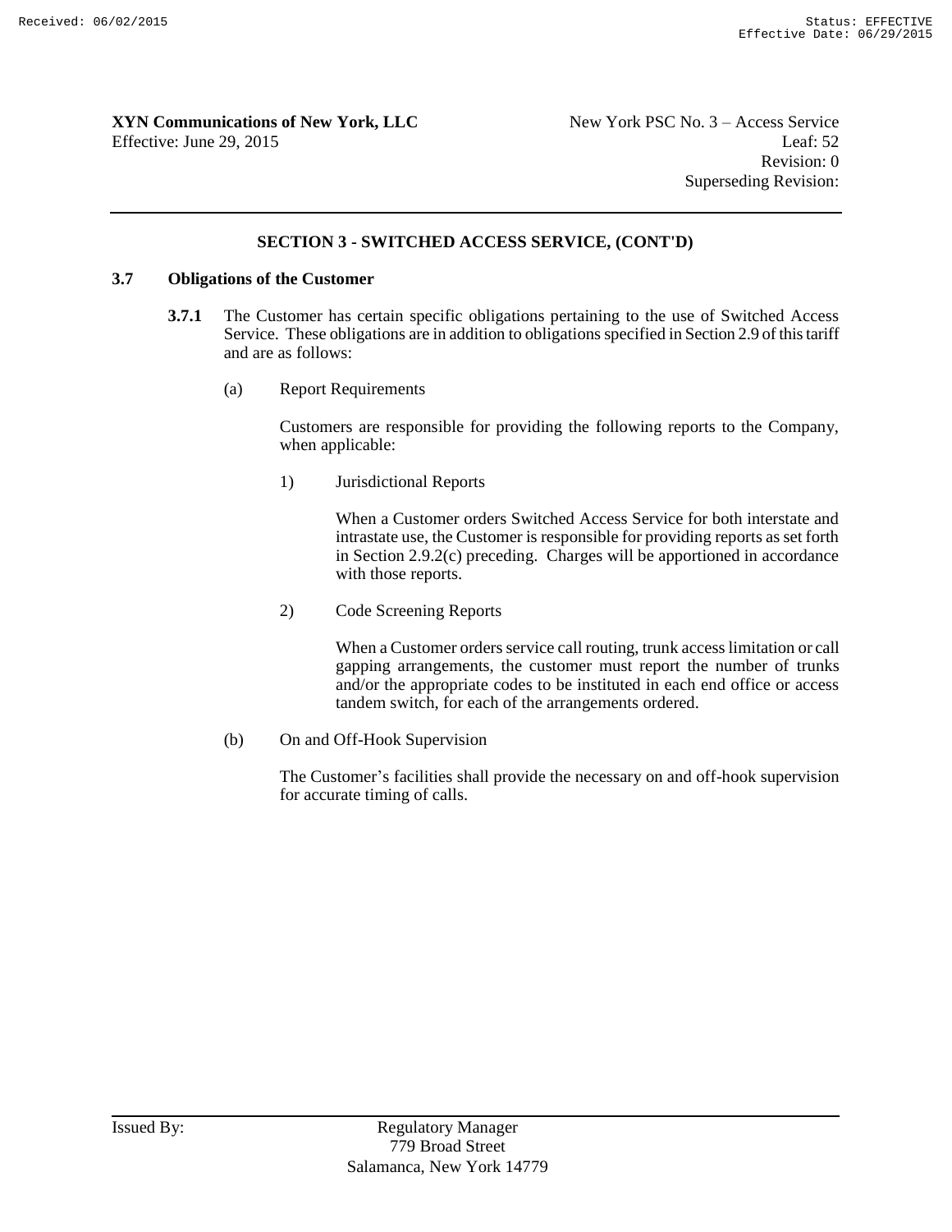## SECTION 3 - SWITCHED ACCESS SERVICE, (CONT'D)

### 3.7 Obligations of the Customer

**3.7.1** The Customer has certain specific obligations pertaining to the use of Switched Access Service. These obligations are in addition to obligations specified in Section 2.9 of this tariff and are as follows:

(a) Report Requirements

Customers are responsible for providing the following reports to the Company, when applicable:

1) Jurisdictional Reports

When a Customer orders Switched Access Service for both interstate and intrastate use, the Customer is responsible for providing reports as set forth in Section 2.9.2(c) preceding. Charges will be apportioned in accordance with those reports.

2) Code Screening Reports

When a Customer orders service call routing, trunk access limitation or call gapping arrangements, the customer must report the number of trunks and/or the appropriate codes to be instituted in each end office or access tandem switch, for each of the arrangements ordered.

(b) On and Off-Hook Supervision

The Customer's facilities shall provide the necessary on and off-hook supervision for accurate timing of calls.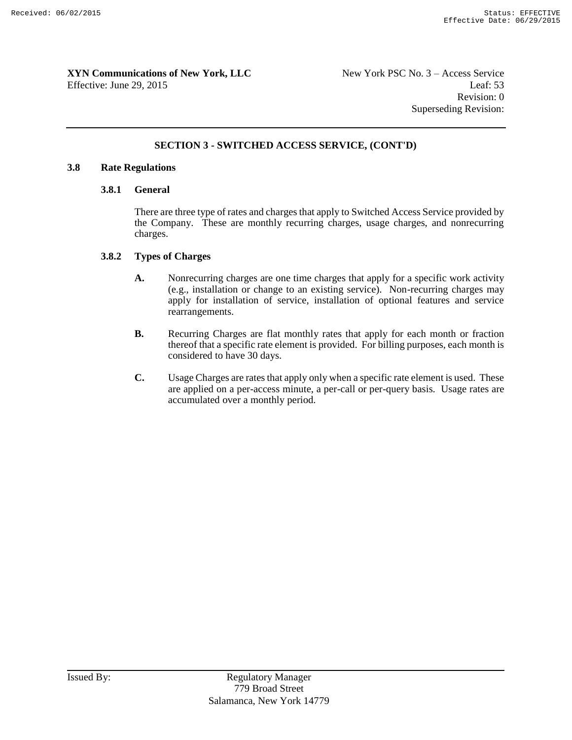## SECTION 3 - SWITCHED ACCESS SERVICE, (CONT'D)

### 3.8 Rate Regulations

#### 3.8.1 General

There are three type of rates and charges that apply to Switched Access Service provided by the Company. These are monthly recurring charges, usage charges, and nonrecurring charges.

#### 3.8.2 Types of Charges

**A.** Nonrecurring charges are one time charges that apply for a specific work activity (e.g., installation or change to an existing service). Non-recurring charges may apply for installation of service, installation of optional features and service rearrangements.

**B.** Recurring Charges are flat monthly rates that apply for each month or fraction thereof that a specific rate element is provided. For billing purposes, each month is considered to have 30 days.

**C.** Usage Charges are rates that apply only when a specific rate element is used. These are applied on a per-access minute, a per-call or per-query basis. Usage rates are accumulated over a monthly period.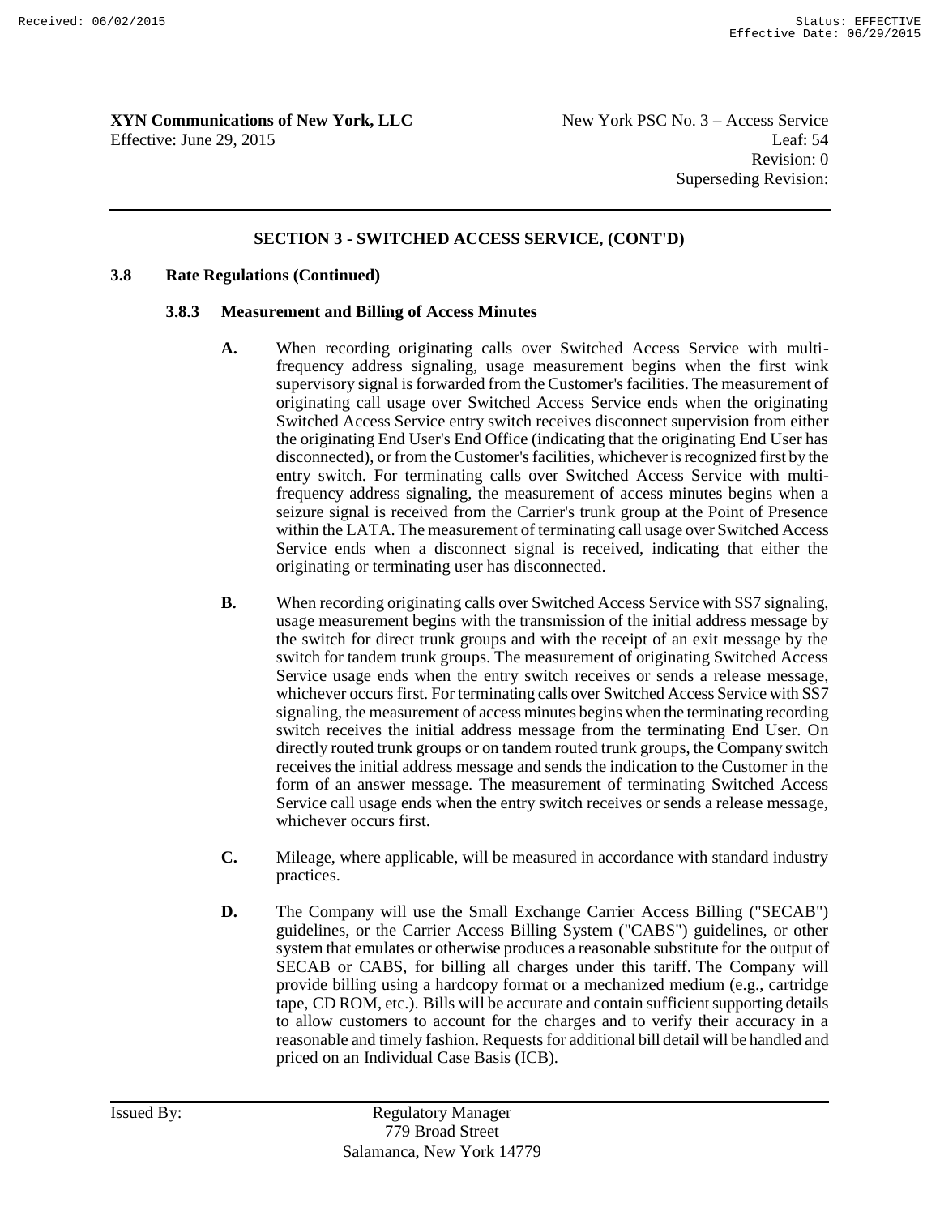## SECTION 3 - SWITCHED ACCESS SERVICE, (CONT'D)

### 3.8 Rate Regulations (Continued)

#### 3.8.3 Measurement and Billing of Access Minutes

**A.** When recording originating calls over Switched Access Service with multi-frequency address signaling, usage measurement begins when the first wink supervisory signal is forwarded from the Customer's facilities. The measurement of originating call usage over Switched Access Service ends when the originating Switched Access Service entry switch receives disconnect supervision from either the originating End User's End Office (indicating that the originating End User has disconnected), or from the Customer's facilities, whichever is recognized first by the entry switch. For terminating calls over Switched Access Service with multi-frequency address signaling, the measurement of access minutes begins when a seizure signal is received from the Carrier's trunk group at the Point of Presence within the LATA. The measurement of terminating call usage over Switched Access Service ends when a disconnect signal is received, indicating that either the originating or terminating user has disconnected.

**B.** When recording originating calls over Switched Access Service with SS7 signaling, usage measurement begins with the transmission of the initial address message by the switch for direct trunk groups and with the receipt of an exit message by the switch for tandem trunk groups. The measurement of originating Switched Access Service usage ends when the entry switch receives or sends a release message, whichever occurs first. For terminating calls over Switched Access Service with SS7 signaling, the measurement of access minutes begins when the terminating recording switch receives the initial address message from the terminating End User. On directly routed trunk groups or on tandem routed trunk groups, the Company switch receives the initial address message and sends the indication to the Customer in the form of an answer message. The measurement of terminating Switched Access Service call usage ends when the entry switch receives or sends a release message, whichever occurs first.

**C.** Mileage, where applicable, will be measured in accordance with standard industry practices.

**D.** The Company will use the Small Exchange Carrier Access Billing ("SECAB") guidelines, or the Carrier Access Billing System ("CABS") guidelines, or other system that emulates or otherwise produces a reasonable substitute for the output of SECAB or CABS, for billing all charges under this tariff. The Company will provide billing using a hardcopy format or a mechanized medium (e.g., cartridge tape, CD ROM, etc.). Bills will be accurate and contain sufficient supporting details to allow customers to account for the charges and to verify their accuracy in a reasonable and timely fashion. Requests for additional bill detail will be handled and priced on an Individual Case Basis (ICB).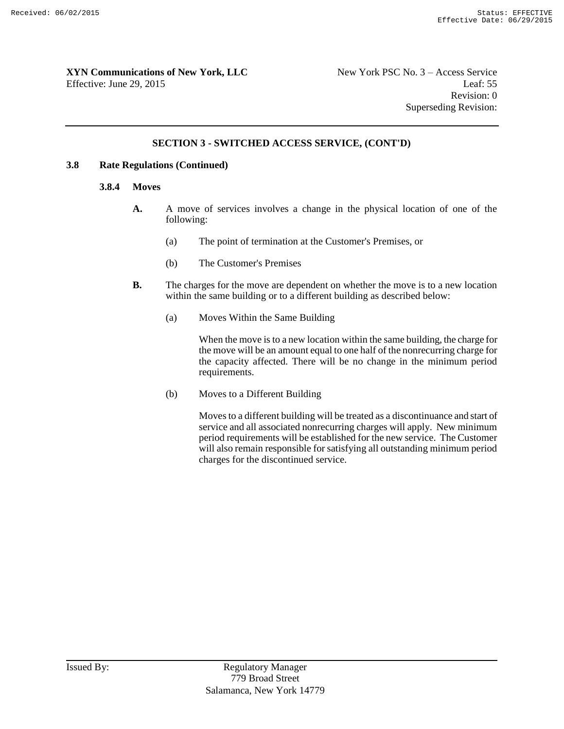**XYN Communications of New York, LLC**
Effective: June 29, 2015

New York PSC No. 3 – Access Service
Leaf: 55
Revision: 0
Superseding Revision:

## SECTION 3 - SWITCHED ACCESS SERVICE, (CONT'D)

### 3.8 Rate Regulations (Continued)

#### 3.8.4 Moves

**A.** A move of services involves a change in the physical location of one of the following:

(a) The point of termination at the Customer's Premises, or

(b) The Customer's Premises

**B.** The charges for the move are dependent on whether the move is to a new location within the same building or to a different building as described below:

(a) Moves Within the Same Building

When the move is to a new location within the same building, the charge for the move will be an amount equal to one half of the nonrecurring charge for the capacity affected. There will be no change in the minimum period requirements.

(b) Moves to a Different Building

Moves to a different building will be treated as a discontinuance and start of service and all associated nonrecurring charges will apply. New minimum period requirements will be established for the new service. The Customer will also remain responsible for satisfying all outstanding minimum period charges for the discontinued service.

Issued By: Regulatory Manager
779 Broad Street
Salamanca, New York 14779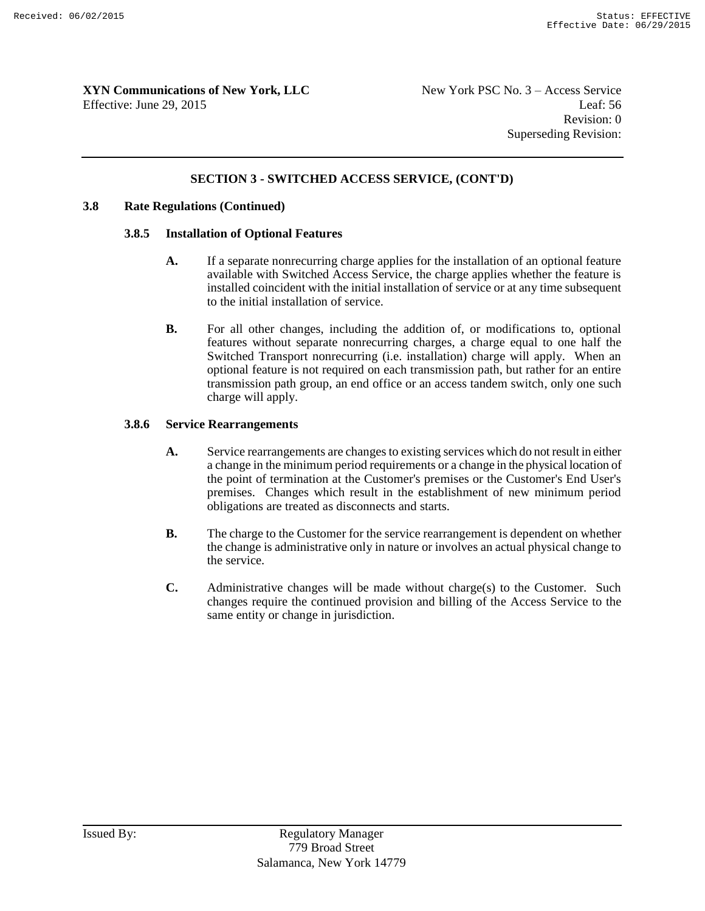## SECTION 3 - SWITCHED ACCESS SERVICE, (CONT'D)

### 3.8 Rate Regulations (Continued)

#### 3.8.5 Installation of Optional Features

**A.** If a separate nonrecurring charge applies for the installation of an optional feature available with Switched Access Service, the charge applies whether the feature is installed coincident with the initial installation of service or at any time subsequent to the initial installation of service.

**B.** For all other changes, including the addition of, or modifications to, optional features without separate nonrecurring charges, a charge equal to one half the Switched Transport nonrecurring (i.e. installation) charge will apply. When an optional feature is not required on each transmission path, but rather for an entire transmission path group, an end office or an access tandem switch, only one such charge will apply.

#### 3.8.6 Service Rearrangements

**A.** Service rearrangements are changes to existing services which do not result in either a change in the minimum period requirements or a change in the physical location of the point of termination at the Customer's premises or the Customer's End User's premises. Changes which result in the establishment of new minimum period obligations are treated as disconnects and starts.

**B.** The charge to the Customer for the service rearrangement is dependent on whether the change is administrative only in nature or involves an actual physical change to the service.

**C.** Administrative changes will be made without charge(s) to the Customer. Such changes require the continued provision and billing of the Access Service to the same entity or change in jurisdiction.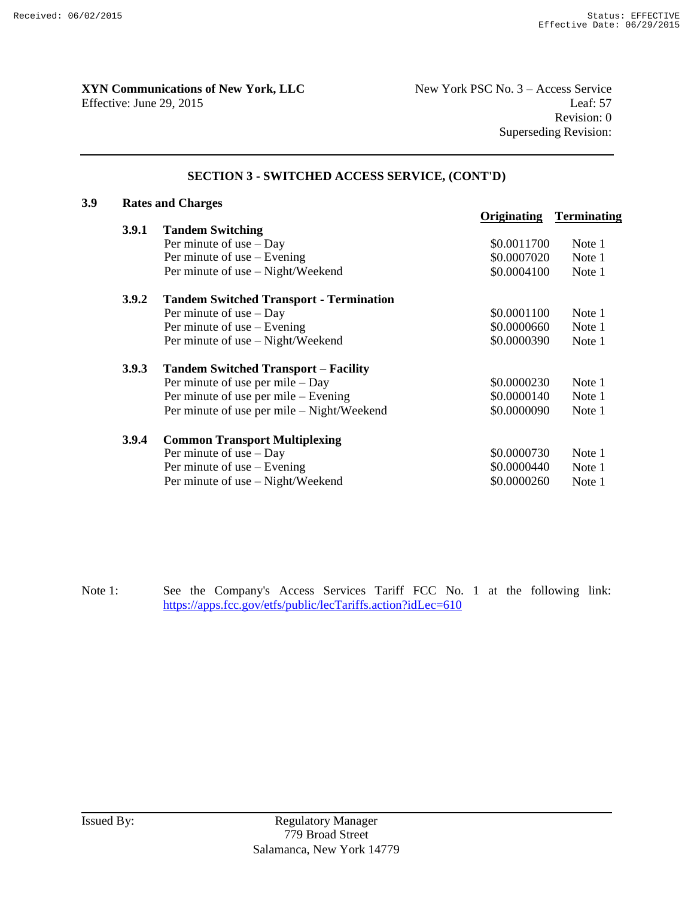**XYN Communications of New York, LLC**
Effective: June 29, 2015

New York PSC No. 3 – Access Service
Leaf: 57
Revision: 0
Superseding Revision:

## SECTION 3 - SWITCHED ACCESS SERVICE, (CONT'D)

### 3.9 Rates and Charges

| | | Originating | Terminating |
|---|---|---|---|
| **3.9.1** | **Tandem Switching** | | |
| | Per minute of use – Day | $0.0011700 | Note 1 |
| | Per minute of use – Evening | $0.0007020 | Note 1 |
| | Per minute of use – Night/Weekend | $0.0004100 | Note 1 |
| **3.9.2** | **Tandem Switched Transport - Termination** | | |
| | Per minute of use – Day | $0.0001100 | Note 1 |
| | Per minute of use – Evening | $0.0000660 | Note 1 |
| | Per minute of use – Night/Weekend | $0.0000390 | Note 1 |
| **3.9.3** | **Tandem Switched Transport – Facility** | | |
| | Per minute of use per mile – Day | $0.0000230 | Note 1 |
| | Per minute of use per mile – Evening | $0.0000140 | Note 1 |
| | Per minute of use per mile – Night/Weekend | $0.0000090 | Note 1 |
| **3.9.4** | **Common Transport Multiplexing** | | |
| | Per minute of use – Day | $0.0000730 | Note 1 |
| | Per minute of use – Evening | $0.0000440 | Note 1 |
| | Per minute of use – Night/Weekend | $0.0000260 | Note 1 |

Note 1: See the Company's Access Services Tariff FCC No. 1 at the following link: https://apps.fcc.gov/etfs/public/lecTariffs.action?idLec=610

Issued By: Regulatory Manager
779 Broad Street
Salamanca, New York 14779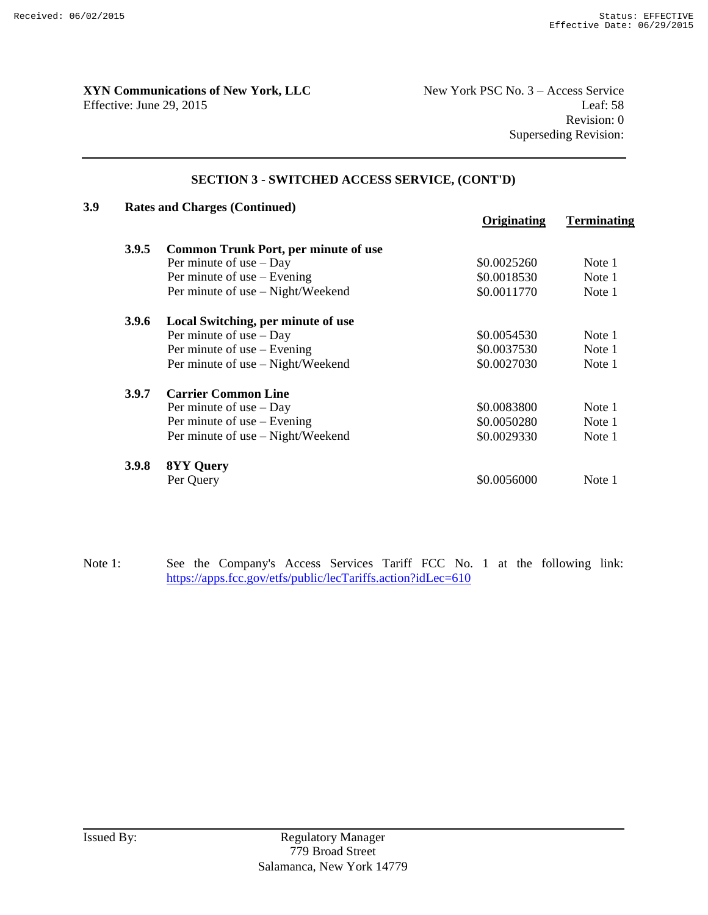**XYN Communications of New York, LLC**
Effective: June 29, 2015

New York PSC No. 3 – Access Service
Leaf: 58
Revision: 0
Superseding Revision:

## SECTION 3 - SWITCHED ACCESS SERVICE, (CONT'D)

### 3.9 Rates and Charges (Continued)

| | | Originating | Terminating |
|---|---|---|---|
| **3.9.5** | **Common Trunk Port, per minute of use** | | |
| | Per minute of use – Day | $0.0025260 | Note 1 |
| | Per minute of use – Evening | $0.0018530 | Note 1 |
| | Per minute of use – Night/Weekend | $0.0011770 | Note 1 |
| **3.9.6** | **Local Switching, per minute of use** | | |
| | Per minute of use – Day | $0.0054530 | Note 1 |
| | Per minute of use – Evening | $0.0037530 | Note 1 |
| | Per minute of use – Night/Weekend | $0.0027030 | Note 1 |
| **3.9.7** | **Carrier Common Line** | | |
| | Per minute of use – Day | $0.0083800 | Note 1 |
| | Per minute of use – Evening | $0.0050280 | Note 1 |
| | Per minute of use – Night/Weekend | $0.0029330 | Note 1 |
| **3.9.8** | **8YY Query** | | |
| | Per Query | $0.0056000 | Note 1 |

Note 1: See the Company's Access Services Tariff FCC No. 1 at the following link: https://apps.fcc.gov/etfs/public/lecTariffs.action?idLec=610

Issued By: Regulatory Manager
779 Broad Street
Salamanca, New York 14779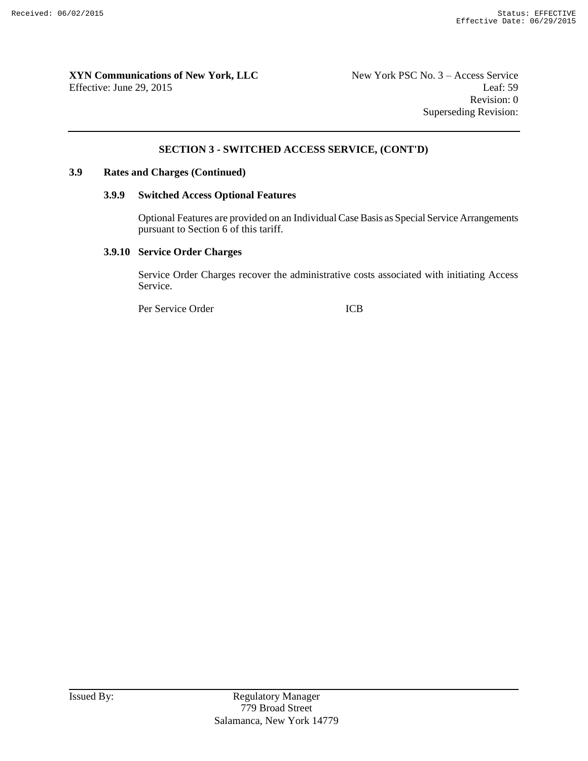## SECTION 3 - SWITCHED ACCESS SERVICE, (CONT'D)

### 3.9 Rates and Charges (Continued)

#### 3.9.9 Switched Access Optional Features

Optional Features are provided on an Individual Case Basis as Special Service Arrangements pursuant to Section 6 of this tariff.

#### 3.9.10 Service Order Charges

Service Order Charges recover the administrative costs associated with initiating Access Service.

| | |
|---|---|
| Per Service Order | ICB |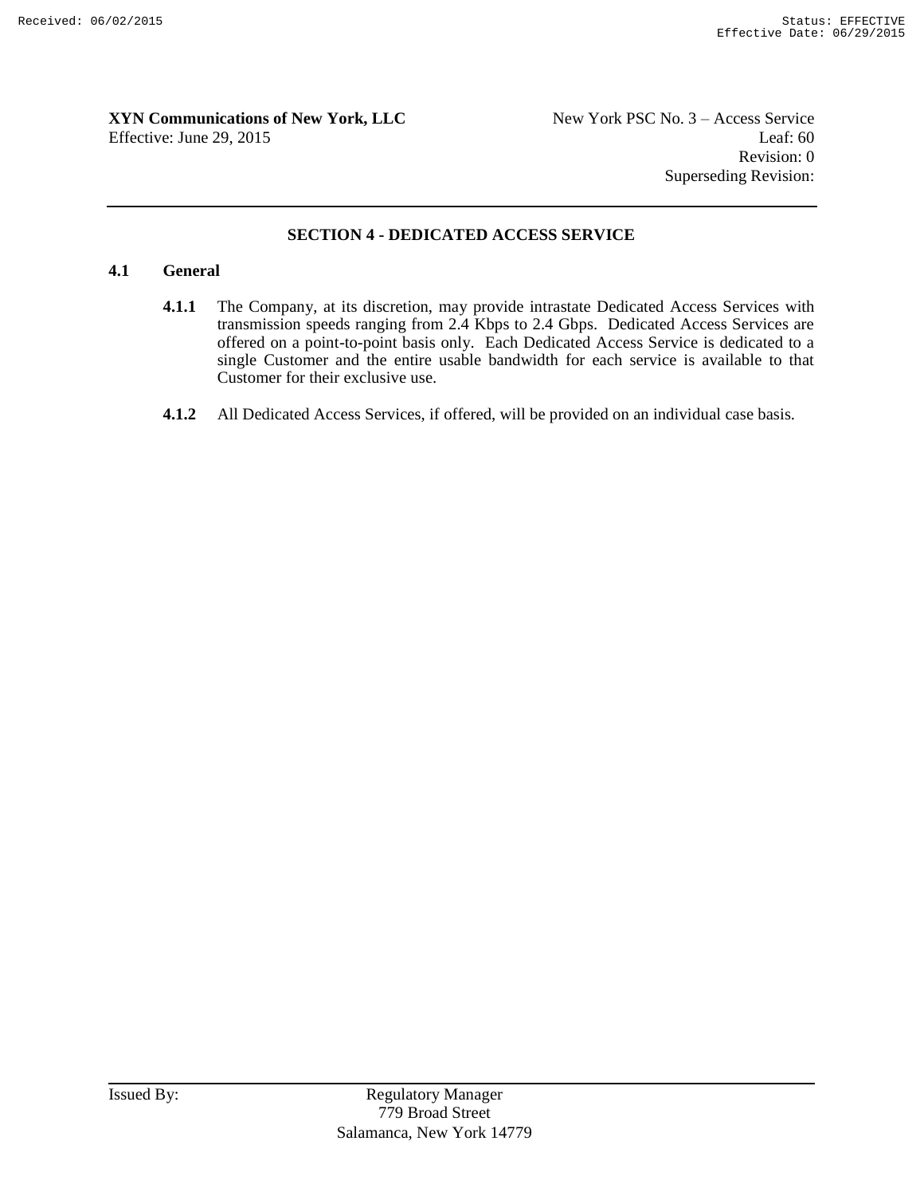## SECTION 4 - DEDICATED ACCESS SERVICE

### 4.1 General

**4.1.1** The Company, at its discretion, may provide intrastate Dedicated Access Services with transmission speeds ranging from 2.4 Kbps to 2.4 Gbps. Dedicated Access Services are offered on a point-to-point basis only. Each Dedicated Access Service is dedicated to a single Customer and the entire usable bandwidth for each service is available to that Customer for their exclusive use.

**4.1.2** All Dedicated Access Services, if offered, will be provided on an individual case basis.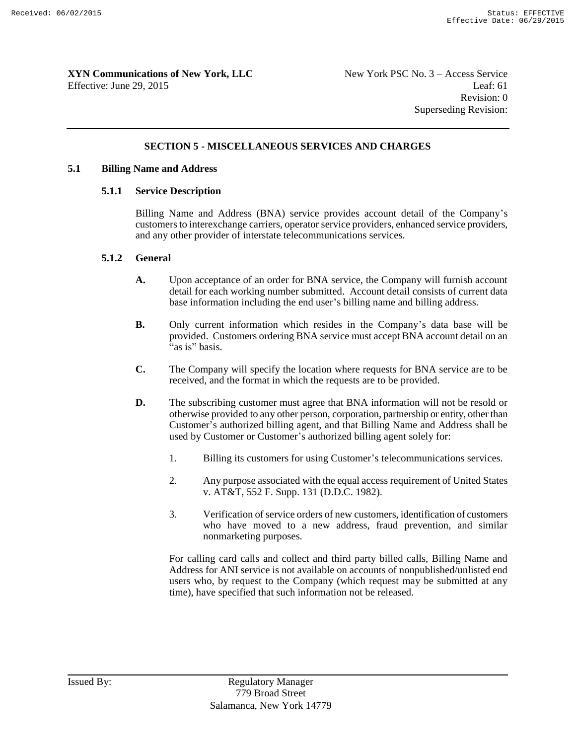## SECTION 5 - MISCELLANEOUS SERVICES AND CHARGES

### 5.1 Billing Name and Address

#### 5.1.1 Service Description

Billing Name and Address (BNA) service provides account detail of the Company's customers to interexchange carriers, operator service providers, enhanced service providers, and any other provider of interstate telecommunications services.

#### 5.1.2 General

**A.** Upon acceptance of an order for BNA service, the Company will furnish account detail for each working number submitted. Account detail consists of current data base information including the end user's billing name and billing address.

**B.** Only current information which resides in the Company's data base will be provided. Customers ordering BNA service must accept BNA account detail on an "as is" basis.

**C.** The Company will specify the location where requests for BNA service are to be received, and the format in which the requests are to be provided.

**D.** The subscribing customer must agree that BNA information will not be resold or otherwise provided to any other person, corporation, partnership or entity, other than Customer's authorized billing agent, and that Billing Name and Address shall be used by Customer or Customer's authorized billing agent solely for:

1. Billing its customers for using Customer's telecommunications services.
2. Any purpose associated with the equal access requirement of United States v. AT&T, 552 F. Supp. 131 (D.D.C. 1982).
3. Verification of service orders of new customers, identification of customers who have moved to a new address, fraud prevention, and similar nonmarketing purposes.

For calling card calls and collect and third party billed calls, Billing Name and Address for ANI service is not available on accounts of nonpublished/unlisted end users who, by request to the Company (which request may be submitted at any time), have specified that such information not be released.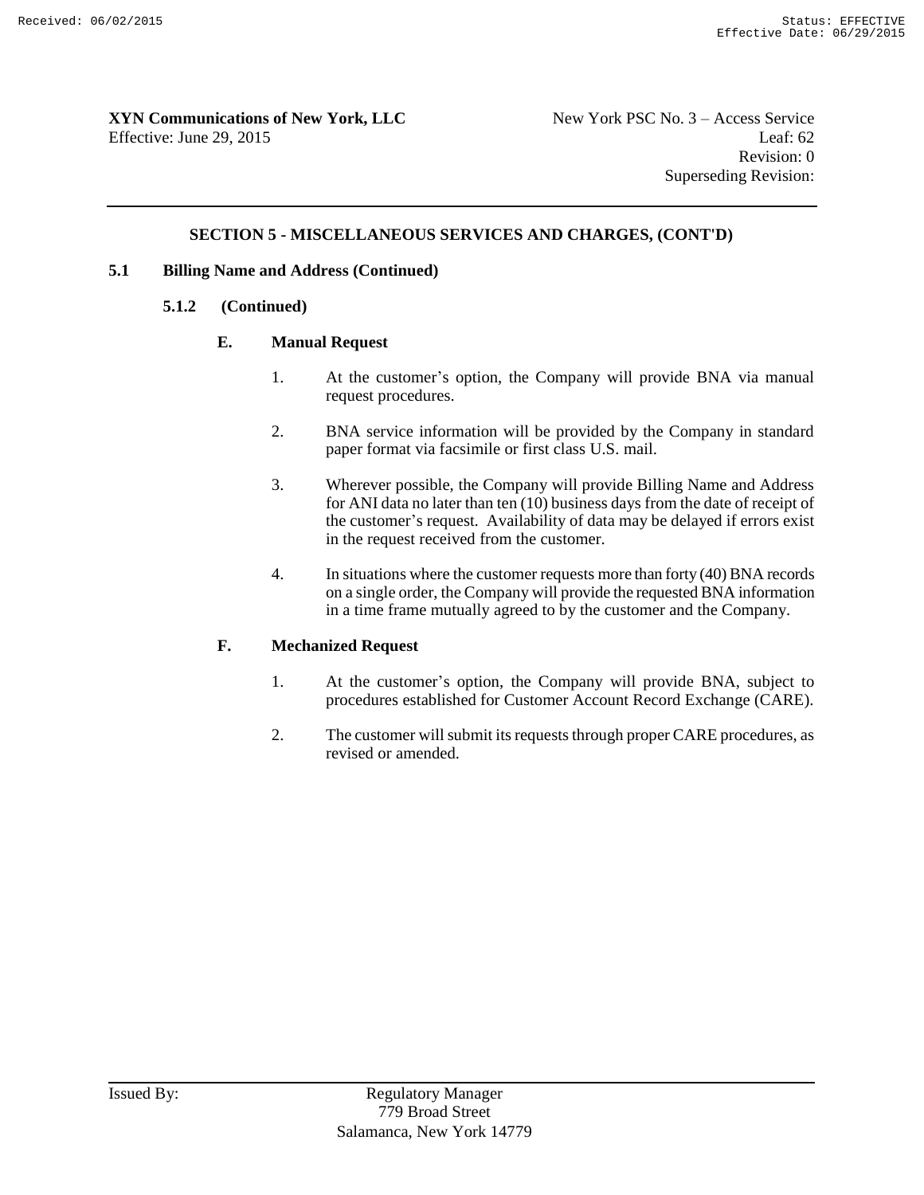## SECTION 5 - MISCELLANEOUS SERVICES AND CHARGES, (CONT'D)

### 5.1 Billing Name and Address (Continued)

#### 5.1.2 (Continued)

**E. Manual Request**

1. At the customer's option, the Company will provide BNA via manual request procedures.

2. BNA service information will be provided by the Company in standard paper format via facsimile or first class U.S. mail.

3. Wherever possible, the Company will provide Billing Name and Address for ANI data no later than ten (10) business days from the date of receipt of the customer's request. Availability of data may be delayed if errors exist in the request received from the customer.

4. In situations where the customer requests more than forty (40) BNA records on a single order, the Company will provide the requested BNA information in a time frame mutually agreed to by the customer and the Company.

**F. Mechanized Request**

1. At the customer's option, the Company will provide BNA, subject to procedures established for Customer Account Record Exchange (CARE).

2. The customer will submit its requests through proper CARE procedures, as revised or amended.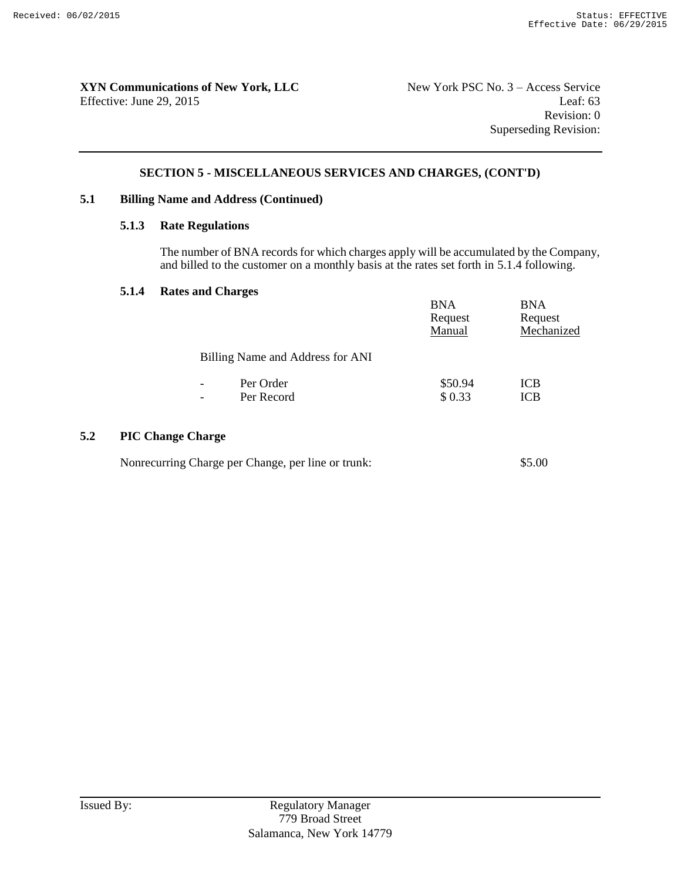**XYN Communications of New York, LLC**
Effective: June 29, 2015

New York PSC No. 3 – Access Service
Leaf: 63
Revision: 0
Superseding Revision:

## SECTION 5 - MISCELLANEOUS SERVICES AND CHARGES, (CONT'D)

### 5.1 Billing Name and Address (Continued)

#### 5.1.3 Rate Regulations

The number of BNA records for which charges apply will be accumulated by the Company, and billed to the customer on a monthly basis at the rates set forth in 5.1.4 following.

#### 5.1.4 Rates and Charges

| | BNA Request Manual | BNA Request Mechanized |
|---|---|---|
| Billing Name and Address for ANI | | |
| - Per Order | $50.94 | ICB |
| - Per Record | $ 0.33 | ICB |

### 5.2 PIC Change Charge

Nonrecurring Charge per Change, per line or trunk: $5.00

Issued By: Regulatory Manager
779 Broad Street
Salamanca, New York 14779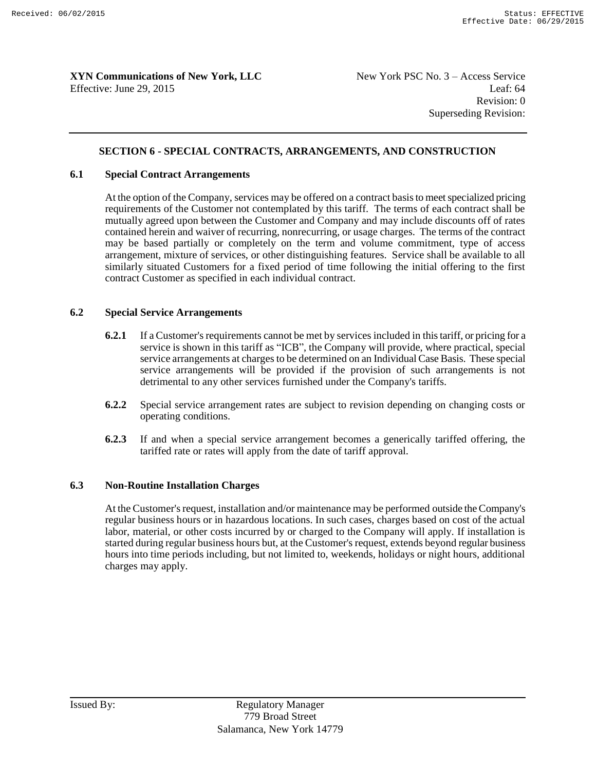## SECTION 6 - SPECIAL CONTRACTS, ARRANGEMENTS, AND CONSTRUCTION

### 6.1 Special Contract Arrangements

At the option of the Company, services may be offered on a contract basis to meet specialized pricing requirements of the Customer not contemplated by this tariff. The terms of each contract shall be mutually agreed upon between the Customer and Company and may include discounts off of rates contained herein and waiver of recurring, nonrecurring, or usage charges. The terms of the contract may be based partially or completely on the term and volume commitment, type of access arrangement, mixture of services, or other distinguishing features. Service shall be available to all similarly situated Customers for a fixed period of time following the initial offering to the first contract Customer as specified in each individual contract.

### 6.2 Special Service Arrangements

**6.2.1** If a Customer's requirements cannot be met by services included in this tariff, or pricing for a service is shown in this tariff as "ICB", the Company will provide, where practical, special service arrangements at charges to be determined on an Individual Case Basis. These special service arrangements will be provided if the provision of such arrangements is not detrimental to any other services furnished under the Company's tariffs.

**6.2.2** Special service arrangement rates are subject to revision depending on changing costs or operating conditions.

**6.2.3** If and when a special service arrangement becomes a generically tariffed offering, the tariffed rate or rates will apply from the date of tariff approval.

### 6.3 Non-Routine Installation Charges

At the Customer's request, installation and/or maintenance may be performed outside the Company's regular business hours or in hazardous locations. In such cases, charges based on cost of the actual labor, material, or other costs incurred by or charged to the Company will apply. If installation is started during regular business hours but, at the Customer's request, extends beyond regular business hours into time periods including, but not limited to, weekends, holidays or night hours, additional charges may apply.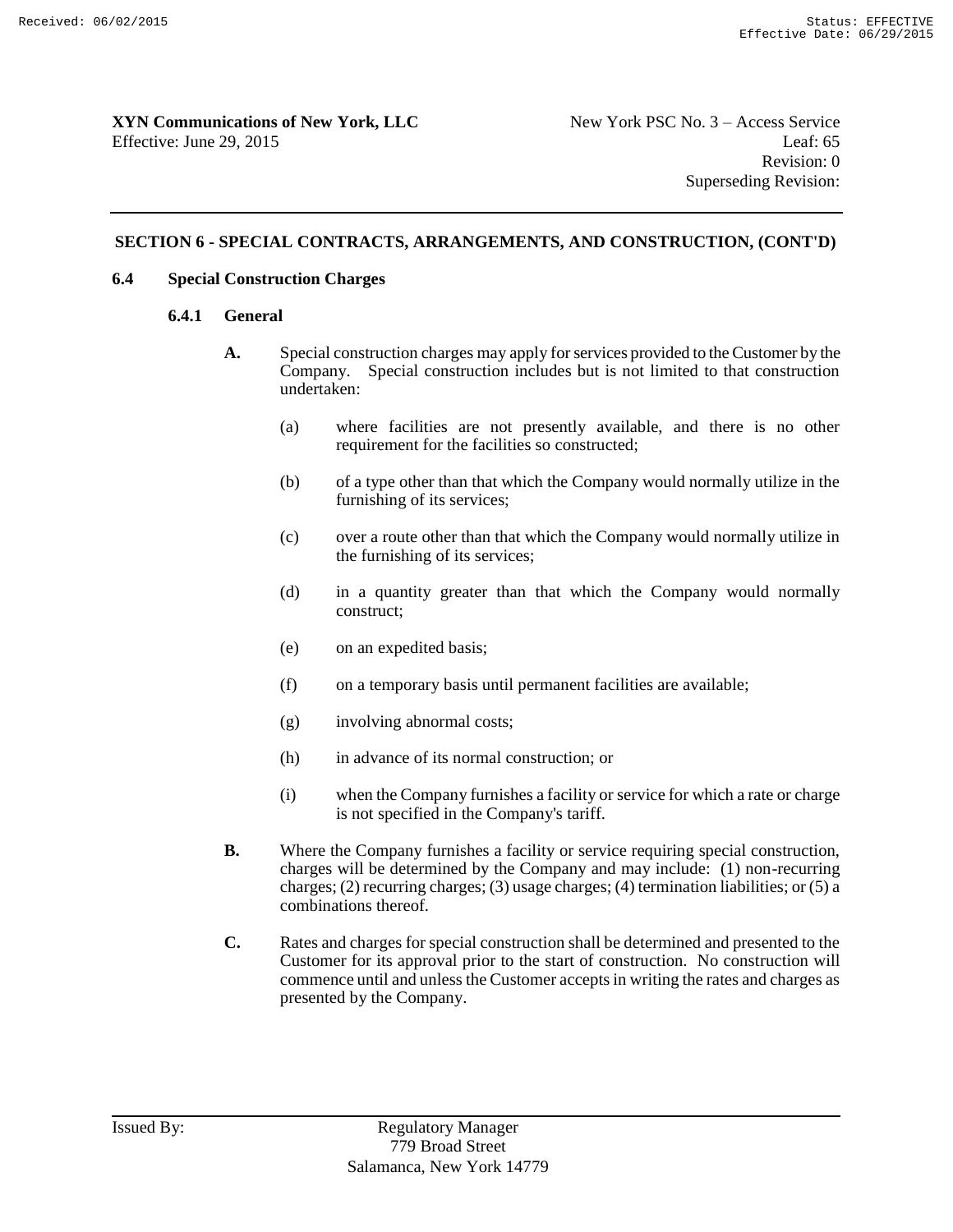**XYN Communications of New York, LLC**
Effective: June 29, 2015

New York PSC No. 3 – Access Service
Leaf: 65
Revision: 0
Superseding Revision:

## SECTION 6 - SPECIAL CONTRACTS, ARRANGEMENTS, AND CONSTRUCTION, (CONT'D)

### 6.4 Special Construction Charges

#### 6.4.1 General

**A.** Special construction charges may apply for services provided to the Customer by the Company. Special construction includes but is not limited to that construction undertaken:

(a) where facilities are not presently available, and there is no other requirement for the facilities so constructed;

(b) of a type other than that which the Company would normally utilize in the furnishing of its services;

(c) over a route other than that which the Company would normally utilize in the furnishing of its services;

(d) in a quantity greater than that which the Company would normally construct;

(e) on an expedited basis;

(f) on a temporary basis until permanent facilities are available;

(g) involving abnormal costs;

(h) in advance of its normal construction; or

(i) when the Company furnishes a facility or service for which a rate or charge is not specified in the Company's tariff.

**B.** Where the Company furnishes a facility or service requiring special construction, charges will be determined by the Company and may include: (1) non-recurring charges; (2) recurring charges; (3) usage charges; (4) termination liabilities; or (5) a combinations thereof.

**C.** Rates and charges for special construction shall be determined and presented to the Customer for its approval prior to the start of construction. No construction will commence until and unless the Customer accepts in writing the rates and charges as presented by the Company.

Issued By: Regulatory Manager
779 Broad Street
Salamanca, New York 14779